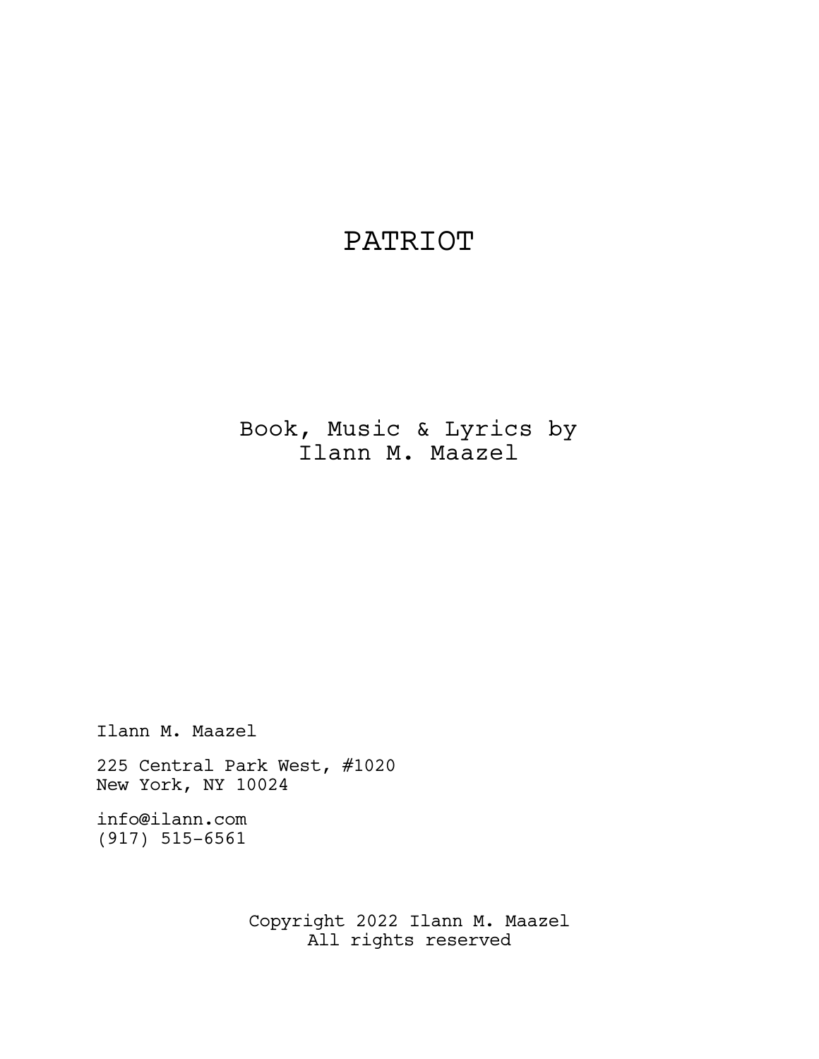# PATRIOT

Book, Music & Lyrics by
Ilann M. Maazel

Ilann M. Maazel

225 Central Park West, #1020
New York, NY 10024

info@ilann.com
(917) 515-6561

Copyright 2022 Ilann M. Maazel
All rights reserved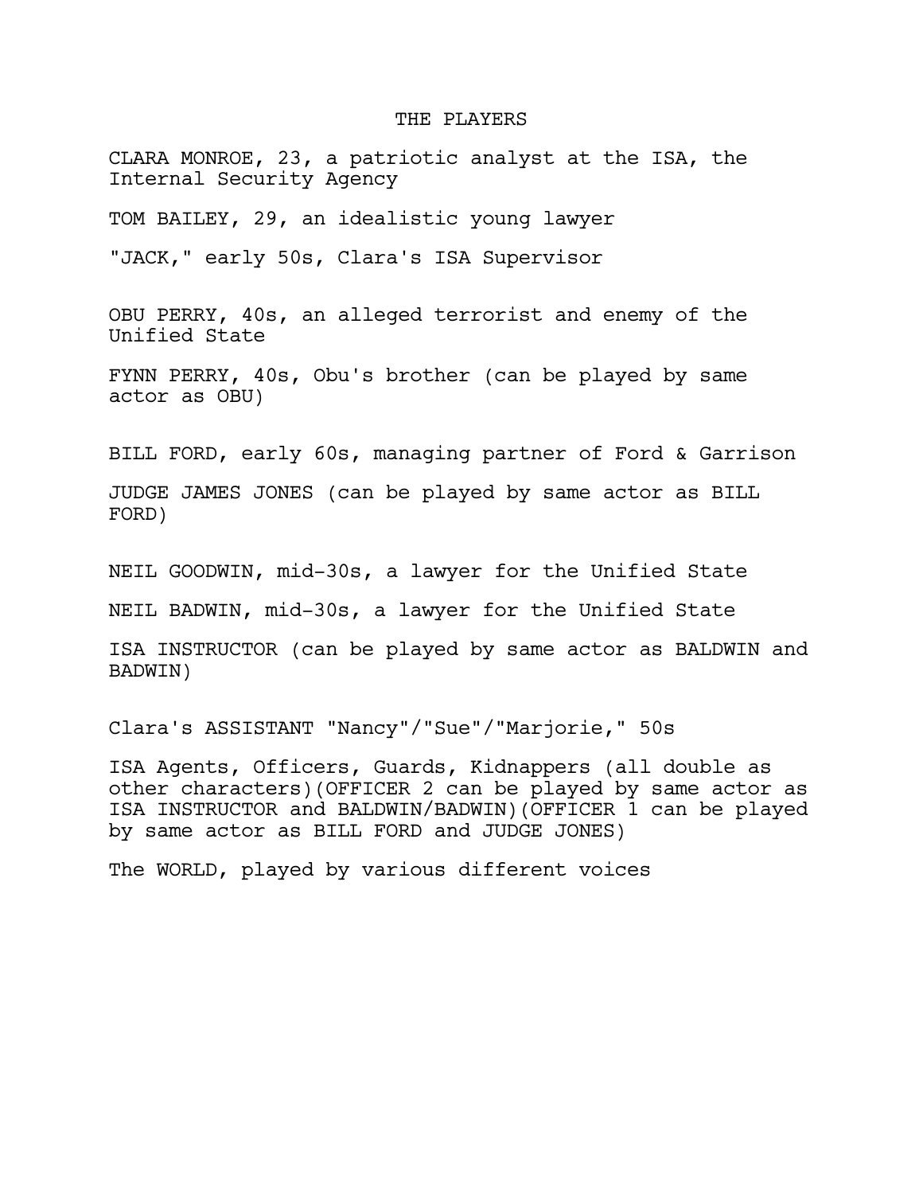# THE PLAYERS

CLARA MONROE, 23, a patriotic analyst at the ISA, the Internal Security Agency

TOM BAILEY, 29, an idealistic young lawyer

"JACK," early 50s, Clara's ISA Supervisor

OBU PERRY, 40s, an alleged terrorist and enemy of the Unified State

FYNN PERRY, 40s, Obu's brother (can be played by same actor as OBU)

BILL FORD, early 60s, managing partner of Ford & Garrison

JUDGE JAMES JONES (can be played by same actor as BILL FORD)

NEIL GOODWIN, mid-30s, a lawyer for the Unified State

NEIL BADWIN, mid-30s, a lawyer for the Unified State

ISA INSTRUCTOR (can be played by same actor as BALDWIN and BADWIN)

Clara's ASSISTANT "Nancy"/"Sue"/"Marjorie," 50s

ISA Agents, Officers, Guards, Kidnappers (all double as other characters)(OFFICER 2 can be played by same actor as ISA INSTRUCTOR and BALDWIN/BADWIN)(OFFICER 1 can be played by same actor as BILL FORD and JUDGE JONES)

The WORLD, played by various different voices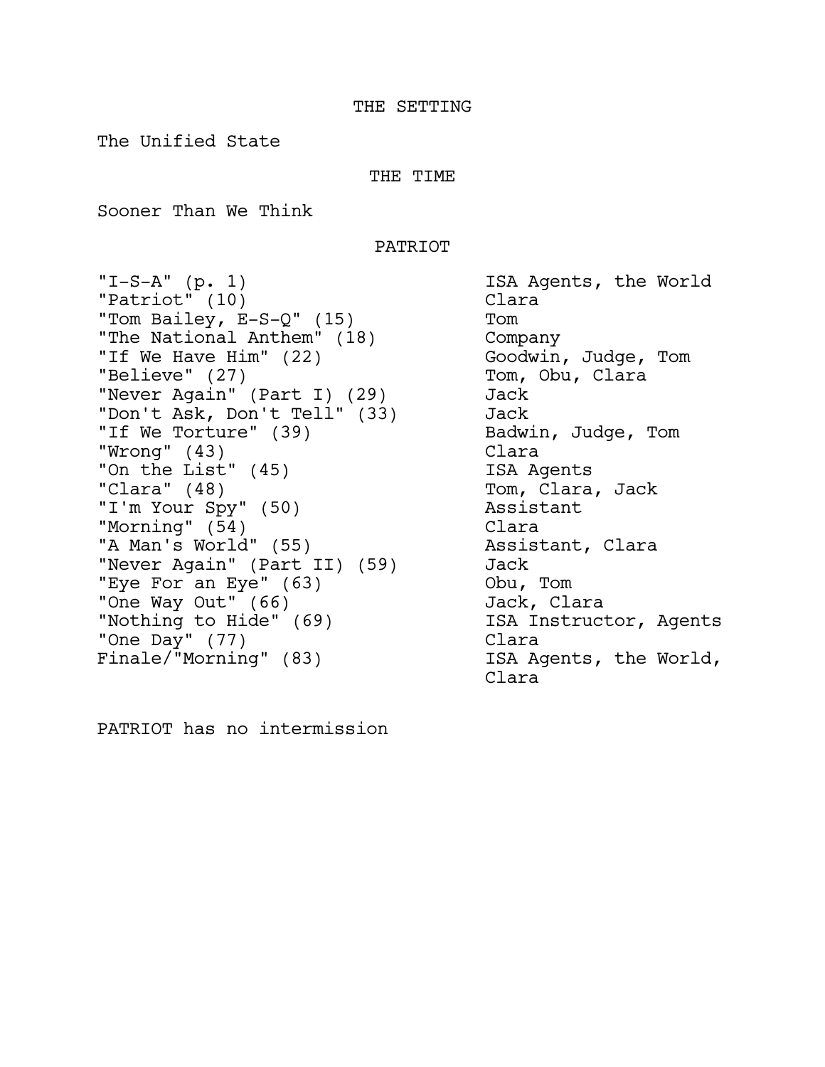## THE SETTING

The Unified State

## THE TIME

Sooner Than We Think

## PATRIOT

| Song | Performers |
|---|---|
| "I-S-A" (p. 1) | ISA Agents, the World |
| "Patriot" (10) | Clara |
| "Tom Bailey, E-S-Q" (15) | Tom |
| "The National Anthem" (18) | Company |
| "If We Have Him" (22) | Goodwin, Judge, Tom |
| "Believe" (27) | Tom, Obu, Clara |
| "Never Again" (Part I) (29) | Jack |
| "Don't Ask, Don't Tell" (33) | Jack |
| "If We Torture" (39) | Badwin, Judge, Tom |
| "Wrong" (43) | Clara |
| "On the List" (45) | ISA Agents |
| "Clara" (48) | Tom, Clara, Jack |
| "I'm Your Spy" (50) | Assistant |
| "Morning" (54) | Clara |
| "A Man's World" (55) | Assistant, Clara |
| "Never Again" (Part II) (59) | Jack |
| "Eye For an Eye" (63) | Obu, Tom |
| "One Way Out" (66) | Jack, Clara |
| "Nothing to Hide" (69) | ISA Instructor, Agents |
| "One Day" (77) | Clara |
| Finale/"Morning" (83) | ISA Agents, the World, Clara |

PATRIOT has no intermission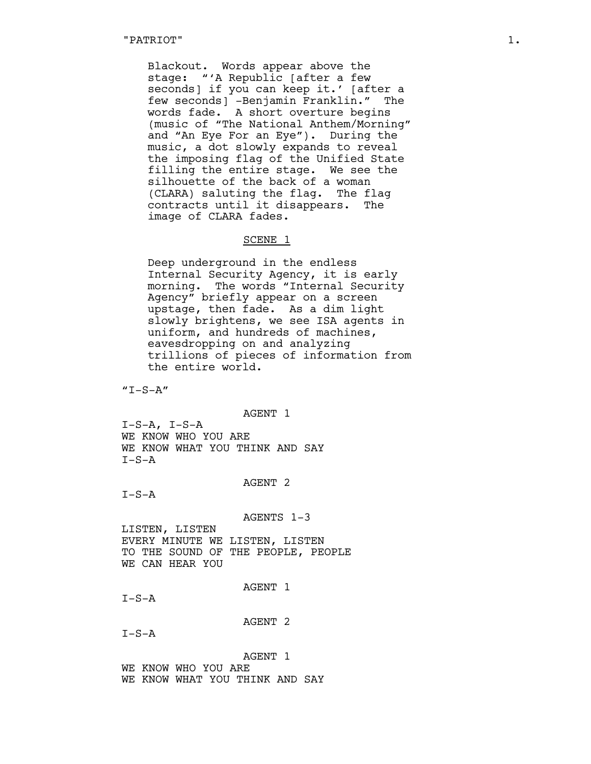Blackout. Words appear above the stage: "'A Republic [after a few seconds] if you can keep it.' [after a few seconds] -Benjamin Franklin." The words fade. A short overture begins (music of "The National Anthem/Morning" and "An Eye For an Eye"). During the music, a dot slowly expands to reveal the imposing flag of the Unified State filling the entire stage. We see the silhouette of the back of a woman (CLARA) saluting the flag. The flag contracts until it disappears. The image of CLARA fades.

## SCENE 1

Deep underground in the endless Internal Security Agency, it is early morning. The words "Internal Security Agency" briefly appear on a screen upstage, then fade. As a dim light slowly brightens, we see ISA agents in uniform, and hundreds of machines, eavesdropping on and analyzing trillions of pieces of information from the entire world.

"I-S-A"

AGENT 1

I-S-A, I-S-A
WE KNOW WHO YOU ARE
WE KNOW WHAT YOU THINK AND SAY
I-S-A

AGENT 2

I-S-A

AGENTS 1-3

LISTEN, LISTEN
EVERY MINUTE WE LISTEN, LISTEN
TO THE SOUND OF THE PEOPLE, PEOPLE
WE CAN HEAR YOU

AGENT 1

I-S-A

AGENT 2

I-S-A

AGENT 1

WE KNOW WHO YOU ARE
WE KNOW WHAT YOU THINK AND SAY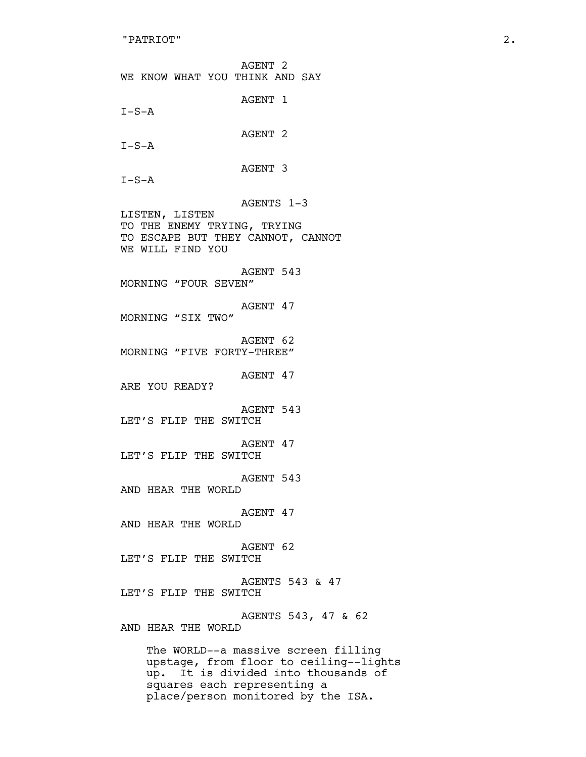AGENT 2
WE KNOW WHAT YOU THINK AND SAY

AGENT 1
I-S-A

AGENT 2
I-S-A

AGENT 3
I-S-A

AGENTS 1-3
LISTEN, LISTEN
TO THE ENEMY TRYING, TRYING
TO ESCAPE BUT THEY CANNOT, CANNOT
WE WILL FIND YOU

AGENT 543
MORNING “FOUR SEVEN”

AGENT 47
MORNING “SIX TWO”

AGENT 62
MORNING “FIVE FORTY-THREE”

AGENT 47
ARE YOU READY?

AGENT 543
LET’S FLIP THE SWITCH

AGENT 47
LET’S FLIP THE SWITCH

AGENT 543
AND HEAR THE WORLD

AGENT 47
AND HEAR THE WORLD

AGENT 62
LET’S FLIP THE SWITCH

AGENTS 543 & 47
LET’S FLIP THE SWITCH

AGENTS 543, 47 & 62
AND HEAR THE WORLD

The WORLD--a massive screen filling upstage, from floor to ceiling--lights up. It is divided into thousands of squares each representing a place/person monitored by the ISA.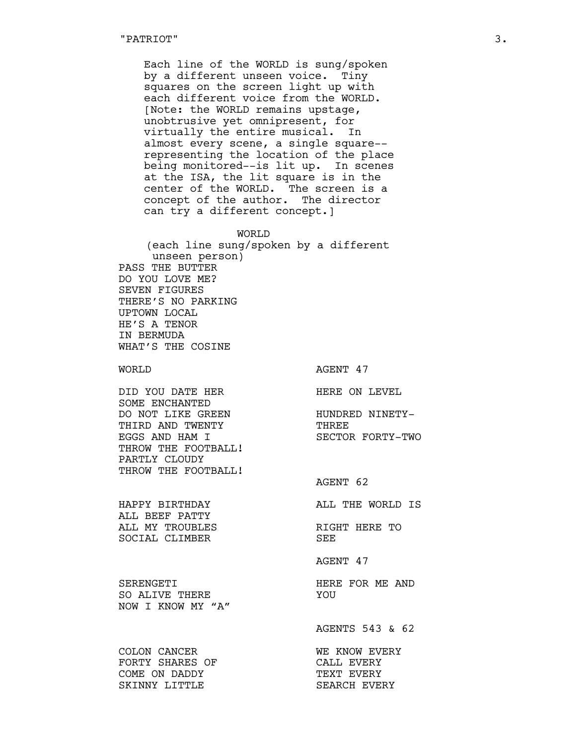Each line of the WORLD is sung/spoken by a different unseen voice. Tiny squares on the screen light up with each different voice from the WORLD. [Note: the WORLD remains upstage, unobtrusive yet omnipresent, for virtually the entire musical. In almost every scene, a single square--representing the location of the place being monitored--is lit up. In scenes at the ISA, the lit square is in the center of the WORLD. The screen is a concept of the author. The director can try a different concept.]

WORLD
(each line sung/spoken by a different unseen person)
PASS THE BUTTER
DO YOU LOVE ME?
SEVEN FIGURES
THERE'S NO PARKING
UPTOWN LOCAL
HE'S A TENOR
IN BERMUDA
WHAT'S THE COSINE

| WORLD | AGENT 47 |
| --- | --- |
| DID YOU DATE HER | HERE ON LEVEL |
| SOME ENCHANTED | |
| DO NOT LIKE GREEN | HUNDRED NINETY- |
| THIRD AND TWENTY | THREE |
| EGGS AND HAM I | SECTOR FORTY-TWO |
| THROW THE FOOTBALL! | |
| PARTLY CLOUDY | |
| THROW THE FOOTBALL! | |
| | AGENT 62 |
| HAPPY BIRTHDAY | ALL THE WORLD IS |
| ALL BEEF PATTY | |
| ALL MY TROUBLES | RIGHT HERE TO |
| SOCIAL CLIMBER | SEE |
| | AGENT 47 |
| SERENGETI | HERE FOR ME AND |
| SO ALIVE THERE | YOU |
| NOW I KNOW MY "A" | |
| | AGENTS 543 & 62 |
| COLON CANCER | WE KNOW EVERY |
| FORTY SHARES OF | CALL EVERY |
| COME ON DADDY | TEXT EVERY |
| SKINNY LITTLE | SEARCH EVERY |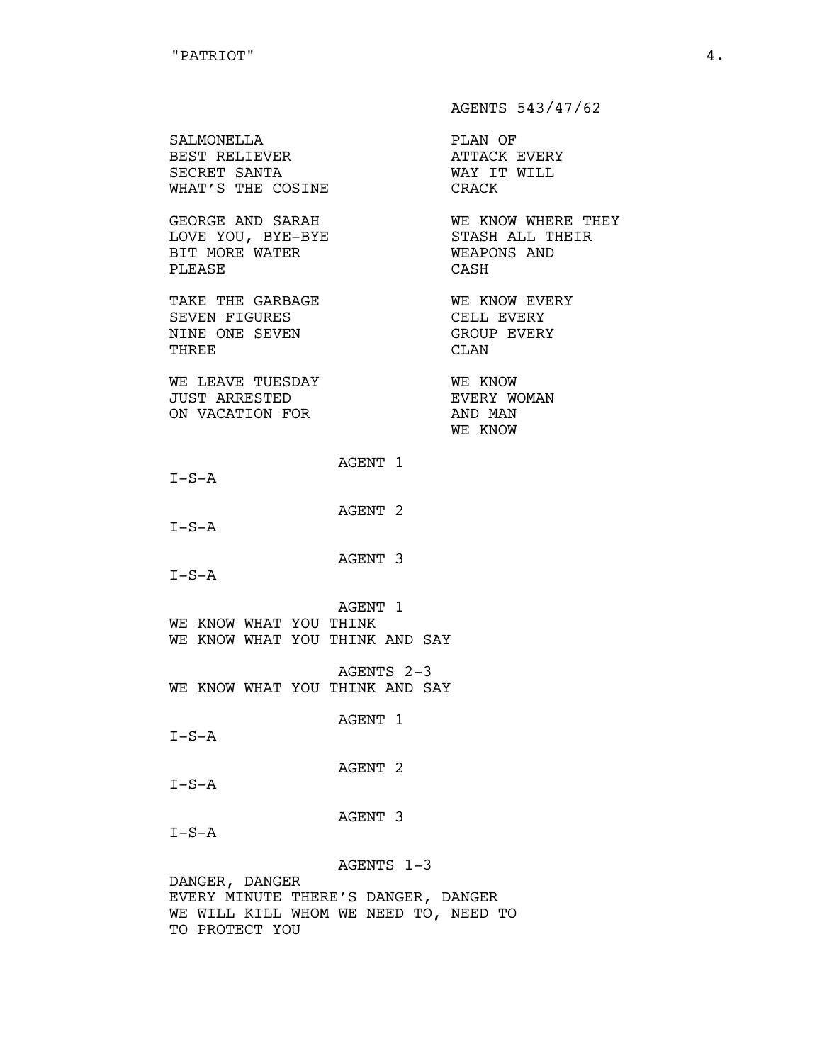AGENTS 543/47/62

SALMONELLA
BEST RELIEVER
SECRET SANTA
WHAT'S THE COSINE

PLAN OF
ATTACK EVERY
WAY IT WILL
CRACK

GEORGE AND SARAH
LOVE YOU, BYE-BYE
BIT MORE WATER
PLEASE

WE KNOW WHERE THEY
STASH ALL THEIR
WEAPONS AND
CASH

TAKE THE GARBAGE
SEVEN FIGURES
NINE ONE SEVEN
THREE

WE KNOW EVERY
CELL EVERY
GROUP EVERY
CLAN

WE LEAVE TUESDAY
JUST ARRESTED
ON VACATION FOR

WE KNOW
EVERY WOMAN
AND MAN
WE KNOW

AGENT 1

I-S-A

AGENT 2

I-S-A

AGENT 3

I-S-A

AGENT 1

WE KNOW WHAT YOU THINK
WE KNOW WHAT YOU THINK AND SAY

AGENTS 2-3

WE KNOW WHAT YOU THINK AND SAY

AGENT 1

I-S-A

AGENT 2

I-S-A

AGENT 3

I-S-A

AGENTS 1-3

DANGER, DANGER
EVERY MINUTE THERE'S DANGER, DANGER
WE WILL KILL WHOM WE NEED TO, NEED TO
TO PROTECT YOU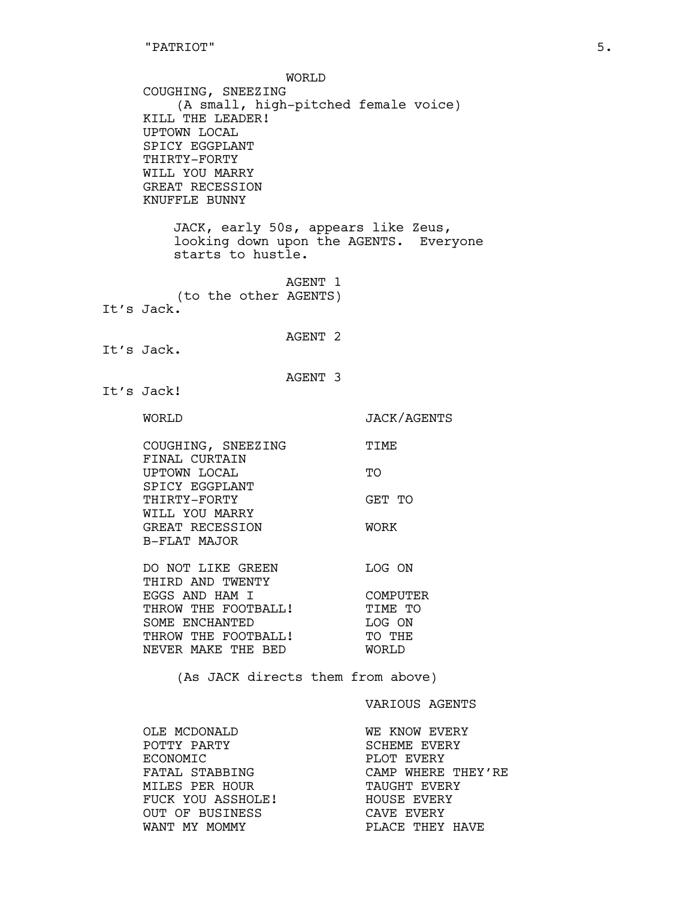WORLD

COUGHING, SNEEZING
(A small, high-pitched female voice)
KILL THE LEADER!
UPTOWN LOCAL
SPICY EGGPLANT
THIRTY-FORTY
WILL YOU MARRY
GREAT RECESSION
KNUFFLE BUNNY

JACK, early 50s, appears like Zeus, looking down upon the AGENTS. Everyone starts to hustle.

AGENT 1
(to the other AGENTS)
It's Jack.

AGENT 2
It's Jack.

AGENT 3
It's Jack!

| WORLD | JACK/AGENTS |
|---|---|
| COUGHING, SNEEZING | TIME |
| FINAL CURTAIN | |
| UPTOWN LOCAL | TO |
| SPICY EGGPLANT | |
| THIRTY-FORTY | GET TO |
| WILL YOU MARRY | |
| GREAT RECESSION | WORK |
| B-FLAT MAJOR | |
| | |
| DO NOT LIKE GREEN | LOG ON |
| THIRD AND TWENTY | |
| EGGS AND HAM I | COMPUTER |
| THROW THE FOOTBALL! | TIME TO |
| SOME ENCHANTED | LOG ON |
| THROW THE FOOTBALL! | TO THE |
| NEVER MAKE THE BED | WORLD |

(As JACK directs them from above)

| | VARIOUS AGENTS |
|---|---|
| OLE MCDONALD | WE KNOW EVERY |
| POTTY PARTY | SCHEME EVERY |
| ECONOMIC | PLOT EVERY |
| FATAL STABBING | CAMP WHERE THEY'RE |
| MILES PER HOUR | TAUGHT EVERY |
| FUCK YOU ASSHOLE! | HOUSE EVERY |
| OUT OF BUSINESS | CAVE EVERY |
| WANT MY MOMMY | PLACE THEY HAVE |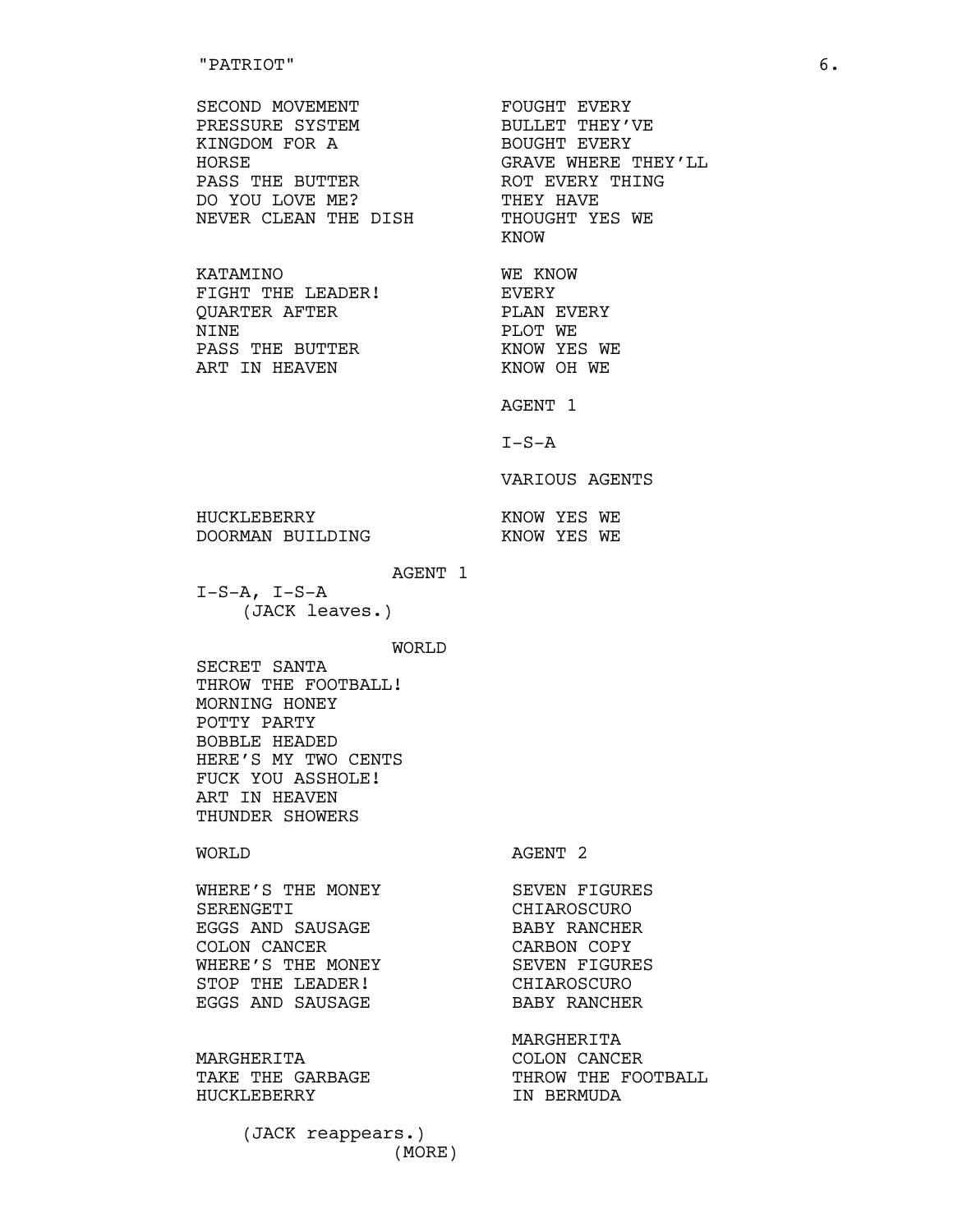| | |
|---|---|
| SECOND MOVEMENT<br>PRESSURE SYSTEM<br>KINGDOM FOR A<br>HORSE<br>PASS THE BUTTER<br>DO YOU LOVE ME?<br>NEVER CLEAN THE DISH | FOUGHT EVERY<br>BULLET THEY'VE<br>BOUGHT EVERY<br>GRAVE WHERE THEY'LL<br>ROT EVERY THING<br>THEY HAVE<br>THOUGHT YES WE<br>KNOW |
| KATAMINO<br>FIGHT THE LEADER!<br>QUARTER AFTER<br>NINE<br>PASS THE BUTTER<br>ART IN HEAVEN | WE KNOW<br>EVERY<br>PLAN EVERY<br>PLOT WE<br>KNOW YES WE<br>KNOW OH WE |
| | AGENT 1<br><br>I-S-A |
| | VARIOUS AGENTS |
| HUCKLEBERRY<br>DOORMAN BUILDING | KNOW YES WE<br>KNOW YES WE |

AGENT 1

I-S-A, I-S-A

(JACK leaves.)

WORLD

SECRET SANTA
THROW THE FOOTBALL!
MORNING HONEY
POTTY PARTY
BOBBLE HEADED
HERE'S MY TWO CENTS
FUCK YOU ASSHOLE!
ART IN HEAVEN
THUNDER SHOWERS

| WORLD | AGENT 2 |
|---|---|
| WHERE'S THE MONEY<br>SERENGETI<br>EGGS AND SAUSAGE<br>COLON CANCER<br>WHERE'S THE MONEY<br>STOP THE LEADER!<br>EGGS AND SAUSAGE | SEVEN FIGURES<br>CHIAROSCURO<br>BABY RANCHER<br>CARBON COPY<br>SEVEN FIGURES<br>CHIAROSCURO<br>BABY RANCHER |
| MARGHERITA<br>TAKE THE GARBAGE<br>HUCKLEBERRY | MARGHERITA<br>COLON CANCER<br>THROW THE FOOTBALL<br>IN BERMUDA |

(JACK reappears.)

(MORE)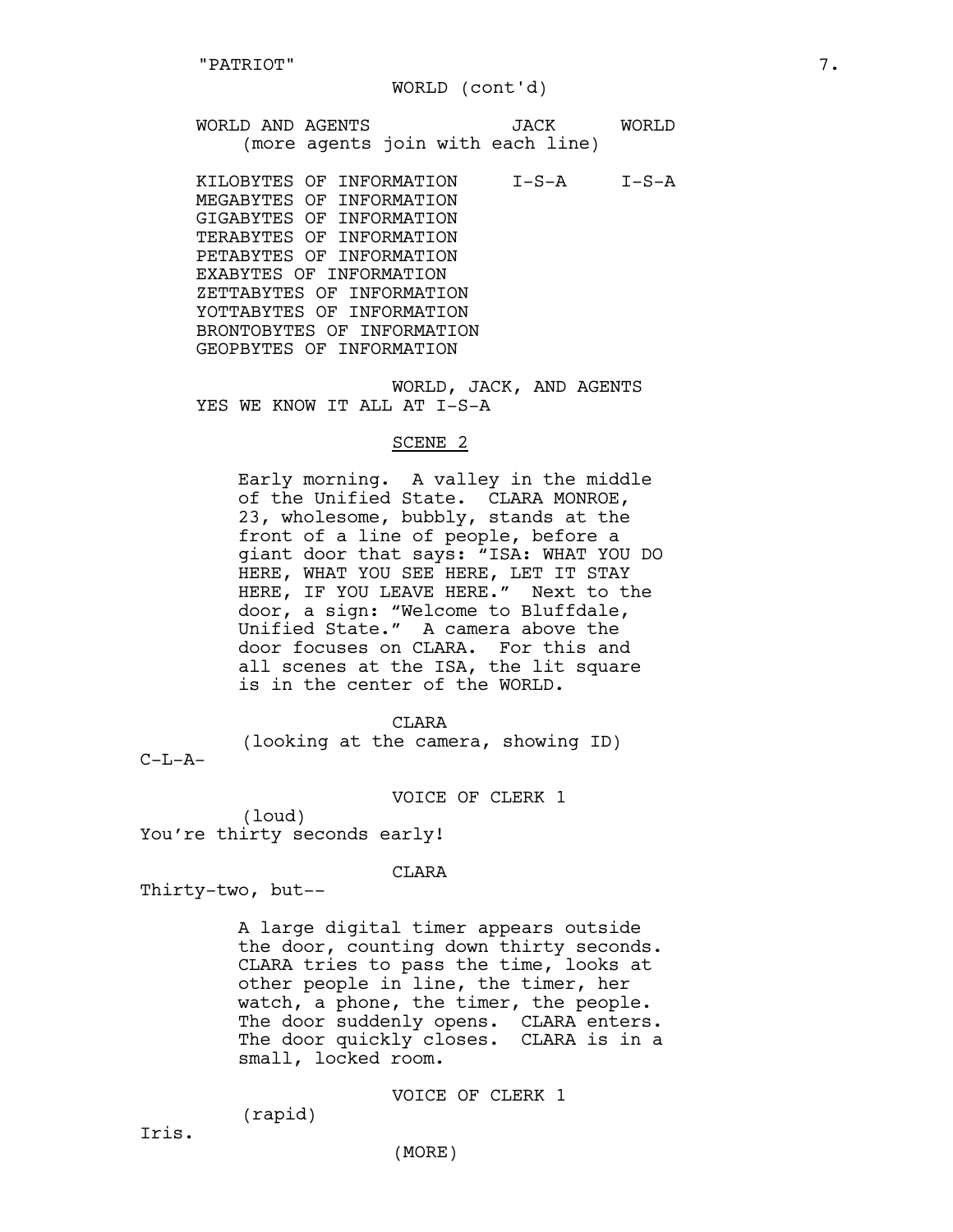WORLD (cont'd)

| WORLD AND AGENTS | JACK | WORLD |
| --- | --- | --- |
| (more agents join with each line) | | |
| KILOBYTES OF INFORMATION | I-S-A | I-S-A |
| MEGABYTES OF INFORMATION | | |
| GIGABYTES OF INFORMATION | | |
| TERABYTES OF INFORMATION | | |
| PETABYTES OF INFORMATION | | |
| EXABYTES OF INFORMATION | | |
| ZETTABYTES OF INFORMATION | | |
| YOTTABYTES OF INFORMATION | | |
| BRONTOBYTES OF INFORMATION | | |
| GEOPBYTES OF INFORMATION | | |

WORLD, JACK, AND AGENTS

YES WE KNOW IT ALL AT I-S-A

SCENE 2

Early morning. A valley in the middle of the Unified State. CLARA MONROE, 23, wholesome, bubbly, stands at the front of a line of people, before a giant door that says: "ISA: WHAT YOU DO HERE, WHAT YOU SEE HERE, LET IT STAY HERE, IF YOU LEAVE HERE." Next to the door, a sign: "Welcome to Bluffdale, Unified State." A camera above the door focuses on CLARA. For this and all scenes at the ISA, the lit square is in the center of the WORLD.

CLARA

(looking at the camera, showing ID)

C-L-A-

VOICE OF CLERK 1

(loud)

You're thirty seconds early!

CLARA

Thirty-two, but--

A large digital timer appears outside the door, counting down thirty seconds. CLARA tries to pass the time, looks at other people in line, the timer, her watch, a phone, the timer, the people. The door suddenly opens. CLARA enters. The door quickly closes. CLARA is in a small, locked room.

VOICE OF CLERK 1

(rapid)

Iris.

(MORE)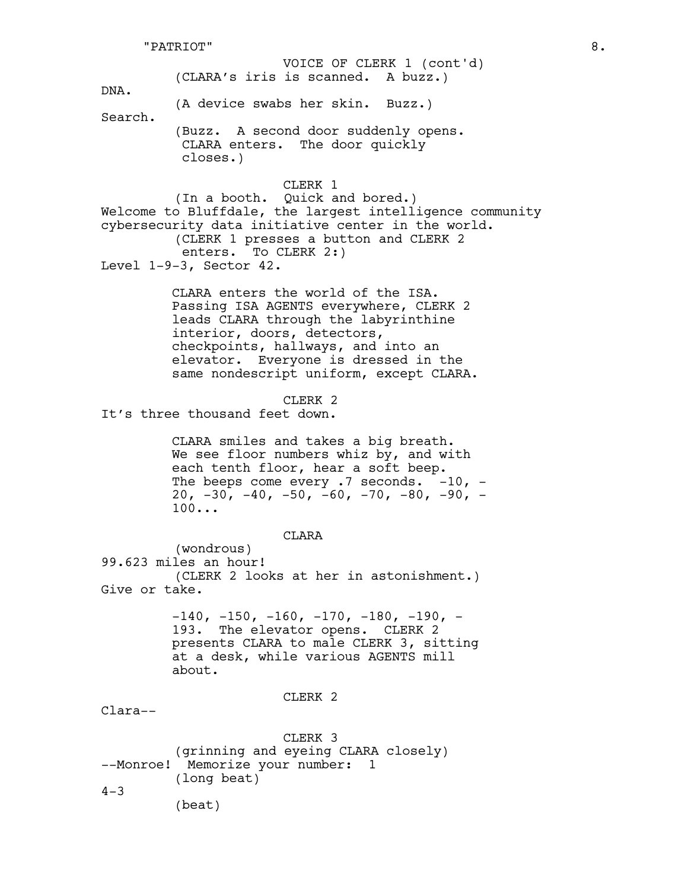VOICE OF CLERK 1 (cont'd)

(CLARA's iris is scanned. A buzz.)

DNA.

(A device swabs her skin. Buzz.)

Search.

(Buzz. A second door suddenly opens. CLARA enters. The door quickly closes.)

CLERK 1

(In a booth. Quick and bored.)

Welcome to Bluffdale, the largest intelligence community cybersecurity data initiative center in the world.

(CLERK 1 presses a button and CLERK 2 enters. To CLERK 2:)

Level 1-9-3, Sector 42.

CLARA enters the world of the ISA. Passing ISA AGENTS everywhere, CLERK 2 leads CLARA through the labyrinthine interior, doors, detectors, checkpoints, hallways, and into an elevator. Everyone is dressed in the same nondescript uniform, except CLARA.

CLERK 2

It's three thousand feet down.

CLARA smiles and takes a big breath. We see floor numbers whiz by, and with each tenth floor, hear a soft beep. The beeps come every .7 seconds. -10, -20, -30, -40, -50, -60, -70, -80, -90, -100...

CLARA

(wondrous)

99.623 miles an hour!

(CLERK 2 looks at her in astonishment.)

Give or take.

-140, -150, -160, -170, -180, -190, -193. The elevator opens. CLERK 2 presents CLARA to male CLERK 3, sitting at a desk, while various AGENTS mill about.

CLERK 2

Clara--

CLERK 3

(grinning and eyeing CLARA closely)

--Monroe! Memorize your number: 1

(long beat)

4-3

(beat)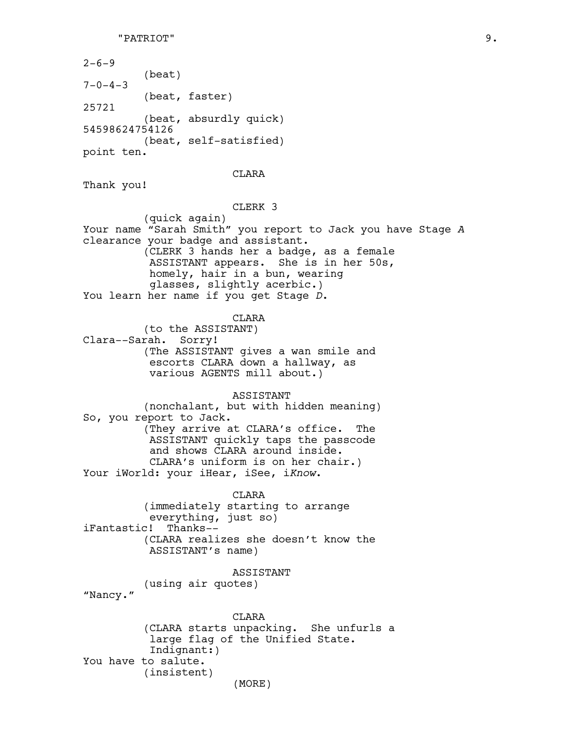2-6-9

(beat)

7-0-4-3

(beat, faster)

25721

(beat, absurdly quick)

54598624754126

(beat, self-satisfied)

point ten.

CLARA

Thank you!

CLERK 3

(quick again)

Your name “Sarah Smith” you report to Jack you have Stage *A* clearance your badge and assistant.

(CLERK 3 hands her a badge, as a female ASSISTANT appears. She is in her 50s, homely, hair in a bun, wearing glasses, slightly acerbic.)

You learn her name if you get Stage *D*.

CLARA

(to the ASSISTANT)

Clara--Sarah. Sorry!

(The ASSISTANT gives a wan smile and escorts CLARA down a hallway, as various AGENTS mill about.)

ASSISTANT

(nonchalant, but with hidden meaning)

So, you report to Jack.

(They arrive at CLARA’s office. The ASSISTANT quickly taps the passcode and shows CLARA around inside. CLARA’s uniform is on her chair.)

Your iWorld: your iHear, iSee, i*Know*.

CLARA

(immediately starting to arrange everything, just so)

iFantastic! Thanks--

(CLARA realizes she doesn’t know the ASSISTANT’s name)

ASSISTANT

(using air quotes)

“Nancy.”

CLARA

(CLARA starts unpacking. She unfurls a large flag of the Unified State. Indignant:)

You have to salute.

(insistent)

(MORE)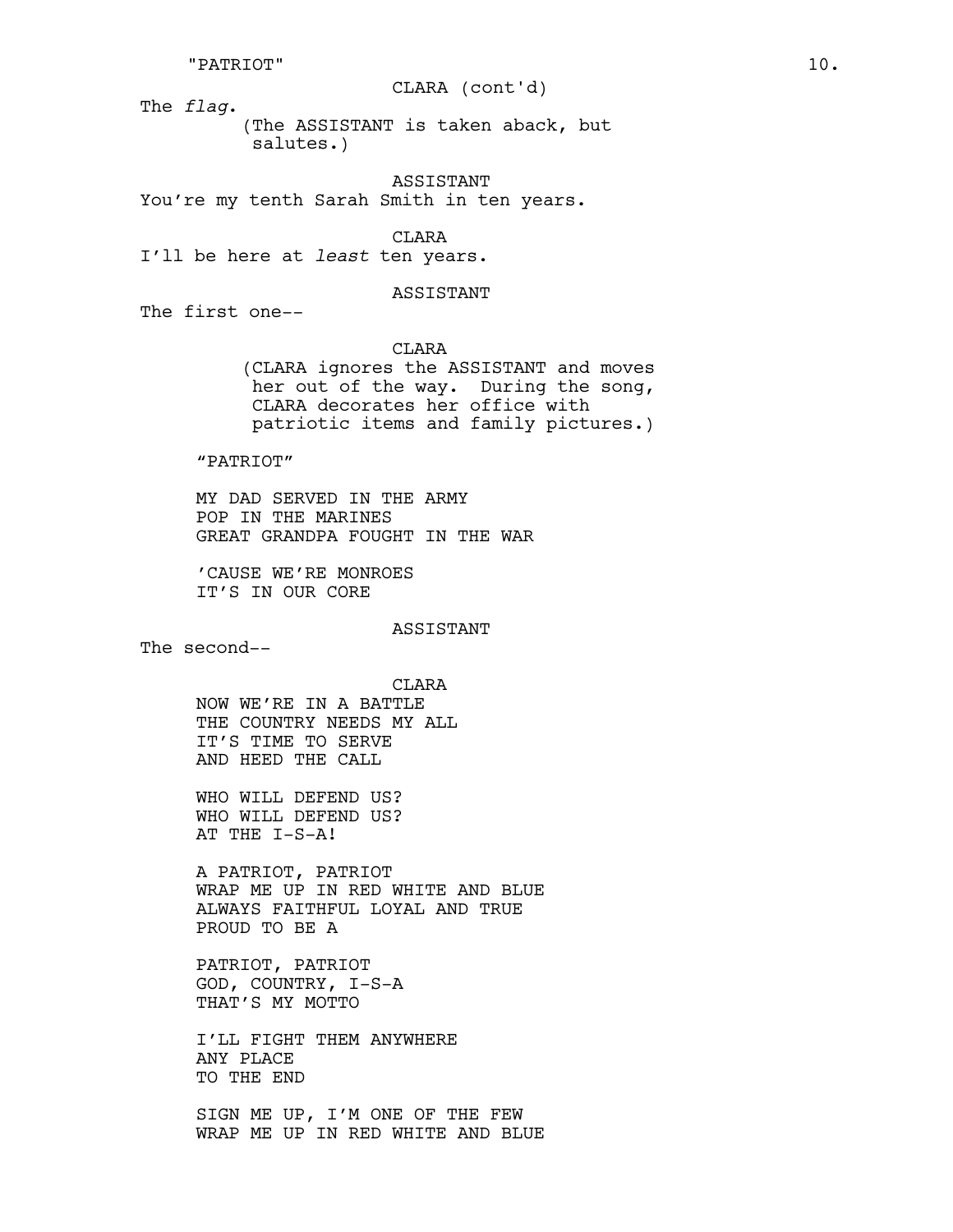CLARA (cont'd)

The *flag*.

(The ASSISTANT is taken aback, but salutes.)

ASSISTANT

You're my tenth Sarah Smith in ten years.

CLARA

I'll be here at *least* ten years.

ASSISTANT

The first one--

CLARA

(CLARA ignores the ASSISTANT and moves her out of the way. During the song, CLARA decorates her office with patriotic items and family pictures.)

"PATRIOT"

MY DAD SERVED IN THE ARMY
POP IN THE MARINES
GREAT GRANDPA FOUGHT IN THE WAR

'CAUSE WE'RE MONROES
IT'S IN OUR CORE

ASSISTANT

The second--

CLARA

NOW WE'RE IN A BATTLE
THE COUNTRY NEEDS MY ALL
IT'S TIME TO SERVE
AND HEED THE CALL

WHO WILL DEFEND US?
WHO WILL DEFEND US?
AT THE I-S-A!

A PATRIOT, PATRIOT
WRAP ME UP IN RED WHITE AND BLUE
ALWAYS FAITHFUL LOYAL AND TRUE
PROUD TO BE A

PATRIOT, PATRIOT
GOD, COUNTRY, I-S-A
THAT'S MY MOTTO

I'LL FIGHT THEM ANYWHERE
ANY PLACE
TO THE END

SIGN ME UP, I'M ONE OF THE FEW
WRAP ME UP IN RED WHITE AND BLUE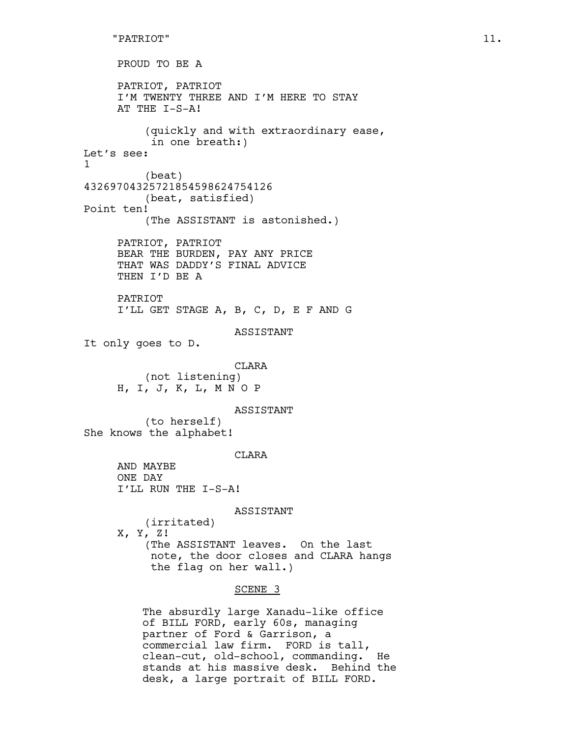PROUD TO BE A

PATRIOT, PATRIOT
I'M TWENTY THREE AND I'M HERE TO STAY
AT THE I-S-A!

(quickly and with extraordinary ease, in one breath:)

Let's see:
1

(beat)

4326970432572185459862475412​6

(beat, satisfied)

Point ten!

(The ASSISTANT is astonished.)

PATRIOT, PATRIOT
BEAR THE BURDEN, PAY ANY PRICE
THAT WAS DADDY'S FINAL ADVICE
THEN I'D BE A

PATRIOT
I'LL GET STAGE A, B, C, D, E F AND G

ASSISTANT

It only goes to D.

CLARA

(not listening)

H, I, J, K, L, M N O P

ASSISTANT

(to herself)

She knows the alphabet!

CLARA

AND MAYBE
ONE DAY
I'LL RUN THE I-S-A!

ASSISTANT

(irritated)

X, Y, Z!

(The ASSISTANT leaves. On the last note, the door closes and CLARA hangs the flag on her wall.)

<u>SCENE 3</u>

The absurdly large Xanadu-like office of BILL FORD, early 60s, managing partner of Ford & Garrison, a commercial law firm. FORD is tall, clean-cut, old-school, commanding. He stands at his massive desk. Behind the desk, a large portrait of BILL FORD.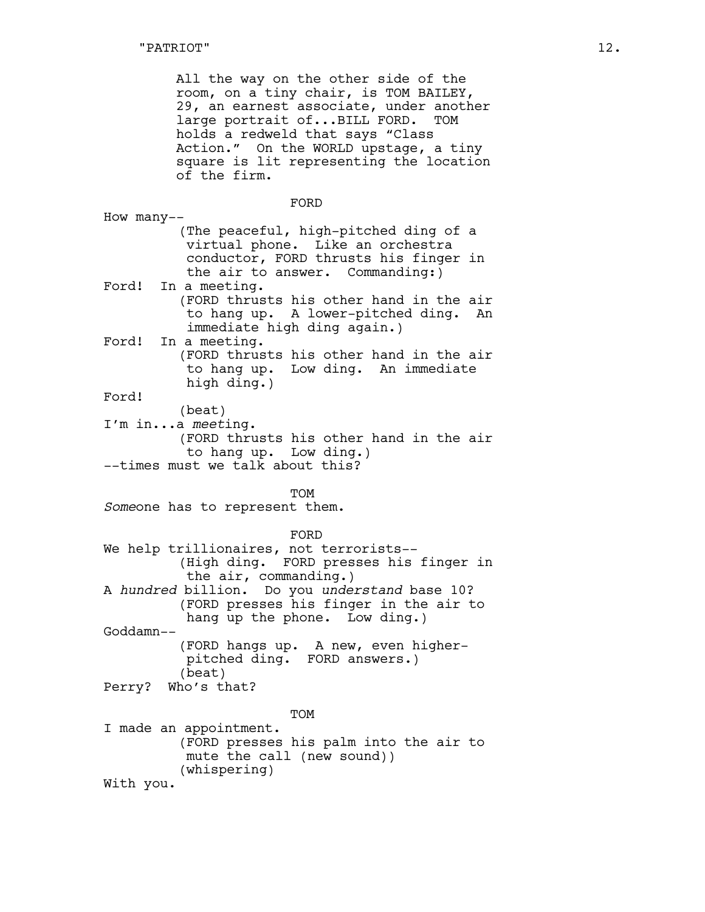All the way on the other side of the room, on a tiny chair, is TOM BAILEY, 29, an earnest associate, under another large portrait of...BILL FORD. TOM holds a redweld that says "Class Action." On the WORLD upstage, a tiny square is lit representing the location of the firm.

FORD

How many--

(The peaceful, high-pitched ding of a virtual phone. Like an orchestra conductor, FORD thrusts his finger in the air to answer. Commanding:)

Ford! In a meeting.

(FORD thrusts his other hand in the air to hang up. A lower-pitched ding. An immediate high ding again.)

Ford! In a meeting.

(FORD thrusts his other hand in the air to hang up. Low ding. An immediate high ding.)

Ford!

(beat)

I'm in...a *meet*ing.

(FORD thrusts his other hand in the air to hang up. Low ding.)

--times must we talk about this?

TOM

*Some*one has to represent them.

FORD

We help trillionaires, not terrorists--

(High ding. FORD presses his finger in the air, commanding.)

A *hundred* billion. Do you *understand* base 10?

(FORD presses his finger in the air to hang up the phone. Low ding.)

Goddamn--

(FORD hangs up. A new, even higher-pitched ding. FORD answers.)

(beat)

Perry? Who's that?

TOM

I made an appointment.

(FORD presses his palm into the air to mute the call (new sound))

(whispering)

With you.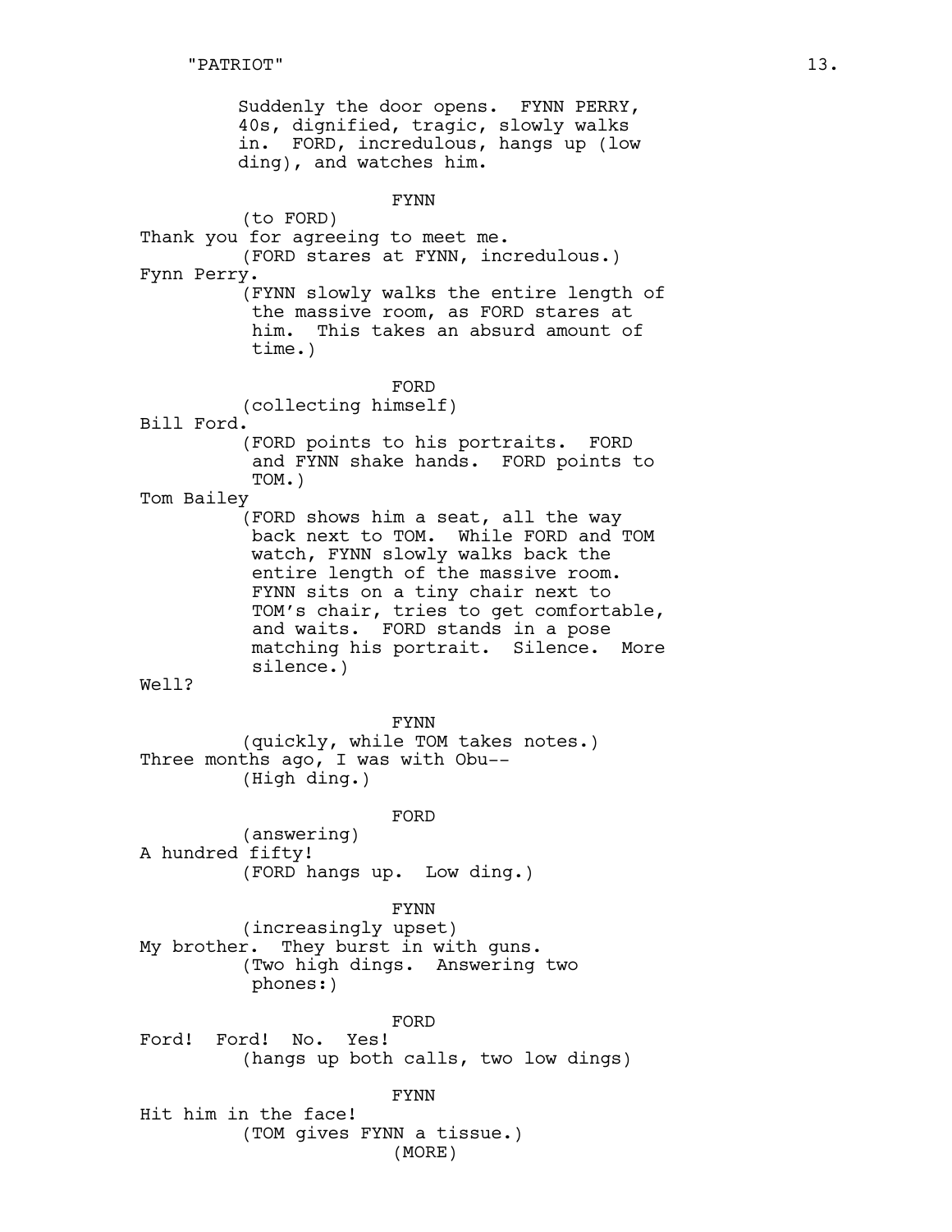Suddenly the door opens. FYNN PERRY, 40s, dignified, tragic, slowly walks in. FORD, incredulous, hangs up (low ding), and watches him.

FYNN

(to FORD)

Thank you for agreeing to meet me.

(FORD stares at FYNN, incredulous.)

Fynn Perry.

(FYNN slowly walks the entire length of the massive room, as FORD stares at him. This takes an absurd amount of time.)

FORD

(collecting himself)

Bill Ford.

(FORD points to his portraits. FORD and FYNN shake hands. FORD points to TOM.)

Tom Bailey

(FORD shows him a seat, all the way back next to TOM. While FORD and TOM watch, FYNN slowly walks back the entire length of the massive room. FYNN sits on a tiny chair next to TOM's chair, tries to get comfortable, and waits. FORD stands in a pose matching his portrait. Silence. More silence.)

Well?

FYNN

(quickly, while TOM takes notes.)

Three months ago, I was with Obu--

(High ding.)

FORD

(answering)

A hundred fifty!

(FORD hangs up. Low ding.)

FYNN

(increasingly upset)

My brother. They burst in with guns.

(Two high dings. Answering two phones:)

FORD

Ford! Ford! No. Yes!

(hangs up both calls, two low dings)

FYNN

Hit him in the face!

(TOM gives FYNN a tissue.)

(MORE)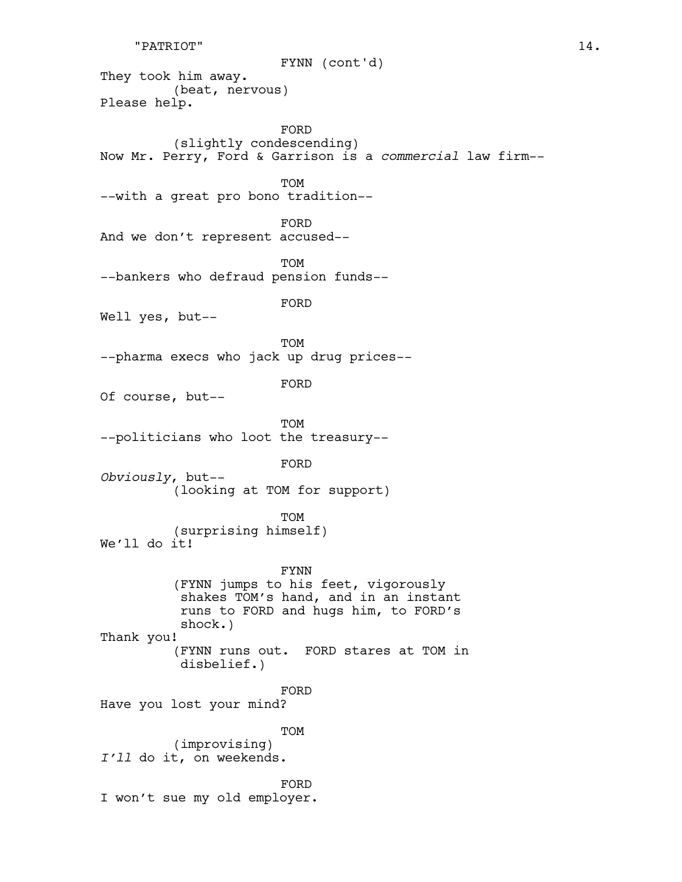FYNN (cont'd)

They took him away.

(beat, nervous)

Please help.

FORD

(slightly condescending)

Now Mr. Perry, Ford & Garrison is a *commercial* law firm--

TOM

--with a great pro bono tradition--

FORD

And we don't represent accused--

TOM

--bankers who defraud pension funds--

FORD

Well yes, but--

TOM

--pharma execs who jack up drug prices--

FORD

Of course, but--

TOM

--politicians who loot the treasury--

FORD

*Obviously*, but--

(looking at TOM for support)

TOM

(surprising himself)

We'll do it!

FYNN

(FYNN jumps to his feet, vigorously shakes TOM's hand, and in an instant runs to FORD and hugs him, to FORD's shock.)

Thank you!

(FYNN runs out. FORD stares at TOM in disbelief.)

FORD

Have you lost your mind?

TOM

(improvising)

*I'll* do it, on weekends.

FORD

I won't sue my old employer.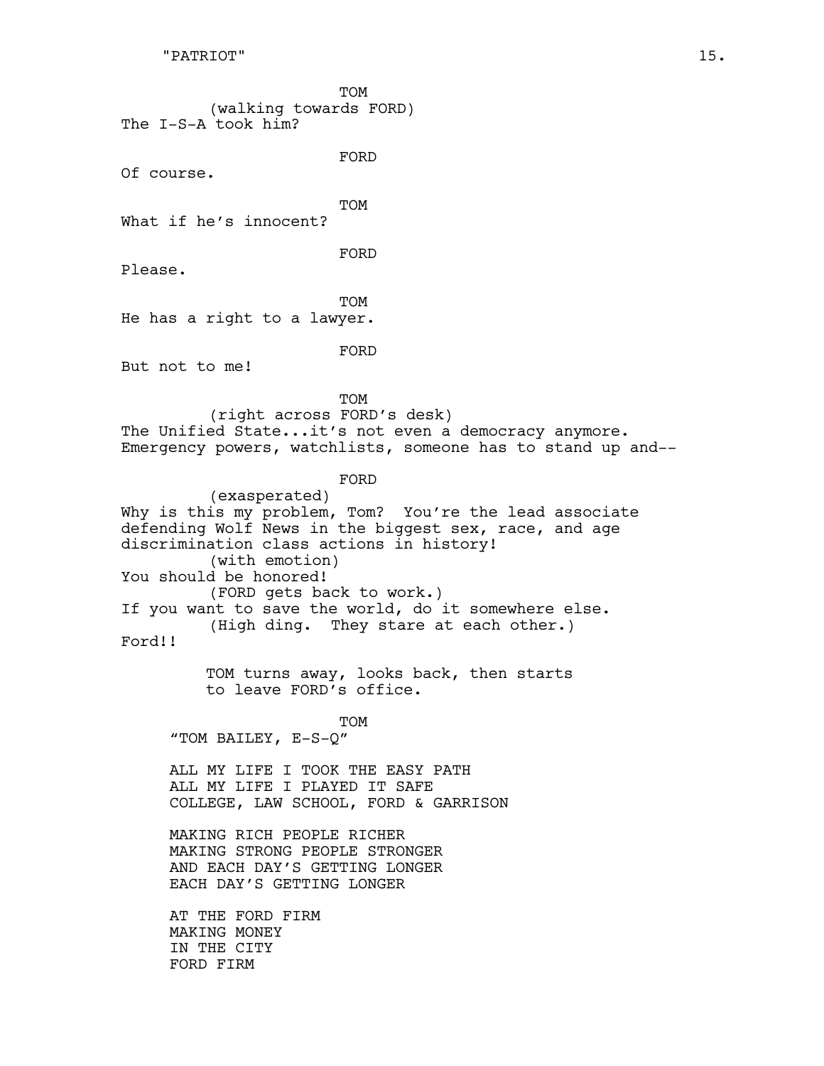TOM
(walking towards FORD)
The I-S-A took him?

FORD
Of course.

TOM
What if he's innocent?

FORD
Please.

TOM
He has a right to a lawyer.

FORD
But not to me!

TOM
(right across FORD's desk)
The Unified State...it's not even a democracy anymore. Emergency powers, watchlists, someone has to stand up and--

FORD
(exasperated)
Why is this my problem, Tom? You're the lead associate defending Wolf News in the biggest sex, race, and age discrimination class actions in history!
(with emotion)
You should be honored!
(FORD gets back to work.)
If you want to save the world, do it somewhere else.
(High ding. They stare at each other.)
Ford!!

TOM turns away, looks back, then starts to leave FORD's office.

TOM
"TOM BAILEY, E-S-Q"

ALL MY LIFE I TOOK THE EASY PATH
ALL MY LIFE I PLAYED IT SAFE
COLLEGE, LAW SCHOOL, FORD & GARRISON

MAKING RICH PEOPLE RICHER
MAKING STRONG PEOPLE STRONGER
AND EACH DAY'S GETTING LONGER
EACH DAY'S GETTING LONGER

AT THE FORD FIRM
MAKING MONEY
IN THE CITY
FORD FIRM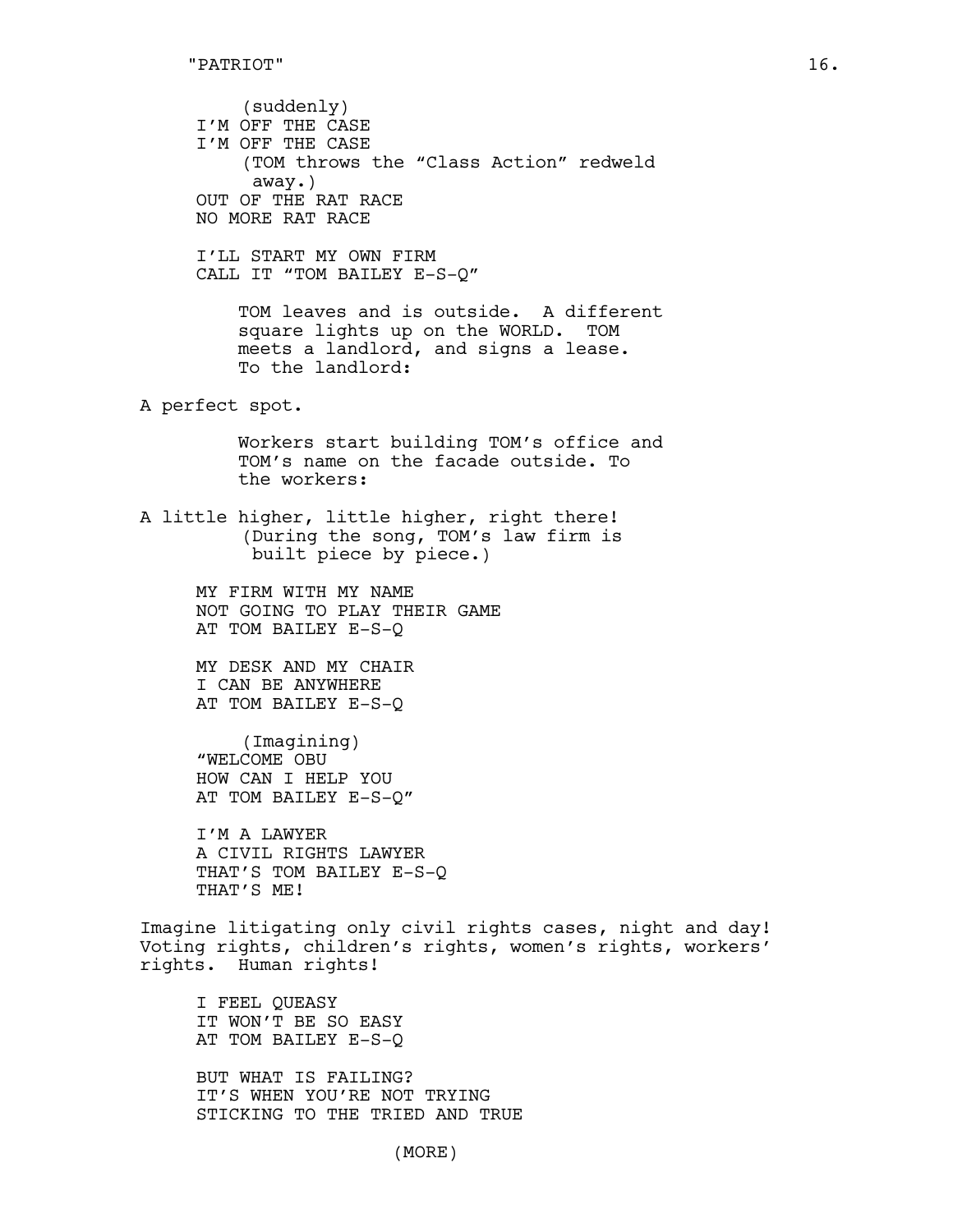(suddenly)
I'M OFF THE CASE
I'M OFF THE CASE
(TOM throws the "Class Action" redweld away.)
OUT OF THE RAT RACE
NO MORE RAT RACE

I'LL START MY OWN FIRM
CALL IT "TOM BAILEY E-S-Q"

TOM leaves and is outside. A different square lights up on the WORLD. TOM meets a landlord, and signs a lease. To the landlord:

A perfect spot.

Workers start building TOM's office and TOM's name on the facade outside. To the workers:

A little higher, little higher, right there!
(During the song, TOM's law firm is built piece by piece.)

MY FIRM WITH MY NAME
NOT GOING TO PLAY THEIR GAME
AT TOM BAILEY E-S-Q

MY DESK AND MY CHAIR
I CAN BE ANYWHERE
AT TOM BAILEY E-S-Q

(Imagining)
"WELCOME OBU
HOW CAN I HELP YOU
AT TOM BAILEY E-S-Q"

I'M A LAWYER
A CIVIL RIGHTS LAWYER
THAT'S TOM BAILEY E-S-Q
THAT'S ME!

Imagine litigating only civil rights cases, night and day! Voting rights, children's rights, women's rights, workers' rights. Human rights!

I FEEL QUEASY
IT WON'T BE SO EASY
AT TOM BAILEY E-S-Q

BUT WHAT IS FAILING?
IT'S WHEN YOU'RE NOT TRYING
STICKING TO THE TRIED AND TRUE

(MORE)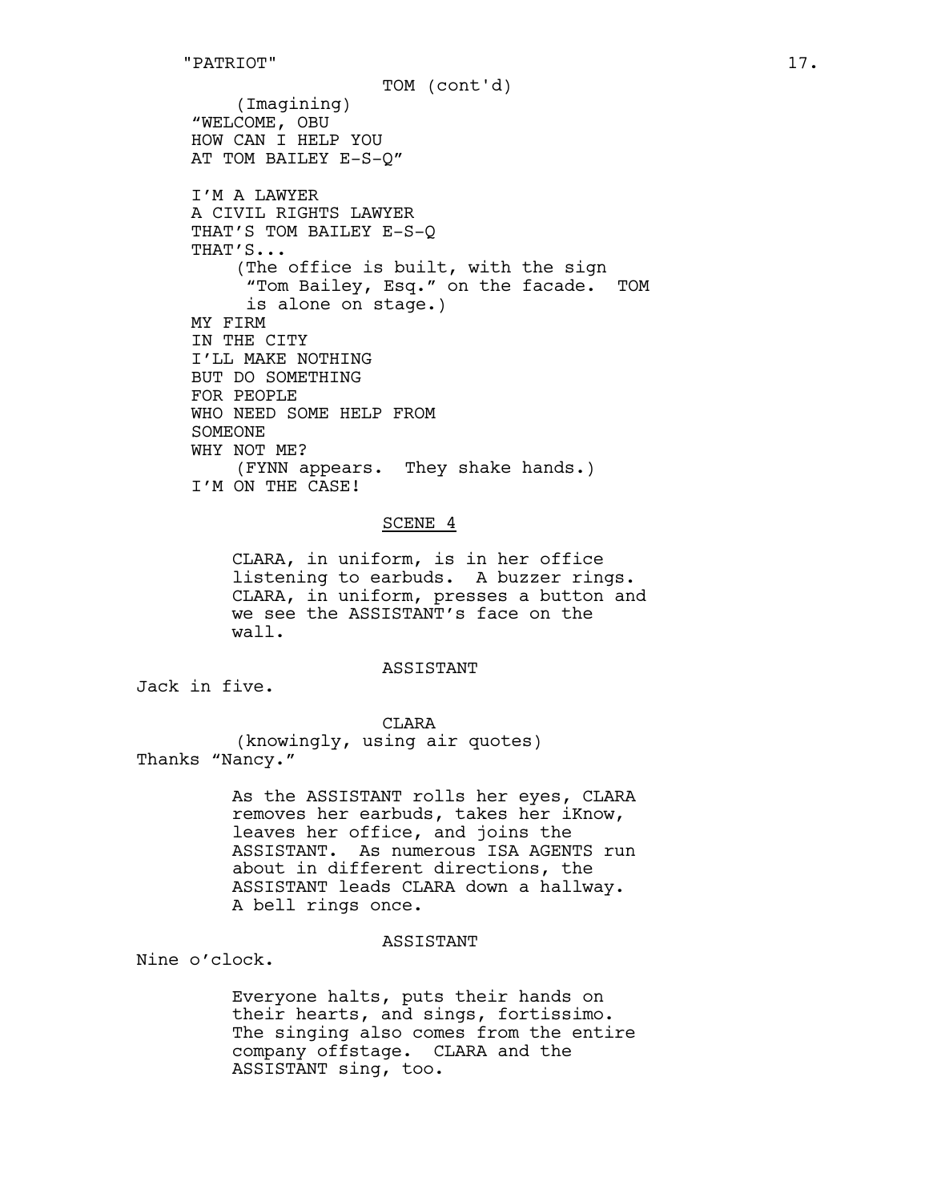TOM (cont'd)

(Imagining)

"WELCOME, OBU
HOW CAN I HELP YOU
AT TOM BAILEY E-S-Q"

I'M A LAWYER
A CIVIL RIGHTS LAWYER
THAT'S TOM BAILEY E-S-Q
THAT'S...

(The office is built, with the sign "Tom Bailey, Esq." on the facade. TOM is alone on stage.)

MY FIRM
IN THE CITY
I'LL MAKE NOTHING
BUT DO SOMETHING
FOR PEOPLE
WHO NEED SOME HELP FROM
SOMEONE
WHY NOT ME?

(FYNN appears. They shake hands.)

I'M ON THE CASE!

## SCENE 4

CLARA, in uniform, is in her office listening to earbuds. A buzzer rings. CLARA, in uniform, presses a button and we see the ASSISTANT's face on the wall.

ASSISTANT

Jack in five.

CLARA

(knowingly, using air quotes)

Thanks "Nancy."

As the ASSISTANT rolls her eyes, CLARA removes her earbuds, takes her iKnow, leaves her office, and joins the ASSISTANT. As numerous ISA AGENTS run about in different directions, the ASSISTANT leads CLARA down a hallway. A bell rings once.

ASSISTANT

Nine o'clock.

Everyone halts, puts their hands on their hearts, and sings, fortissimo. The singing also comes from the entire company offstage. CLARA and the ASSISTANT sing, too.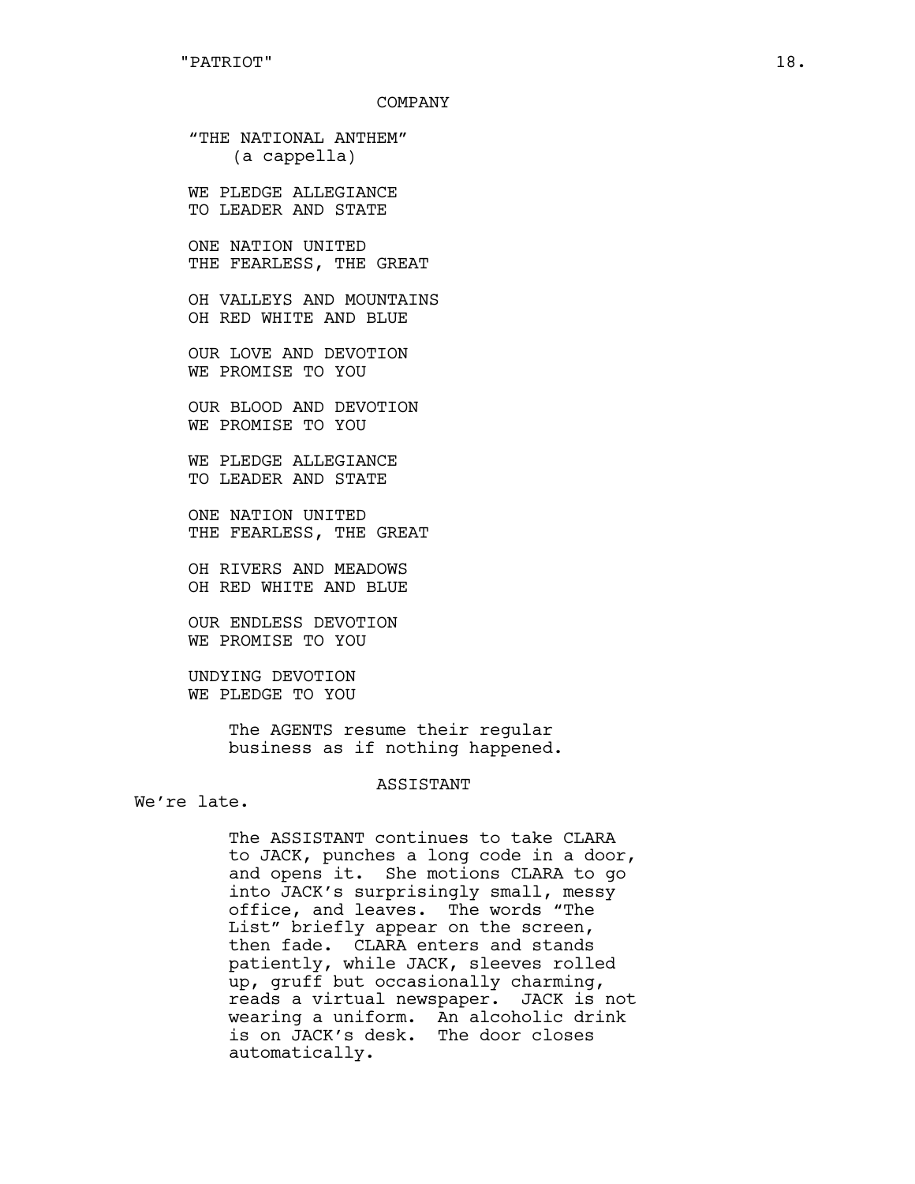COMPANY

"THE NATIONAL ANTHEM"
(a cappella)

WE PLEDGE ALLEGIANCE
TO LEADER AND STATE

ONE NATION UNITED
THE FEARLESS, THE GREAT

OH VALLEYS AND MOUNTAINS
OH RED WHITE AND BLUE

OUR LOVE AND DEVOTION
WE PROMISE TO YOU

OUR BLOOD AND DEVOTION
WE PROMISE TO YOU

WE PLEDGE ALLEGIANCE
TO LEADER AND STATE

ONE NATION UNITED
THE FEARLESS, THE GREAT

OH RIVERS AND MEADOWS
OH RED WHITE AND BLUE

OUR ENDLESS DEVOTION
WE PROMISE TO YOU

UNDYING DEVOTION
WE PLEDGE TO YOU

The AGENTS resume their regular business as if nothing happened.

ASSISTANT

We're late.

The ASSISTANT continues to take CLARA to JACK, punches a long code in a door, and opens it. She motions CLARA to go into JACK's surprisingly small, messy office, and leaves. The words "The List" briefly appear on the screen, then fade. CLARA enters and stands patiently, while JACK, sleeves rolled up, gruff but occasionally charming, reads a virtual newspaper. JACK is not wearing a uniform. An alcoholic drink is on JACK's desk. The door closes automatically.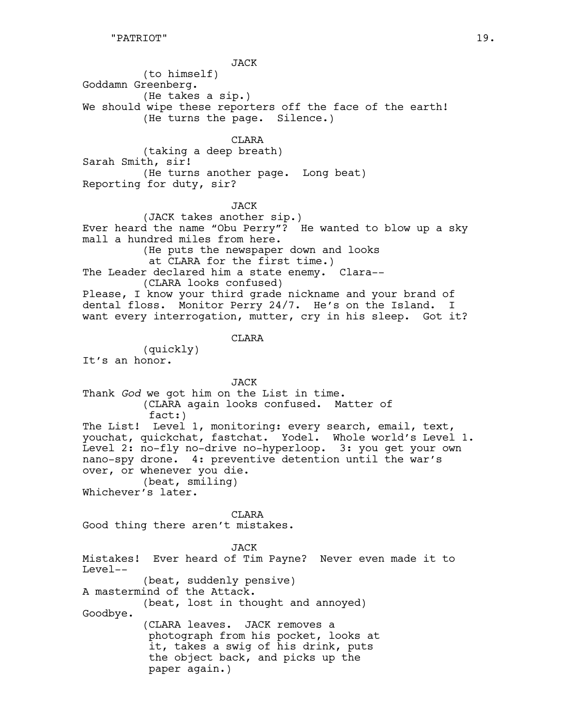JACK

(to himself)

Goddamn Greenberg.

(He takes a sip.)

We should wipe these reporters off the face of the earth!

(He turns the page. Silence.)

CLARA

(taking a deep breath)

Sarah Smith, sir!

(He turns another page. Long beat)

Reporting for duty, sir?

JACK

(JACK takes another sip.)

Ever heard the name "Obu Perry"? He wanted to blow up a sky mall a hundred miles from here.

(He puts the newspaper down and looks at CLARA for the first time.)

The Leader declared him a state enemy. Clara--

(CLARA looks confused)

Please, I know your third grade nickname and your brand of dental floss. Monitor Perry 24/7. He's on the Island. I want every interrogation, mutter, cry in his sleep. Got it?

CLARA

(quickly)

It's an honor.

JACK

Thank *God* we got him on the List in time.

(CLARA again looks confused. Matter of fact:)

The List! Level 1, monitoring: every search, email, text, youchat, quickchat, fastchat. Yodel. Whole world's Level 1. Level 2: no-fly no-drive no-hyperloop. 3: you get your own nano-spy drone. 4: preventive detention until the war's over, or whenever you die.

(beat, smiling)

Whichever's later.

CLARA

Good thing there aren't mistakes.

JACK

Mistakes! Ever heard of Tim Payne? Never even made it to Level--

(beat, suddenly pensive)

A mastermind of the Attack.

(beat, lost in thought and annoyed)

Goodbye.

(CLARA leaves. JACK removes a photograph from his pocket, looks at it, takes a swig of his drink, puts the object back, and picks up the paper again.)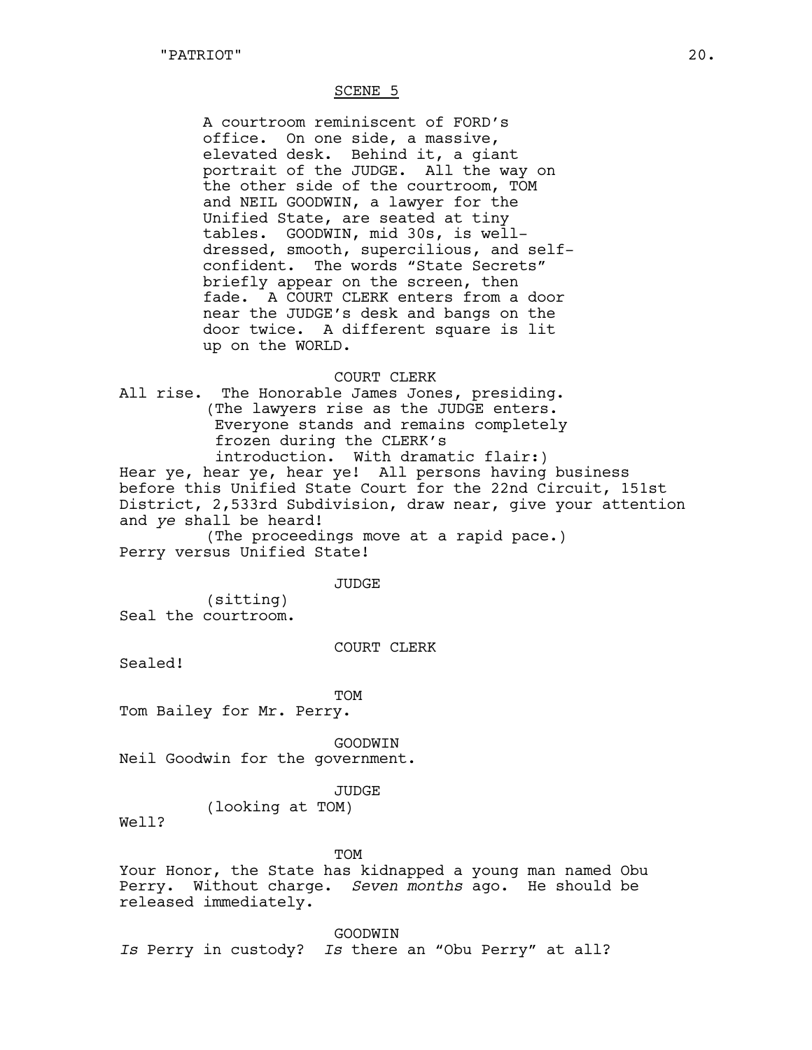SCENE 5

A courtroom reminiscent of FORD's office. On one side, a massive, elevated desk. Behind it, a giant portrait of the JUDGE. All the way on the other side of the courtroom, TOM and NEIL GOODWIN, a lawyer for the Unified State, are seated at tiny tables. GOODWIN, mid 30s, is well-dressed, smooth, supercilious, and self-confident. The words "State Secrets" briefly appear on the screen, then fade. A COURT CLERK enters from a door near the JUDGE's desk and bangs on the door twice. A different square is lit up on the WORLD.

COURT CLERK

All rise. The Honorable James Jones, presiding.

(The lawyers rise as the JUDGE enters. Everyone stands and remains completely frozen during the CLERK's introduction. With dramatic flair:)

Hear ye, hear ye, hear ye! All persons having business before this Unified State Court for the 22nd Circuit, 151st District, 2,533rd Subdivision, draw near, give your attention and *ye* shall be heard!

(The proceedings move at a rapid pace.)

Perry versus Unified State!

JUDGE

(sitting)

Seal the courtroom.

COURT CLERK

Sealed!

TOM

Tom Bailey for Mr. Perry.

GOODWIN

Neil Goodwin for the government.

JUDGE

(looking at TOM)

Well?

TOM

Your Honor, the State has kidnapped a young man named Obu Perry. Without charge. *Seven months* ago. He should be released immediately.

GOODWIN

*Is* Perry in custody? *Is* there an "Obu Perry" at all?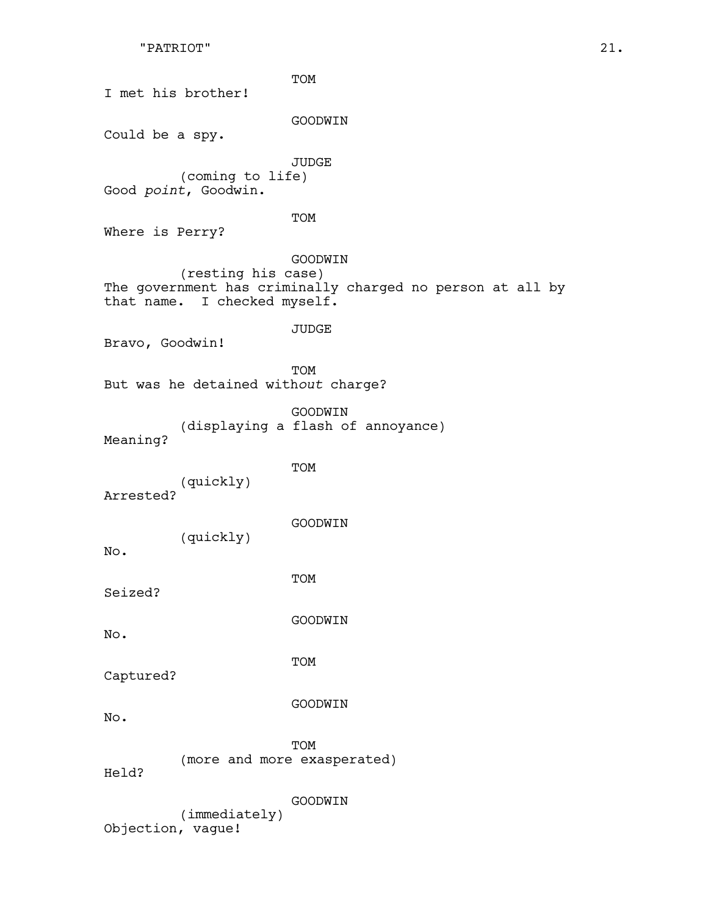TOM

I met his brother!

GOODWIN

Could be a spy.

JUDGE

(coming to life)

Good *point*, Goodwin.

TOM

Where is Perry?

GOODWIN

(resting his case)

The government has criminally charged no person at all by that name. I checked myself.

JUDGE

Bravo, Goodwin!

TOM

But was he detained with*out* charge?

GOODWIN

(displaying a flash of annoyance)

Meaning?

TOM

(quickly)

Arrested?

GOODWIN

(quickly)

No.

TOM

Seized?

GOODWIN

No.

TOM

Captured?

GOODWIN

No.

TOM

(more and more exasperated)

Held?

GOODWIN

(immediately)

Objection, vague!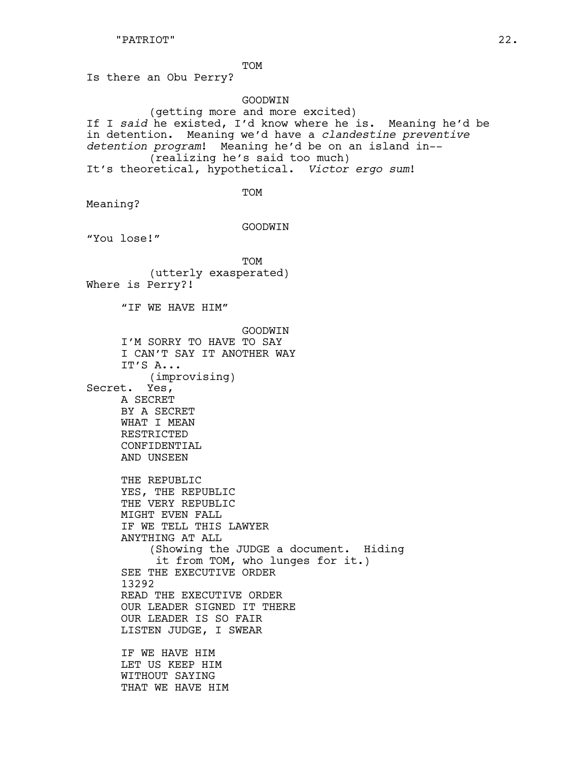TOM

Is there an Obu Perry?

GOODWIN

(getting more and more excited)

If I *said* he existed, I'd know where he is. Meaning he'd be in detention. Meaning we'd have a *clandestine preventive detention program*! Meaning he'd be on an island in--

(realizing he's said too much)

It's theoretical, hypothetical. *Victor ergo sum*!

TOM

Meaning?

GOODWIN

"You lose!"

TOM

(utterly exasperated)

Where is Perry?!

"IF WE HAVE HIM"

GOODWIN

I'M SORRY TO HAVE TO SAY
I CAN'T SAY IT ANOTHER WAY
IT'S A...

(improvising)

Secret. Yes,

A SECRET
BY A SECRET
WHAT I MEAN
RESTRICTED
CONFIDENTIAL
AND UNSEEN

THE REPUBLIC
YES, THE REPUBLIC
THE VERY REPUBLIC
MIGHT EVEN FALL
IF WE TELL THIS LAWYER
ANYTHING AT ALL

(Showing the JUDGE a document. Hiding it from TOM, who lunges for it.)

SEE THE EXECUTIVE ORDER
13292
READ THE EXECUTIVE ORDER
OUR LEADER SIGNED IT THERE
OUR LEADER IS SO FAIR
LISTEN JUDGE, I SWEAR

IF WE HAVE HIM
LET US KEEP HIM
WITHOUT SAYING
THAT WE HAVE HIM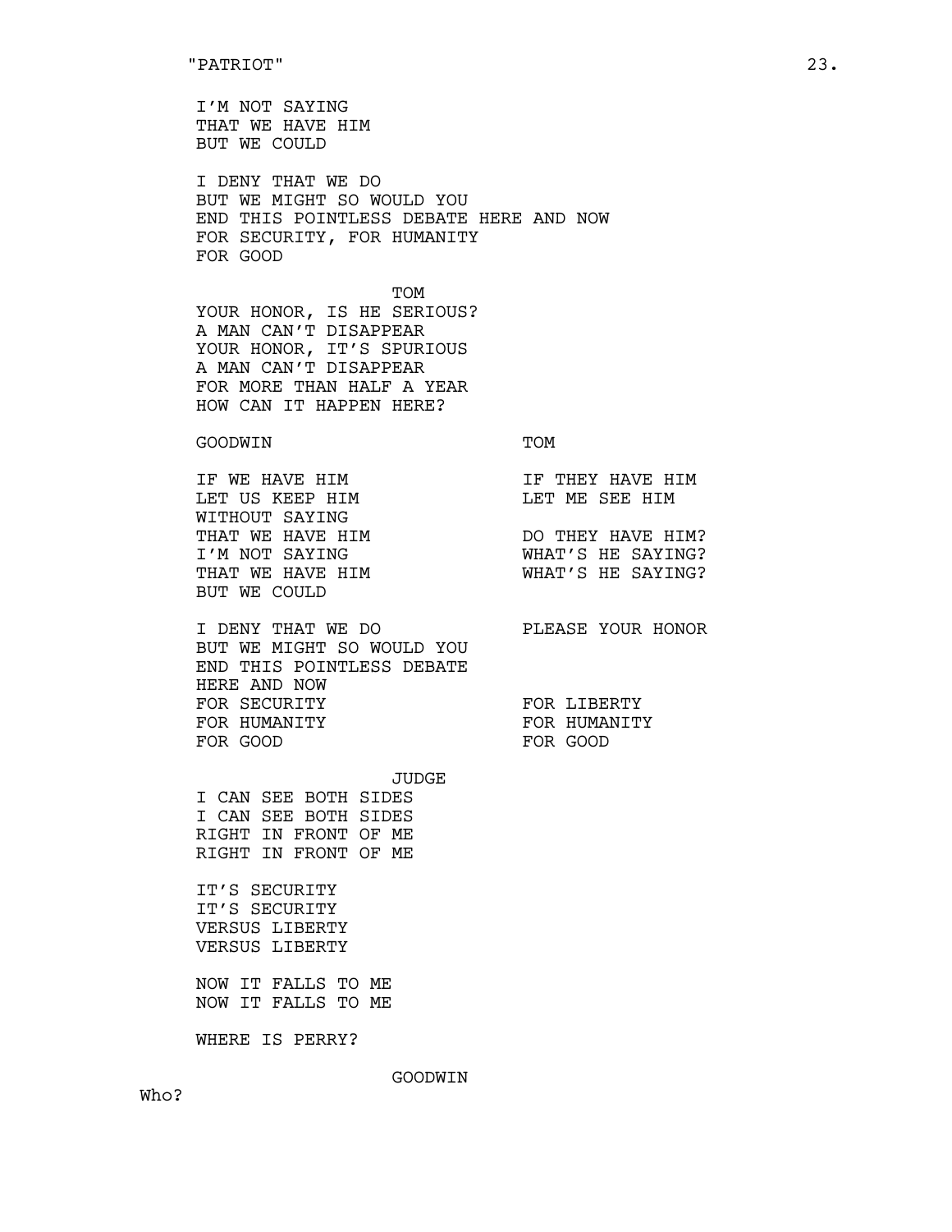I'M NOT SAYING
THAT WE HAVE HIM
BUT WE COULD

I DENY THAT WE DO
BUT WE MIGHT SO WOULD YOU
END THIS POINTLESS DEBATE HERE AND NOW
FOR SECURITY, FOR HUMANITY
FOR GOOD

TOM

YOUR HONOR, IS HE SERIOUS?
A MAN CAN'T DISAPPEAR
YOUR HONOR, IT'S SPURIOUS
A MAN CAN'T DISAPPEAR
FOR MORE THAN HALF A YEAR
HOW CAN IT HAPPEN HERE?

| GOODWIN | TOM |
| --- | --- |
| IF WE HAVE HIM | IF THEY HAVE HIM |
| LET US KEEP HIM | LET ME SEE HIM |
| WITHOUT SAYING | |
| THAT WE HAVE HIM | DO THEY HAVE HIM? |
| I'M NOT SAYING | WHAT'S HE SAYING? |
| THAT WE HAVE HIM | WHAT'S HE SAYING? |
| BUT WE COULD | |
| | |
| I DENY THAT WE DO | PLEASE YOUR HONOR |
| BUT WE MIGHT SO WOULD YOU | |
| END THIS POINTLESS DEBATE | |
| HERE AND NOW | |
| FOR SECURITY | FOR LIBERTY |
| FOR HUMANITY | FOR HUMANITY |
| FOR GOOD | FOR GOOD |

JUDGE

I CAN SEE BOTH SIDES
I CAN SEE BOTH SIDES
RIGHT IN FRONT OF ME
RIGHT IN FRONT OF ME

IT'S SECURITY
IT'S SECURITY
VERSUS LIBERTY
VERSUS LIBERTY

NOW IT FALLS TO ME
NOW IT FALLS TO ME

WHERE IS PERRY?

GOODWIN

Who?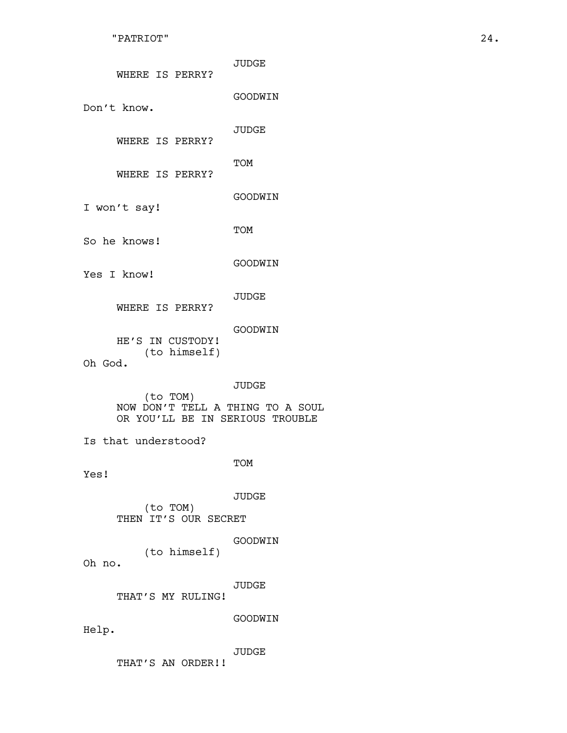JUDGE

WHERE IS PERRY?

GOODWIN

Don't know.

JUDGE

WHERE IS PERRY?

TOM

WHERE IS PERRY?

GOODWIN

I won't say!

TOM

So he knows!

GOODWIN

Yes I know!

JUDGE

WHERE IS PERRY?

GOODWIN

HE'S IN CUSTODY!
(to himself)
Oh God.

JUDGE

(to TOM)
NOW DON'T TELL A THING TO A SOUL
OR YOU'LL BE IN SERIOUS TROUBLE

Is that understood?

TOM

Yes!

JUDGE

(to TOM)
THEN IT'S OUR SECRET

GOODWIN

(to himself)
Oh no.

JUDGE

THAT'S MY RULING!

GOODWIN

Help.

JUDGE

THAT'S AN ORDER!!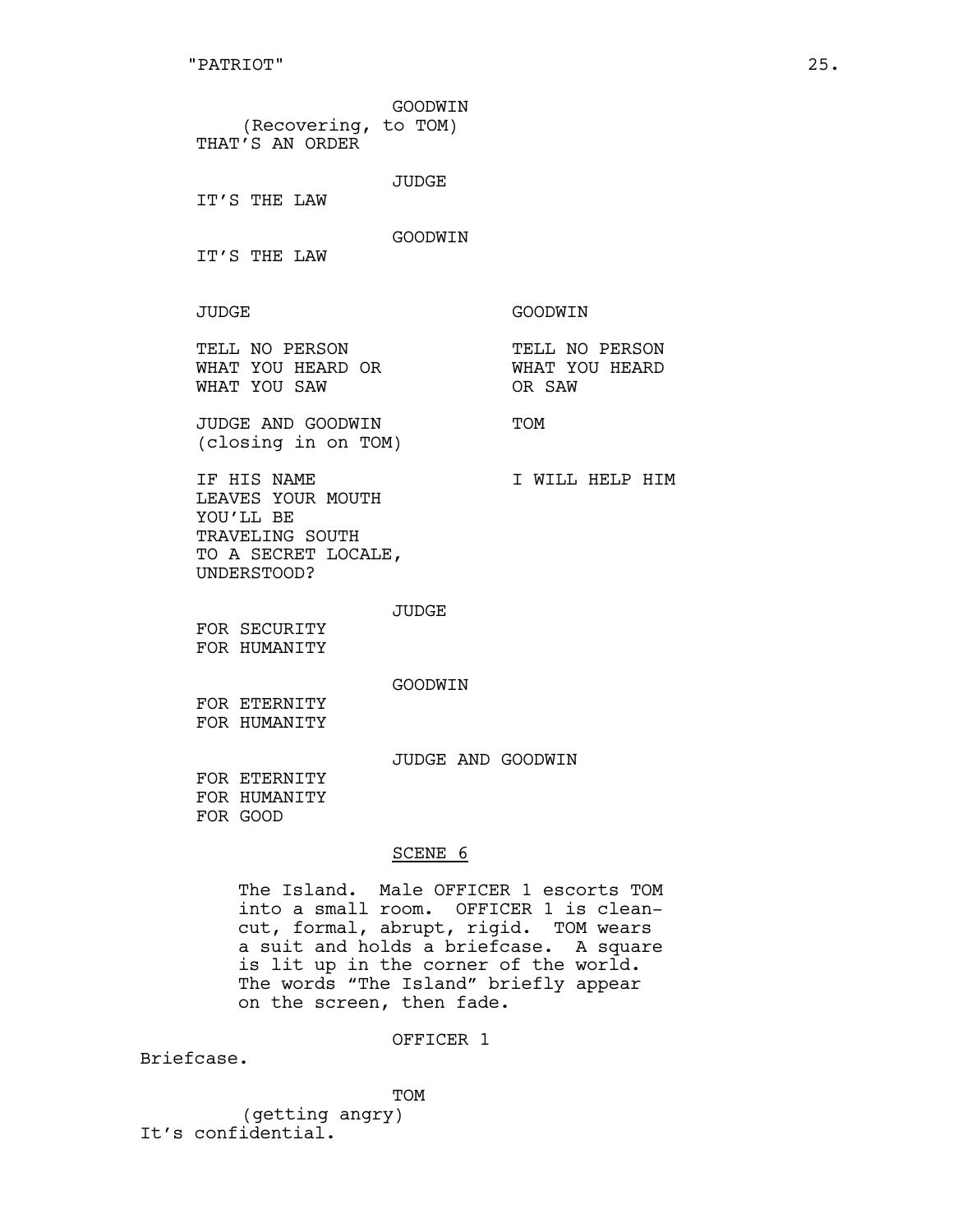GOODWIN
(Recovering, to TOM)
THAT'S AN ORDER

JUDGE
IT'S THE LAW

GOODWIN
IT'S THE LAW

| JUDGE | GOODWIN |
| --- | --- |
| TELL NO PERSON WHAT YOU HEARD OR WHAT YOU SAW | TELL NO PERSON WHAT YOU HEARD OR SAW |

| JUDGE AND GOODWIN (closing in on TOM) | TOM |
| --- | --- |
| IF HIS NAME LEAVES YOUR MOUTH YOU'LL BE TRAVELING SOUTH TO A SECRET LOCALE, UNDERSTOOD? | I WILL HELP HIM |

JUDGE
FOR SECURITY
FOR HUMANITY

GOODWIN
FOR ETERNITY
FOR HUMANITY

JUDGE AND GOODWIN
FOR ETERNITY
FOR HUMANITY
FOR GOOD

## SCENE 6

The Island. Male OFFICER 1 escorts TOM into a small room. OFFICER 1 is clean-cut, formal, abrupt, rigid. TOM wears a suit and holds a briefcase. A square is lit up in the corner of the world. The words "The Island" briefly appear on the screen, then fade.

OFFICER 1
Briefcase.

TOM
(getting angry)
It's confidential.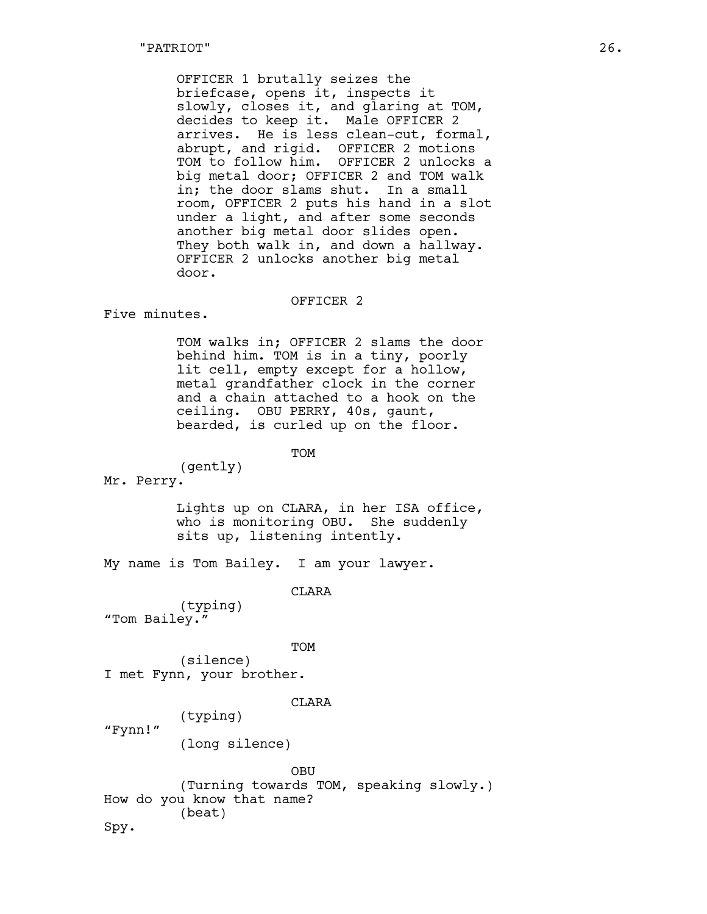OFFICER 1 brutally seizes the briefcase, opens it, inspects it slowly, closes it, and glaring at TOM, decides to keep it. Male OFFICER 2 arrives. He is less clean-cut, formal, abrupt, and rigid. OFFICER 2 motions TOM to follow him. OFFICER 2 unlocks a big metal door; OFFICER 2 and TOM walk in; the door slams shut. In a small room, OFFICER 2 puts his hand in a slot under a light, and after some seconds another big metal door slides open. They both walk in, and down a hallway. OFFICER 2 unlocks another big metal door.

OFFICER 2

Five minutes.

TOM walks in; OFFICER 2 slams the door behind him. TOM is in a tiny, poorly lit cell, empty except for a hollow, metal grandfather clock in the corner and a chain attached to a hook on the ceiling. OBU PERRY, 40s, gaunt, bearded, is curled up on the floor.

TOM

(gently)

Mr. Perry.

Lights up on CLARA, in her ISA office, who is monitoring OBU. She suddenly sits up, listening intently.

My name is Tom Bailey. I am your lawyer.

CLARA

(typing)

"Tom Bailey."

TOM

(silence)

I met Fynn, your brother.

CLARA

(typing)

"Fynn!"

(long silence)

OBU

(Turning towards TOM, speaking slowly.)

How do you know that name?

(beat)

Spy.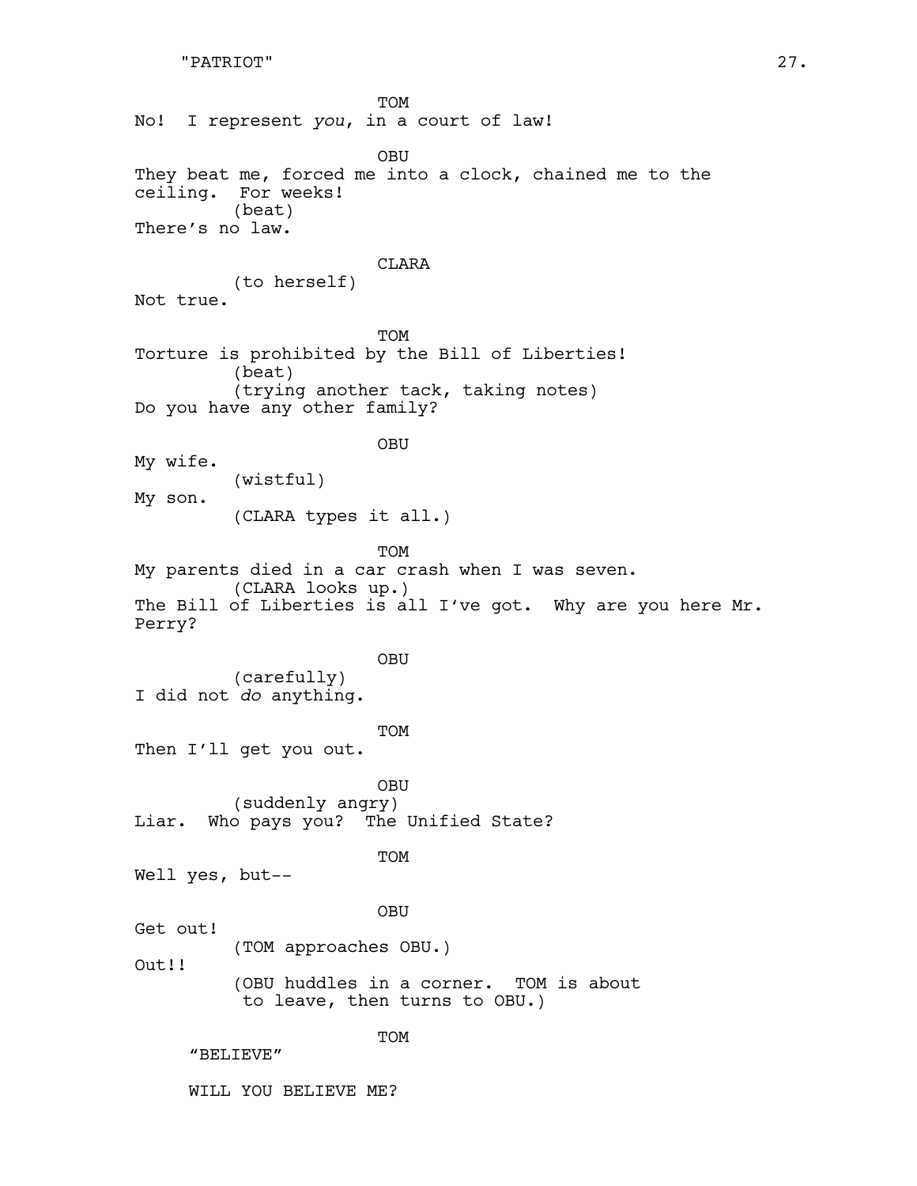TOM

No! I represent *you*, in a court of law!

OBU

They beat me, forced me into a clock, chained me to the ceiling. For weeks!

(beat)

There's no law.

CLARA

(to herself)

Not true.

TOM

Torture is prohibited by the Bill of Liberties!

(beat)

(trying another tack, taking notes)

Do you have any other family?

OBU

My wife.

(wistful)

My son.

(CLARA types it all.)

TOM

My parents died in a car crash when I was seven.

(CLARA looks up.)

The Bill of Liberties is all I've got. Why are you here Mr. Perry?

OBU

(carefully)

I did not *do* anything.

TOM

Then I'll get you out.

OBU

(suddenly angry)

Liar. Who pays you? The Unified State?

TOM

Well yes, but--

OBU

Get out!

(TOM approaches OBU.)

Out!!

(OBU huddles in a corner. TOM is about to leave, then turns to OBU.)

TOM

"BELIEVE"

WILL YOU BELIEVE ME?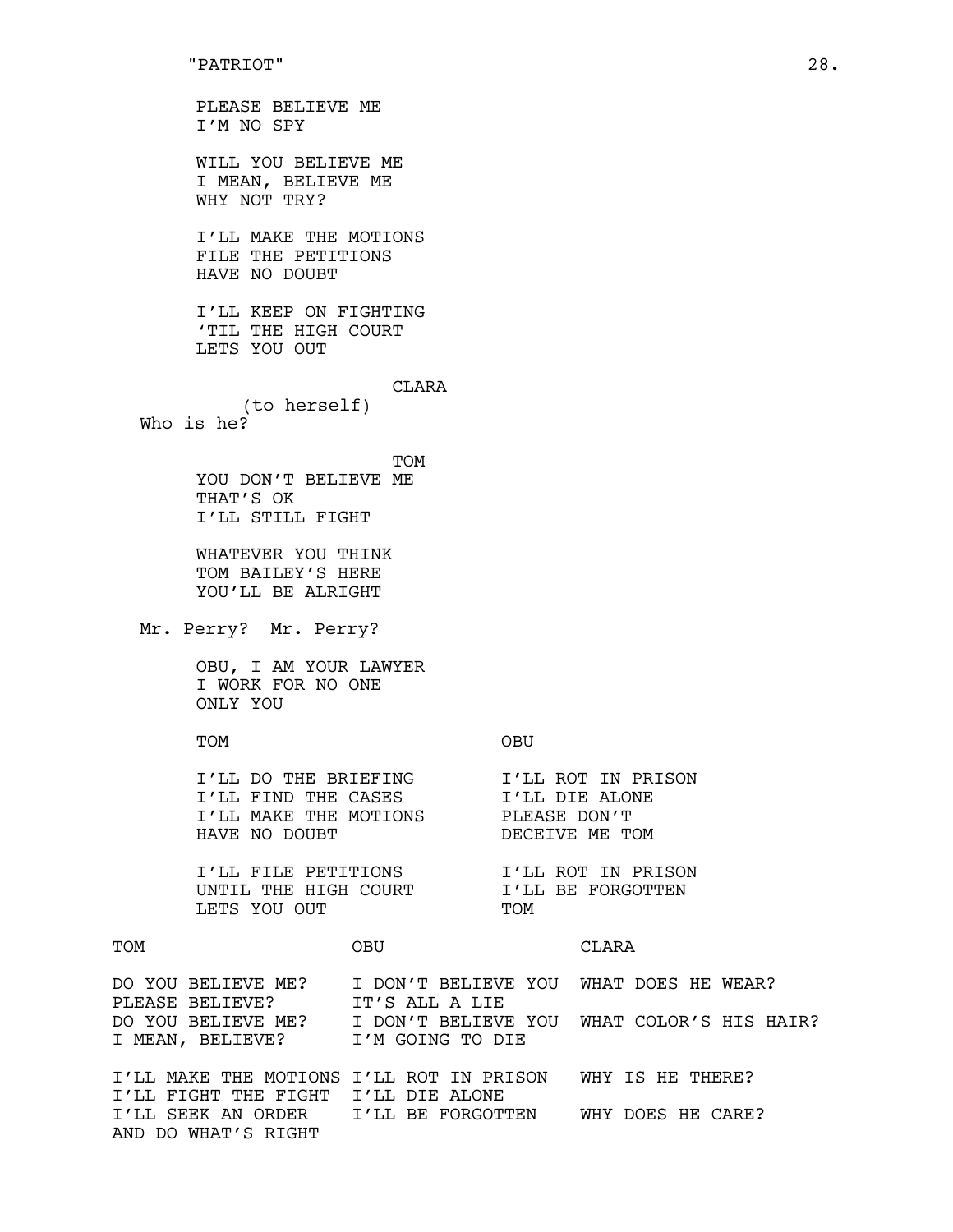PLEASE BELIEVE ME
I'M NO SPY

WILL YOU BELIEVE ME
I MEAN, BELIEVE ME
WHY NOT TRY?

I'LL MAKE THE MOTIONS
FILE THE PETITIONS
HAVE NO DOUBT

I'LL KEEP ON FIGHTING
'TIL THE HIGH COURT
LETS YOU OUT

CLARA
(to herself)
Who is he?

TOM
YOU DON'T BELIEVE ME
THAT'S OK
I'LL STILL FIGHT

WHATEVER YOU THINK
TOM BAILEY'S HERE
YOU'LL BE ALRIGHT

Mr. Perry? Mr. Perry?

OBU, I AM YOUR LAWYER
I WORK FOR NO ONE
ONLY YOU

| TOM | OBU |
|---|---|
| I'LL DO THE BRIEFING | I'LL ROT IN PRISON |
| I'LL FIND THE CASES | I'LL DIE ALONE |
| I'LL MAKE THE MOTIONS | PLEASE DON'T |
| HAVE NO DOUBT | DECEIVE ME TOM |
| | |
| I'LL FILE PETITIONS | I'LL ROT IN PRISON |
| UNTIL THE HIGH COURT | I'LL BE FORGOTTEN |
| LETS YOU OUT | TOM |

| TOM | OBU | CLARA |
|---|---|---|
| DO YOU BELIEVE ME? | I DON'T BELIEVE YOU | WHAT DOES HE WEAR? |
| PLEASE BELIEVE? | IT'S ALL A LIE | |
| DO YOU BELIEVE ME? | I DON'T BELIEVE YOU | WHAT COLOR'S HIS HAIR? |
| I MEAN, BELIEVE? | I'M GOING TO DIE | |
| | | |
| I'LL MAKE THE MOTIONS | I'LL ROT IN PRISON | WHY IS HE THERE? |
| I'LL FIGHT THE FIGHT | I'LL DIE ALONE | |
| I'LL SEEK AN ORDER | I'LL BE FORGOTTEN | WHY DOES HE CARE? |
| AND DO WHAT'S RIGHT | | |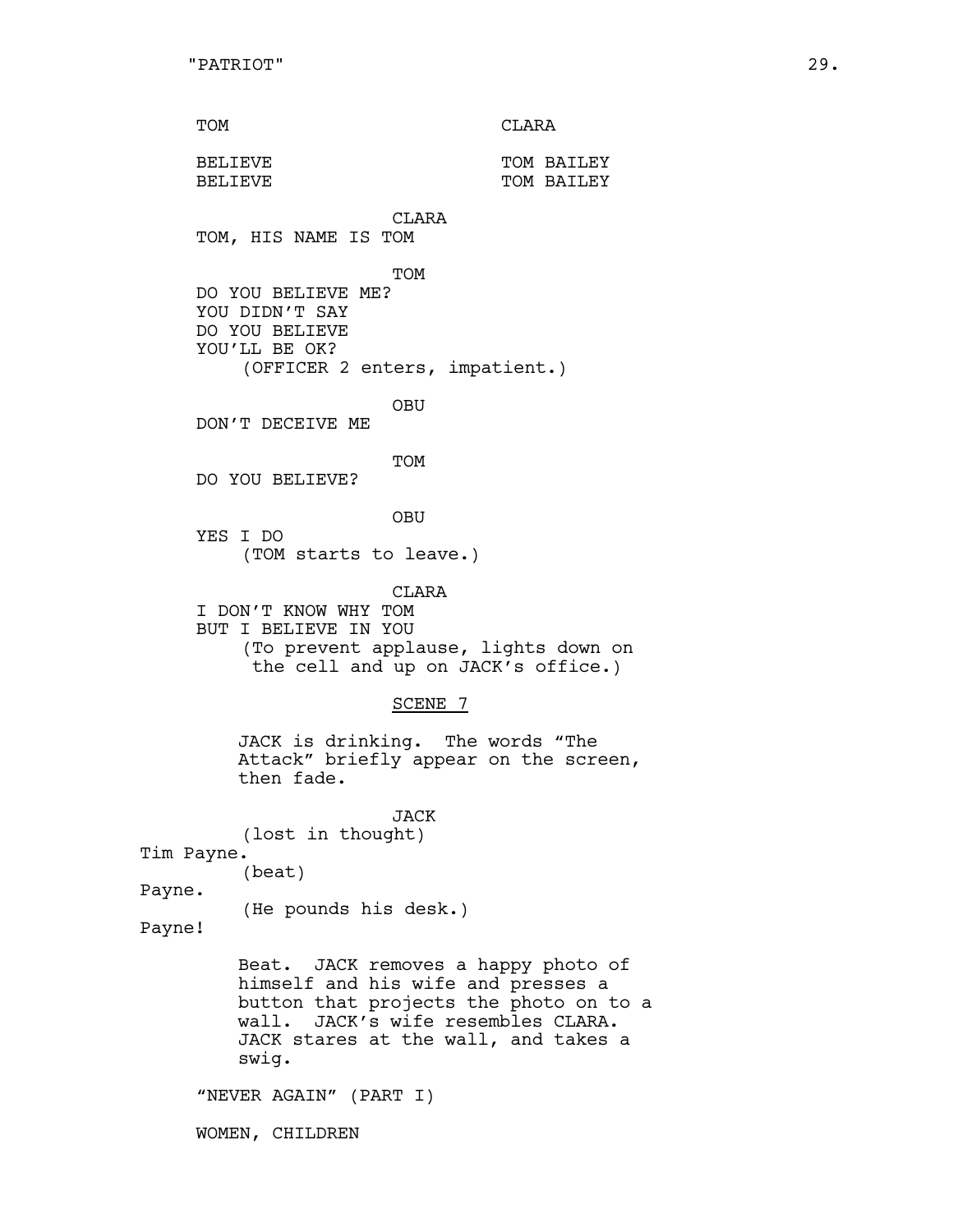| TOM | CLARA |
|---|---|
| BELIEVE | TOM BAILEY |
| BELIEVE | TOM BAILEY |

CLARA
TOM, HIS NAME IS TOM

TOM
DO YOU BELIEVE ME?
YOU DIDN'T SAY
DO YOU BELIEVE
YOU'LL BE OK?
(OFFICER 2 enters, impatient.)

OBU
DON'T DECEIVE ME

TOM
DO YOU BELIEVE?

OBU
YES I DO
(TOM starts to leave.)

CLARA
I DON'T KNOW WHY TOM
BUT I BELIEVE IN YOU
(To prevent applause, lights down on the cell and up on JACK's office.)

## SCENE 7

JACK is drinking. The words "The Attack" briefly appear on the screen, then fade.

JACK
(lost in thought)
Tim Payne.
(beat)
Payne.
(He pounds his desk.)
Payne!

Beat. JACK removes a happy photo of himself and his wife and presses a button that projects the photo on to a wall. JACK's wife resembles CLARA. JACK stares at the wall, and takes a swig.

"NEVER AGAIN" (PART I)

WOMEN, CHILDREN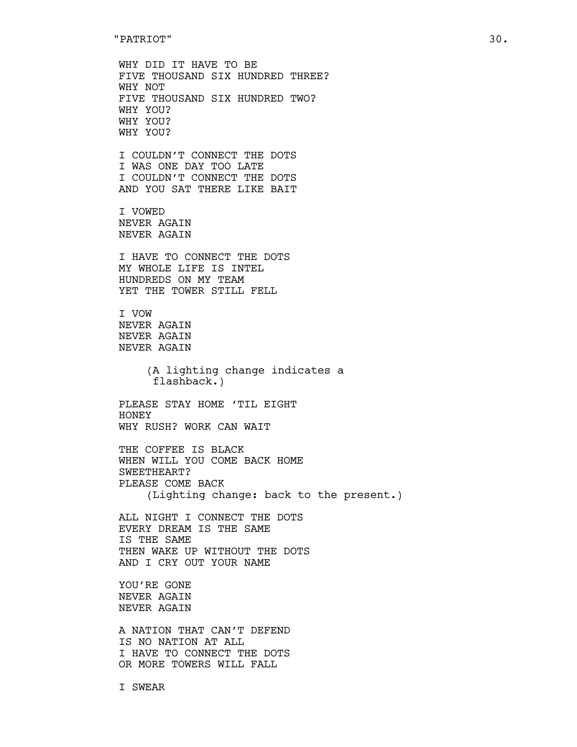WHY DID IT HAVE TO BE  
FIVE THOUSAND SIX HUNDRED THREE?  
WHY NOT  
FIVE THOUSAND SIX HUNDRED TWO?  
WHY YOU?  
WHY YOU?  
WHY YOU?

I COULDN'T CONNECT THE DOTS  
I WAS ONE DAY TOO LATE  
I COULDN'T CONNECT THE DOTS  
AND YOU SAT THERE LIKE BAIT

I VOWED  
NEVER AGAIN  
NEVER AGAIN

I HAVE TO CONNECT THE DOTS  
MY WHOLE LIFE IS INTEL  
HUNDREDS ON MY TEAM  
YET THE TOWER STILL FELL

I VOW  
NEVER AGAIN  
NEVER AGAIN  
NEVER AGAIN

(A lighting change indicates a flashback.)

PLEASE STAY HOME 'TIL EIGHT  
HONEY  
WHY RUSH? WORK CAN WAIT

THE COFFEE IS BLACK  
WHEN WILL YOU COME BACK HOME  
SWEETHEART?  
PLEASE COME BACK  
(Lighting change: back to the present.)

ALL NIGHT I CONNECT THE DOTS  
EVERY DREAM IS THE SAME  
IS THE SAME  
THEN WAKE UP WITHOUT THE DOTS  
AND I CRY OUT YOUR NAME

YOU'RE GONE  
NEVER AGAIN  
NEVER AGAIN

A NATION THAT CAN'T DEFEND  
IS NO NATION AT ALL  
I HAVE TO CONNECT THE DOTS  
OR MORE TOWERS WILL FALL

I SWEAR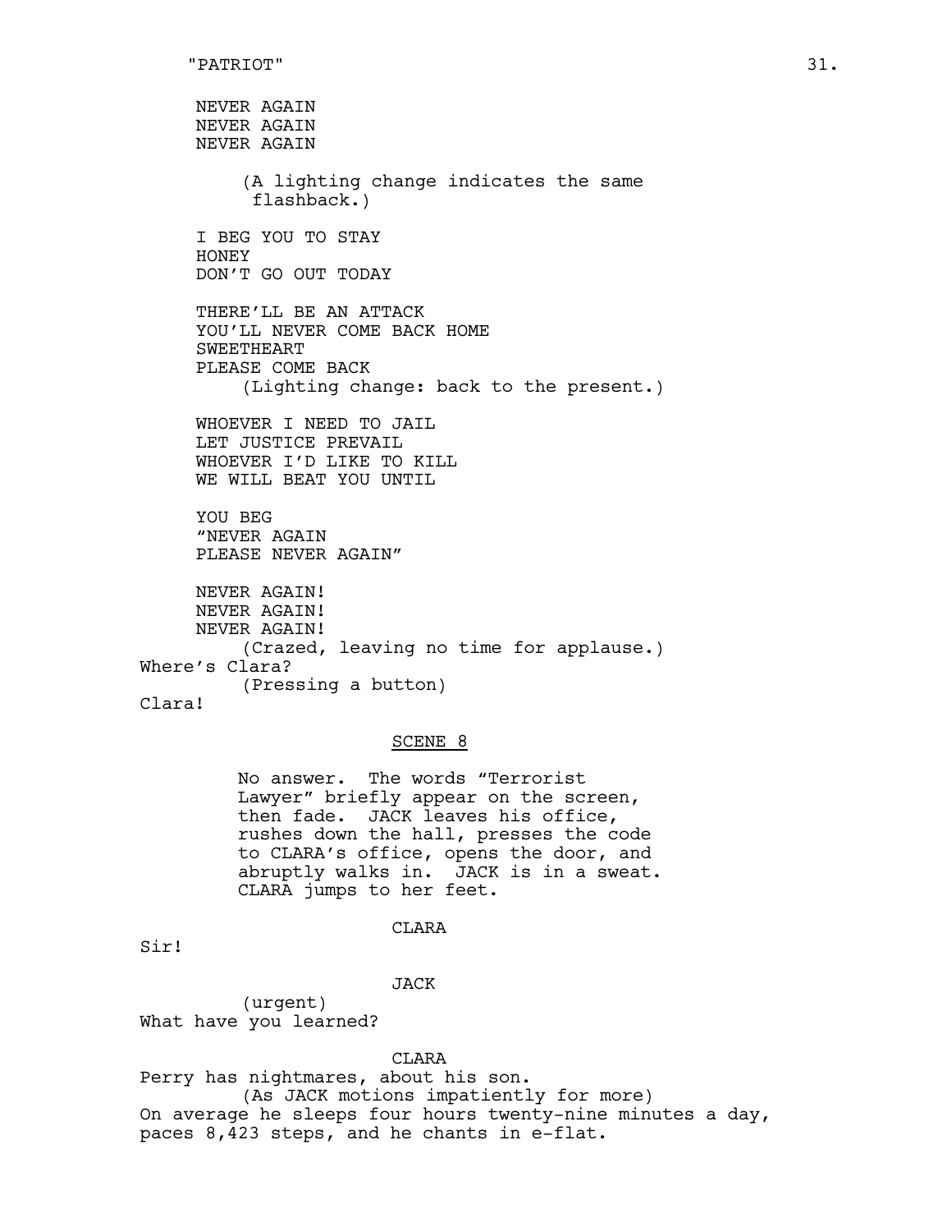NEVER AGAIN
NEVER AGAIN
NEVER AGAIN

(A lighting change indicates the same flashback.)

I BEG YOU TO STAY
HONEY
DON'T GO OUT TODAY

THERE'LL BE AN ATTACK
YOU'LL NEVER COME BACK HOME
SWEETHEART
PLEASE COME BACK

(Lighting change: back to the present.)

WHOEVER I NEED TO JAIL
LET JUSTICE PREVAIL
WHOEVER I'D LIKE TO KILL
WE WILL BEAT YOU UNTIL

YOU BEG
"NEVER AGAIN
PLEASE NEVER AGAIN"

NEVER AGAIN!
NEVER AGAIN!
NEVER AGAIN!

(Crazed, leaving no time for applause.)

Where's Clara?

(Pressing a button)

Clara!

SCENE 8

No answer. The words "Terrorist Lawyer" briefly appear on the screen, then fade. JACK leaves his office, rushes down the hall, presses the code to CLARA's office, opens the door, and abruptly walks in. JACK is in a sweat. CLARA jumps to her feet.

CLARA

Sir!

JACK

(urgent)

What have you learned?

CLARA

Perry has nightmares, about his son.

(As JACK motions impatiently for more)

On average he sleeps four hours twenty-nine minutes a day, paces 8,423 steps, and he chants in e-flat.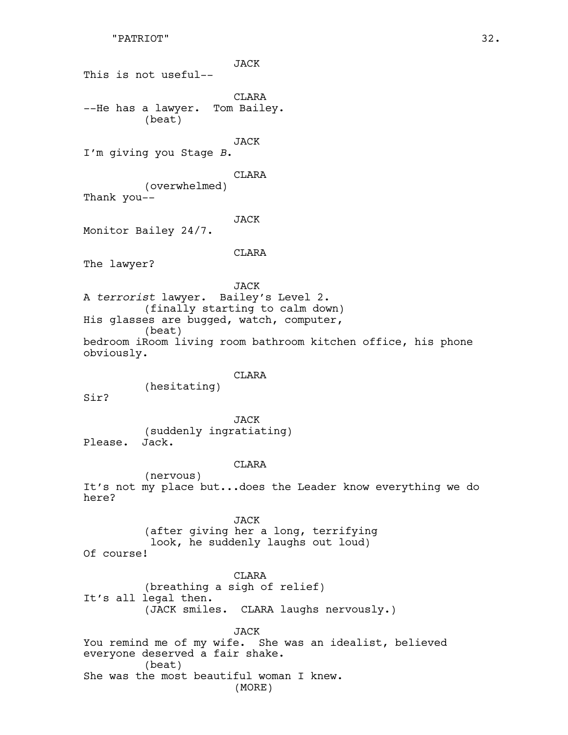JACK

This is not useful--

CLARA

--He has a lawyer. Tom Bailey.

(beat)

JACK

I'm giving you Stage *B*.

CLARA

(overwhelmed)

Thank you--

JACK

Monitor Bailey 24/7.

CLARA

The lawyer?

JACK

A *terrorist* lawyer. Bailey's Level 2.

(finally starting to calm down)

His glasses are bugged, watch, computer,

(beat)

bedroom iRoom living room bathroom kitchen office, his phone obviously.

CLARA

(hesitating)

Sir?

JACK

(suddenly ingratiating)

Please. Jack.

CLARA

(nervous)

It's not my place but...does the Leader know everything we do here?

JACK

(after giving her a long, terrifying look, he suddenly laughs out loud)

Of course!

CLARA

(breathing a sigh of relief)

It's all legal then.

(JACK smiles. CLARA laughs nervously.)

JACK

You remind me of my wife. She was an idealist, believed everyone deserved a fair shake.

(beat)

She was the most beautiful woman I knew.

(MORE)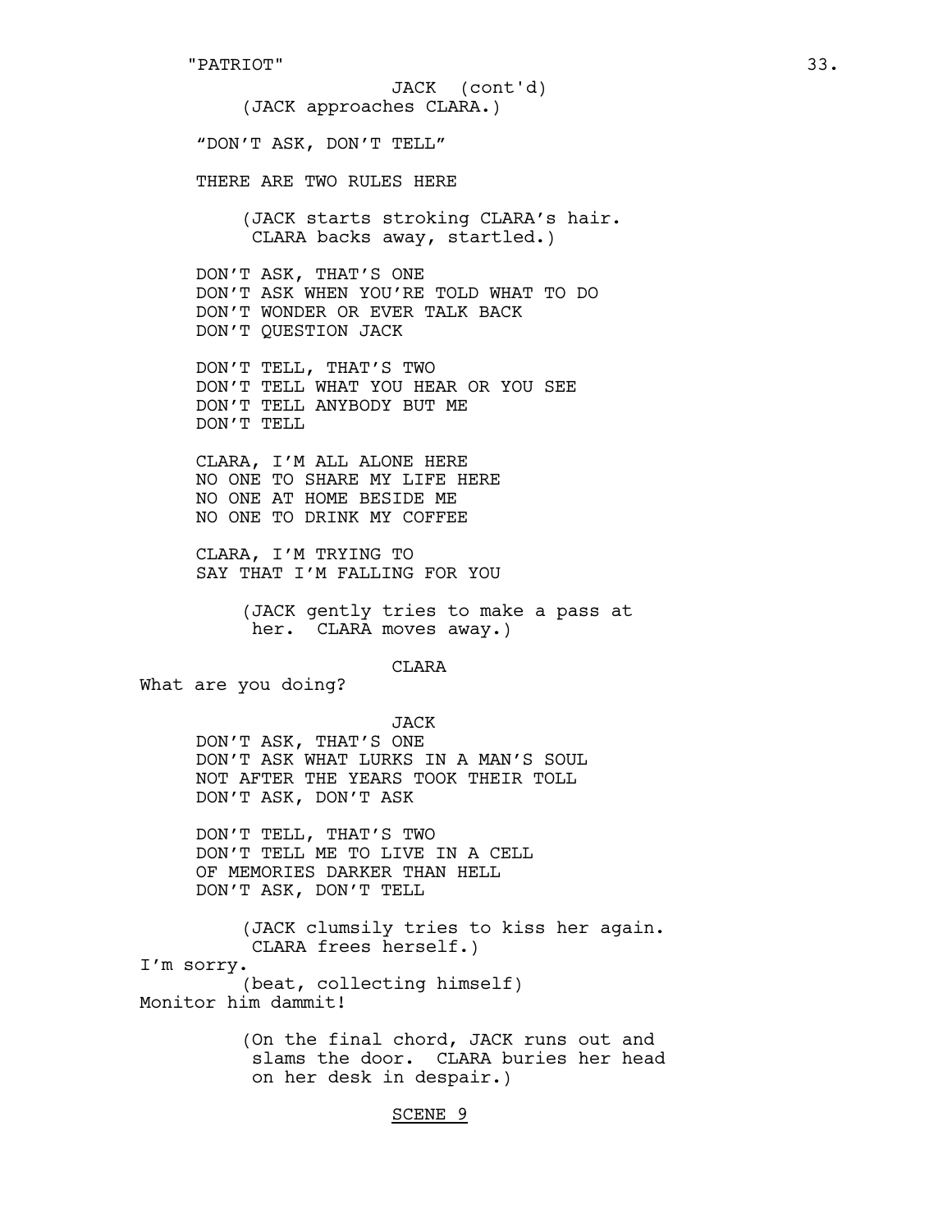JACK (cont'd)

(JACK approaches CLARA.)

"DON'T ASK, DON'T TELL"

THERE ARE TWO RULES HERE

(JACK starts stroking CLARA's hair. CLARA backs away, startled.)

DON'T ASK, THAT'S ONE
DON'T ASK WHEN YOU'RE TOLD WHAT TO DO
DON'T WONDER OR EVER TALK BACK
DON'T QUESTION JACK

DON'T TELL, THAT'S TWO
DON'T TELL WHAT YOU HEAR OR YOU SEE
DON'T TELL ANYBODY BUT ME
DON'T TELL

CLARA, I'M ALL ALONE HERE
NO ONE TO SHARE MY LIFE HERE
NO ONE AT HOME BESIDE ME
NO ONE TO DRINK MY COFFEE

CLARA, I'M TRYING TO
SAY THAT I'M FALLING FOR YOU

(JACK gently tries to make a pass at her. CLARA moves away.)

CLARA

What are you doing?

JACK

DON'T ASK, THAT'S ONE
DON'T ASK WHAT LURKS IN A MAN'S SOUL
NOT AFTER THE YEARS TOOK THEIR TOLL
DON'T ASK, DON'T ASK

DON'T TELL, THAT'S TWO
DON'T TELL ME TO LIVE IN A CELL
OF MEMORIES DARKER THAN HELL
DON'T ASK, DON'T TELL

(JACK clumsily tries to kiss her again. CLARA frees herself.)

I'm sorry.

(beat, collecting himself)

Monitor him dammit!

(On the final chord, JACK runs out and slams the door. CLARA buries her head on her desk in despair.)

<u>SCENE 9</u>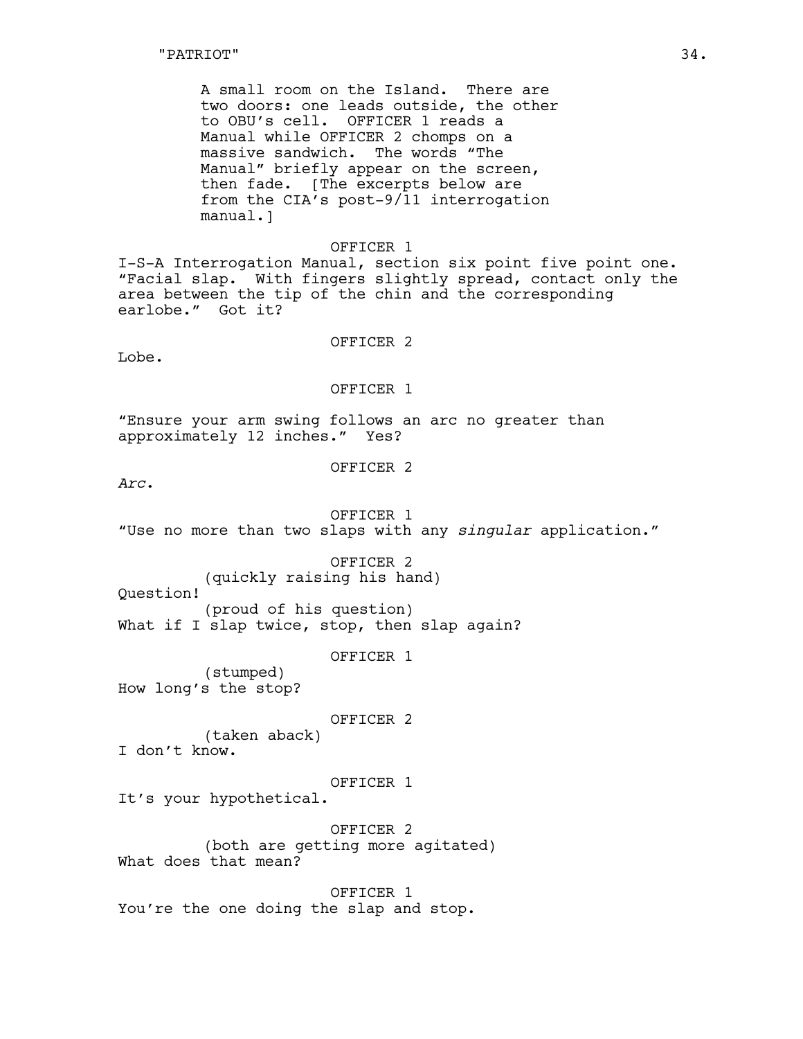A small room on the Island. There are two doors: one leads outside, the other to OBU's cell. OFFICER 1 reads a Manual while OFFICER 2 chomps on a massive sandwich. The words "The Manual" briefly appear on the screen, then fade. [The excerpts below are from the CIA's post-9/11 interrogation manual.]

OFFICER 1

I-S-A Interrogation Manual, section six point five point one. "Facial slap. With fingers slightly spread, contact only the area between the tip of the chin and the corresponding earlobe." Got it?

OFFICER 2

Lobe.

OFFICER 1

"Ensure your arm swing follows an arc no greater than approximately 12 inches." Yes?

OFFICER 2

*Arc*.

OFFICER 1

"Use no more than two slaps with any *singular* application."

OFFICER 2

(quickly raising his hand)

Question!

(proud of his question)

What if I slap twice, stop, then slap again?

OFFICER 1

(stumped)

How long's the stop?

OFFICER 2

(taken aback)

I don't know.

OFFICER 1

It's your hypothetical.

OFFICER 2

(both are getting more agitated)

What does that mean?

OFFICER 1

You're the one doing the slap and stop.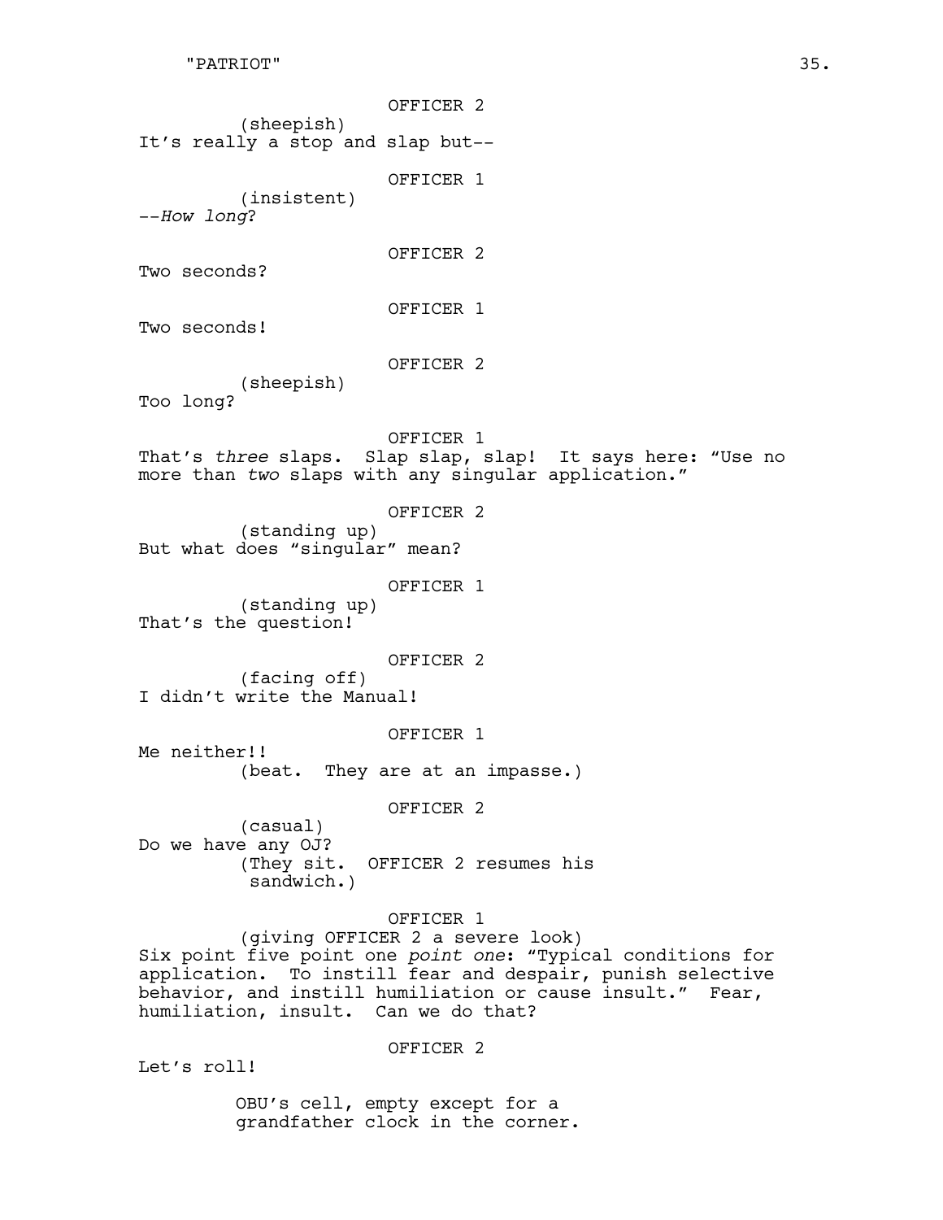OFFICER 2

(sheepish)

It's really a stop and slap but--

OFFICER 1

(insistent)

--*How long*?

OFFICER 2

Two seconds?

OFFICER 1

Two seconds!

OFFICER 2

(sheepish)

Too long?

OFFICER 1

That's *three* slaps. Slap slap, slap! It says here: "Use no more than *two* slaps with any singular application."

OFFICER 2

(standing up)

But what does "singular" mean?

OFFICER 1

(standing up)

That's the question!

OFFICER 2

(facing off)

I didn't write the Manual!

OFFICER 1

Me neither!!

(beat. They are at an impasse.)

OFFICER 2

(casual)

Do we have any OJ?

(They sit. OFFICER 2 resumes his sandwich.)

OFFICER 1

(giving OFFICER 2 a severe look)

Six point five point one *point one*: "Typical conditions for application. To instill fear and despair, punish selective behavior, and instill humiliation or cause insult." Fear, humiliation, insult. Can we do that?

OFFICER 2

Let's roll!

OBU's cell, empty except for a grandfather clock in the corner.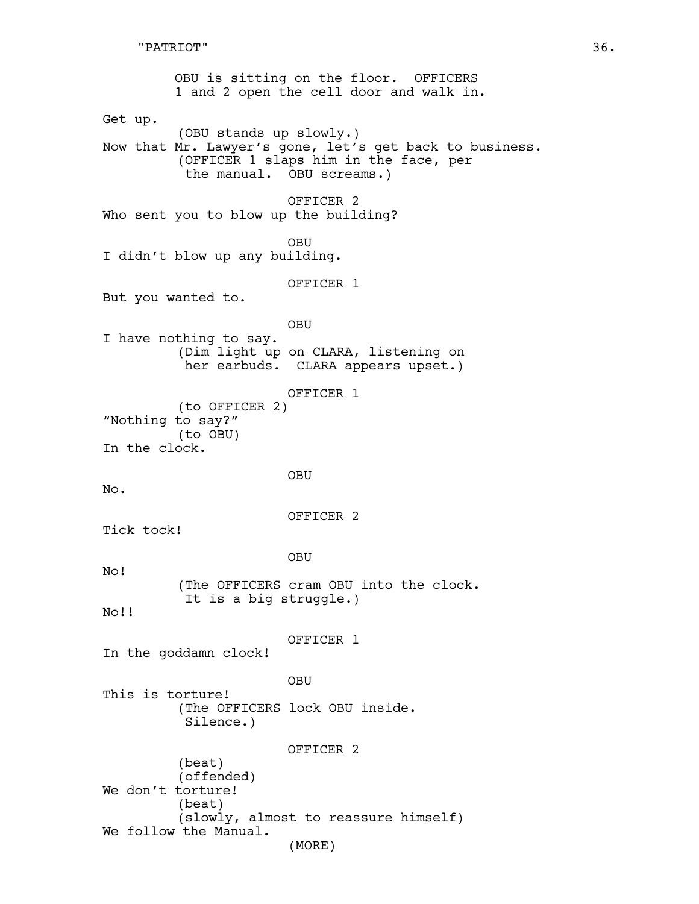OBU is sitting on the floor. OFFICERS 1 and 2 open the cell door and walk in.

Get up.

(OBU stands up slowly.)

Now that Mr. Lawyer's gone, let's get back to business.

(OFFICER 1 slaps him in the face, per the manual. OBU screams.)

OFFICER 2

Who sent you to blow up the building?

OBU

I didn't blow up any building.

OFFICER 1

But you wanted to.

OBU

I have nothing to say.

(Dim light up on CLARA, listening on her earbuds. CLARA appears upset.)

OFFICER 1

(to OFFICER 2)

"Nothing to say?"

(to OBU)

In the clock.

OBU

No.

OFFICER 2

Tick tock!

OBU

No!

(The OFFICERS cram OBU into the clock. It is a big struggle.)

No!!

OFFICER 1

In the goddamn clock!

OBU

This is torture!

(The OFFICERS lock OBU inside. Silence.)

OFFICER 2

(beat)

(offended)

We don't torture!

(beat)

(slowly, almost to reassure himself)

We follow the Manual.

(MORE)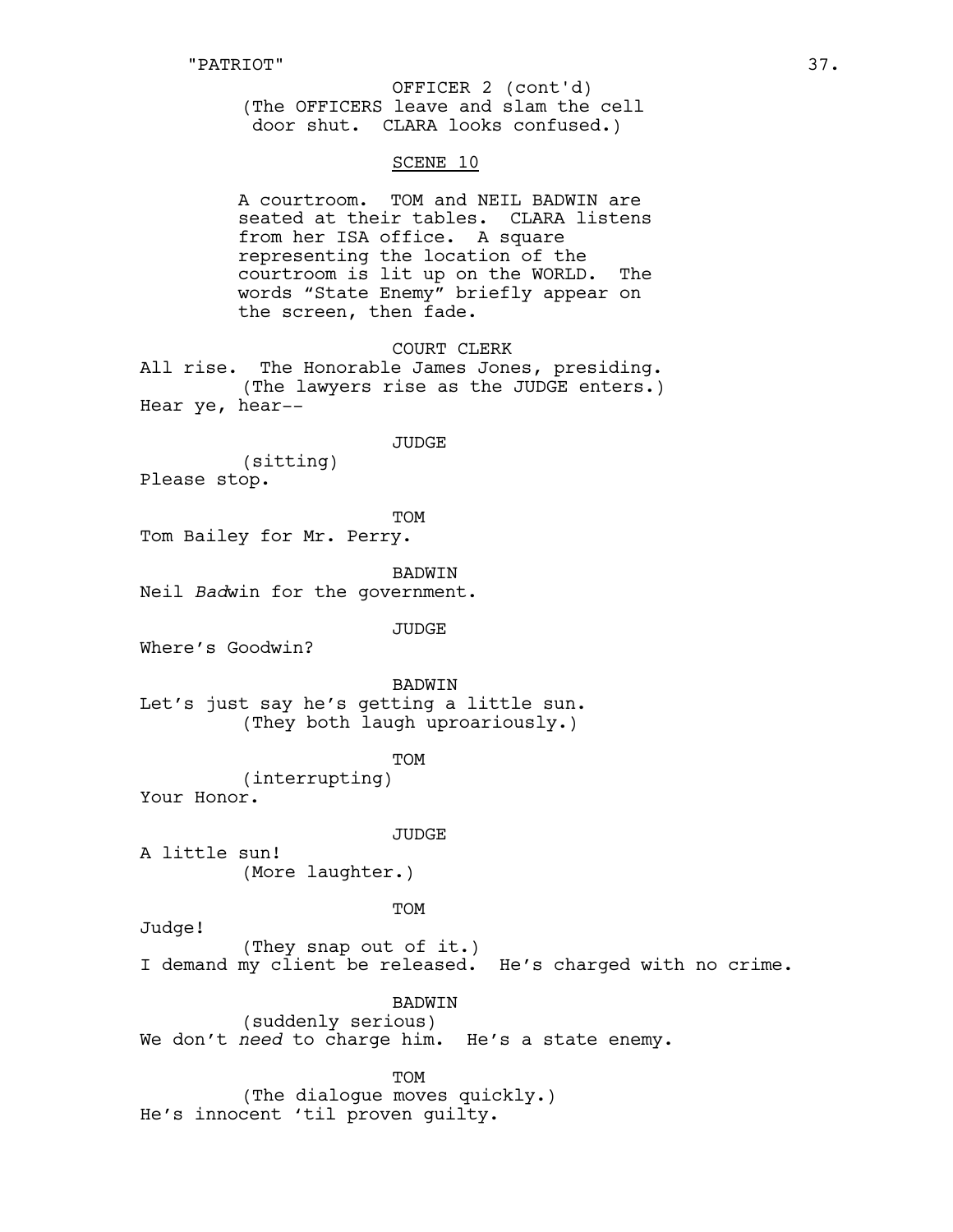OFFICER 2 (cont'd)
(The OFFICERS leave and slam the cell door shut. CLARA looks confused.)

SCENE 10

A courtroom. TOM and NEIL BADWIN are seated at their tables. CLARA listens from her ISA office. A square representing the location of the courtroom is lit up on the WORLD. The words "State Enemy" briefly appear on the screen, then fade.

COURT CLERK
All rise. The Honorable James Jones, presiding.
(The lawyers rise as the JUDGE enters.)
Hear ye, hear--

JUDGE
(sitting)
Please stop.

TOM
Tom Bailey for Mr. Perry.

BADWIN
Neil *Bad*win for the government.

JUDGE
Where's Goodwin?

BADWIN
Let's just say he's getting a little sun.
(They both laugh uproariously.)

TOM
(interrupting)
Your Honor.

JUDGE
A little sun!
(More laughter.)

TOM
Judge!
(They snap out of it.)
I demand my client be released. He's charged with no crime.

BADWIN
(suddenly serious)
We don't *need* to charge him. He's a state enemy.

TOM
(The dialogue moves quickly.)
He's innocent 'til proven guilty.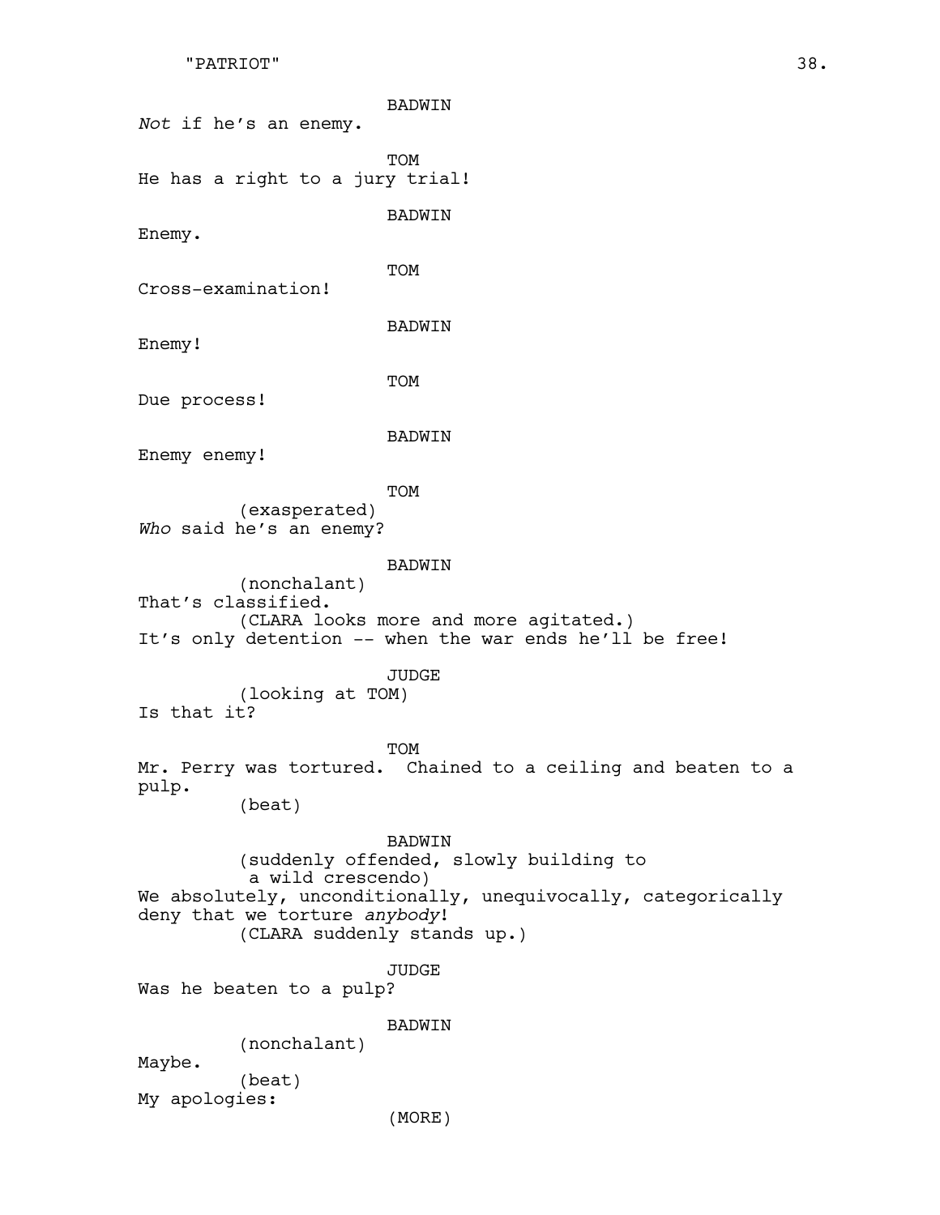BADWIN

*Not* if he's an enemy.

TOM

He has a right to a jury trial!

BADWIN

Enemy.

TOM

Cross-examination!

BADWIN

Enemy!

TOM

Due process!

BADWIN

Enemy enemy!

TOM

(exasperated)

*Who* said he's an enemy?

BADWIN

(nonchalant)

That's classified.

(CLARA looks more and more agitated.)

It's only detention -- when the war ends he'll be free!

JUDGE

(looking at TOM)

Is that it?

TOM

Mr. Perry was tortured.  Chained to a ceiling and beaten to a pulp.

(beat)

BADWIN

(suddenly offended, slowly building to a wild crescendo)

We absolutely, unconditionally, unequivocally, categorically deny that we torture *anybody*!

(CLARA suddenly stands up.)

JUDGE

Was he beaten to a pulp?

BADWIN

(nonchalant)

Maybe.

(beat)

My apologies:

(MORE)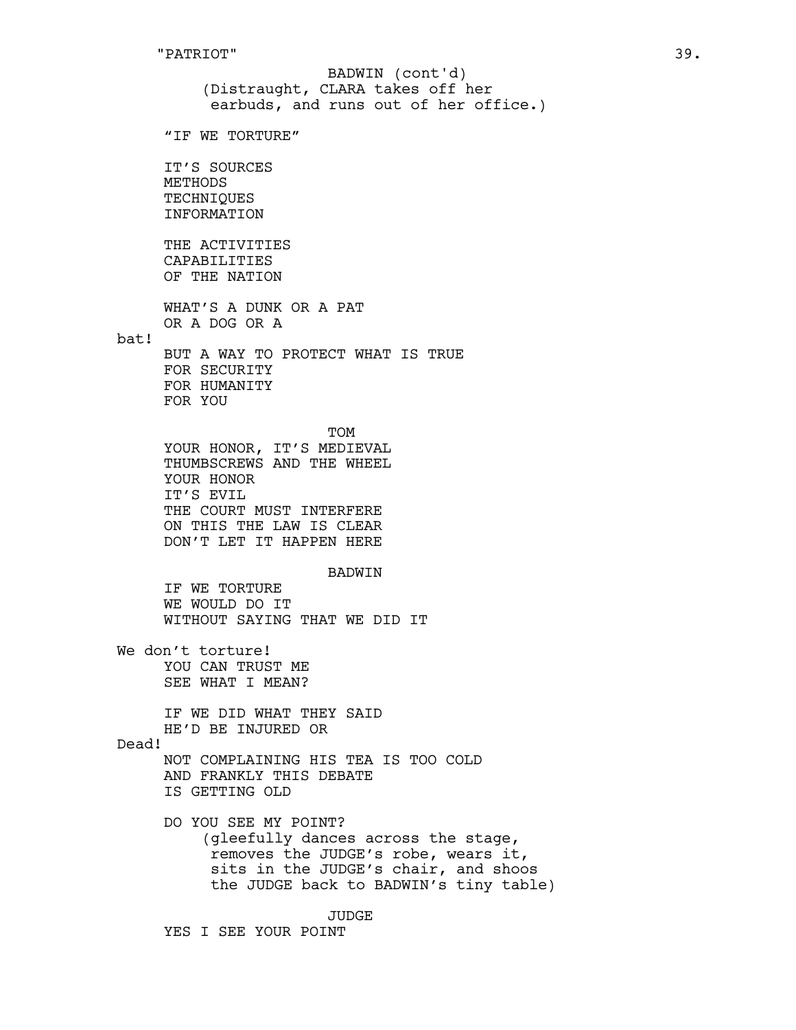BADWIN (cont'd)

(Distraught, CLARA takes off her earbuds, and runs out of her office.)

"IF WE TORTURE"

IT'S SOURCES  
METHODS  
TECHNIQUES  
INFORMATION

THE ACTIVITIES  
CAPABILITIES  
OF THE NATION

WHAT'S A DUNK OR A PAT  
OR A DOG OR A

bat!

BUT A WAY TO PROTECT WHAT IS TRUE  
FOR SECURITY  
FOR HUMANITY  
FOR YOU

TOM

YOUR HONOR, IT'S MEDIEVAL  
THUMBSCREWS AND THE WHEEL  
YOUR HONOR  
IT'S EVIL  
THE COURT MUST INTERFERE  
ON THIS THE LAW IS CLEAR  
DON'T LET IT HAPPEN HERE

BADWIN

IF WE TORTURE  
WE WOULD DO IT  
WITHOUT SAYING THAT WE DID IT

We don't torture!

YOU CAN TRUST ME  
SEE WHAT I MEAN?

IF WE DID WHAT THEY SAID  
HE'D BE INJURED OR

Dead!

NOT COMPLAINING HIS TEA IS TOO COLD  
AND FRANKLY THIS DEBATE  
IS GETTING OLD

DO YOU SEE MY POINT?

(gleefully dances across the stage, removes the JUDGE's robe, wears it, sits in the JUDGE's chair, and shoos the JUDGE back to BADWIN's tiny table)

JUDGE

YES I SEE YOUR POINT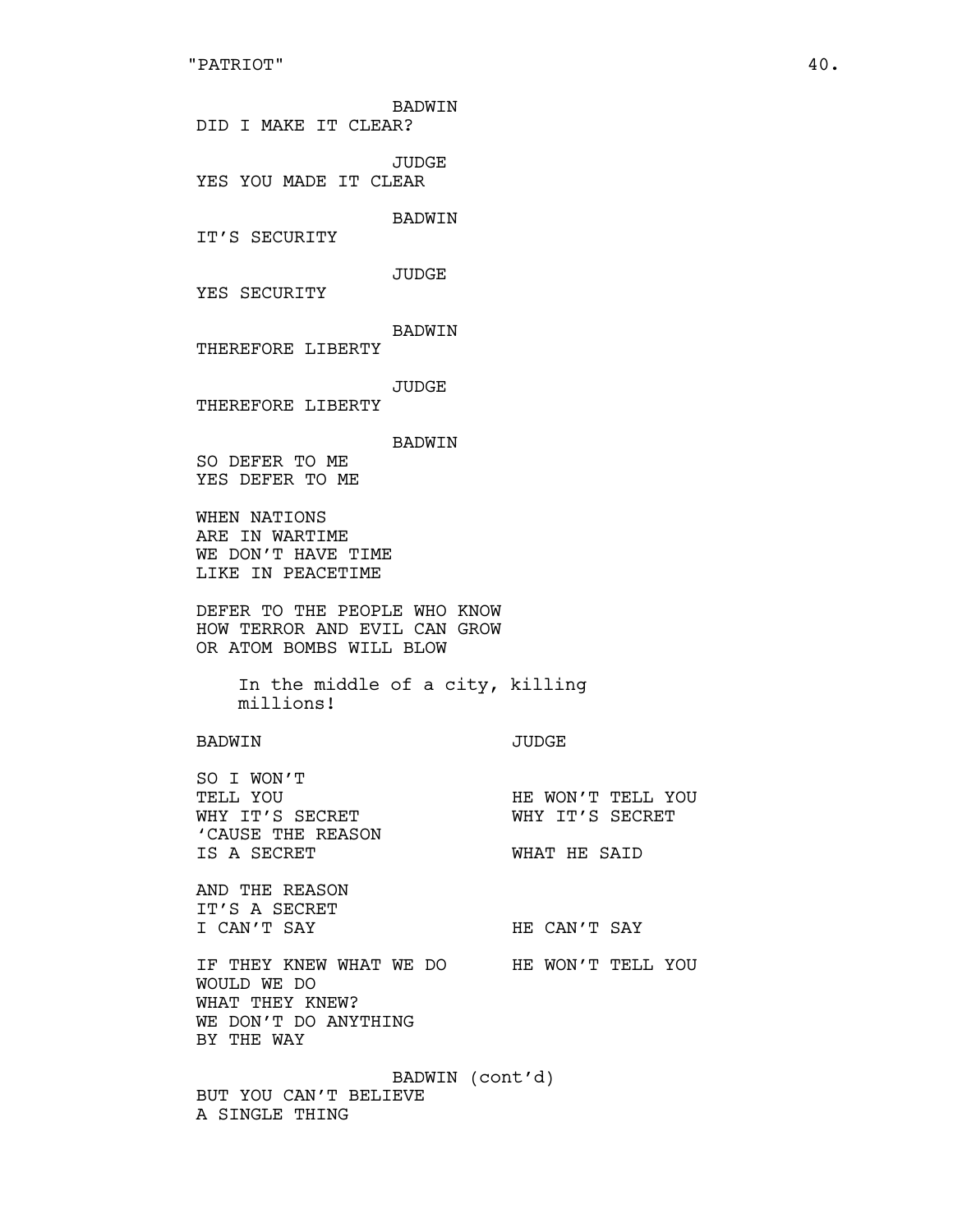BADWIN
DID I MAKE IT CLEAR?

JUDGE
YES YOU MADE IT CLEAR

BADWIN
IT'S SECURITY

JUDGE
YES SECURITY

BADWIN
THEREFORE LIBERTY

JUDGE
THEREFORE LIBERTY

BADWIN
SO DEFER TO ME
YES DEFER TO ME

WHEN NATIONS
ARE IN WARTIME
WE DON'T HAVE TIME
LIKE IN PEACETIME

DEFER TO THE PEOPLE WHO KNOW
HOW TERROR AND EVIL CAN GROW
OR ATOM BOMBS WILL BLOW

In the middle of a city, killing millions!

| BADWIN | JUDGE |
| --- | --- |
| SO I WON'T | |
| TELL YOU | HE WON'T TELL YOU |
| WHY IT'S SECRET | WHY IT'S SECRET |
| 'CAUSE THE REASON | |
| IS A SECRET | WHAT HE SAID |
| AND THE REASON | |
| IT'S A SECRET | |
| I CAN'T SAY | HE CAN'T SAY |
| IF THEY KNEW WHAT WE DO | HE WON'T TELL YOU |
| WOULD WE DO | |
| WHAT THEY KNEW? | |
| WE DON'T DO ANYTHING | |
| BY THE WAY | |

BADWIN (cont'd)
BUT YOU CAN'T BELIEVE
A SINGLE THING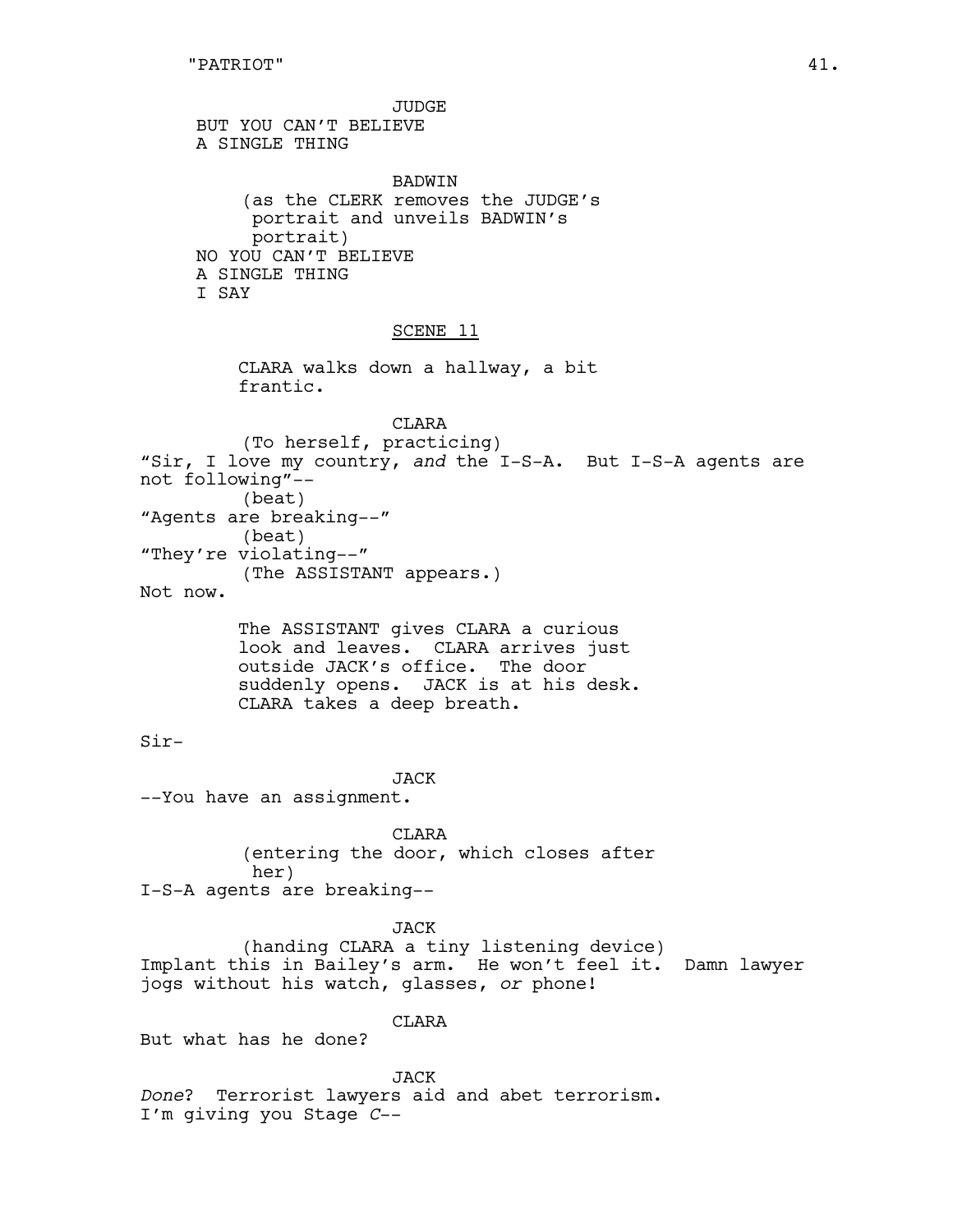JUDGE
BUT YOU CAN'T BELIEVE
A SINGLE THING

BADWIN
(as the CLERK removes the JUDGE's portrait and unveils BADWIN's portrait)
NO YOU CAN'T BELIEVE
A SINGLE THING
I SAY

SCENE 11

CLARA walks down a hallway, a bit frantic.

CLARA
(To herself, practicing)
"Sir, I love my country, *and* the I-S-A. But I-S-A agents are not following"--
(beat)
"Agents are breaking--"
(beat)
"They're violating--"
(The ASSISTANT appears.)
Not now.

The ASSISTANT gives CLARA a curious look and leaves. CLARA arrives just outside JACK's office. The door suddenly opens. JACK is at his desk. CLARA takes a deep breath.

Sir-

JACK
--You have an assignment.

CLARA
(entering the door, which closes after her)
I-S-A agents are breaking--

JACK
(handing CLARA a tiny listening device)
Implant this in Bailey's arm. He won't feel it. Damn lawyer jogs without his watch, glasses, *or* phone!

CLARA
But what has he done?

JACK
*Done*? Terrorist lawyers aid and abet terrorism. I'm giving you Stage *C*--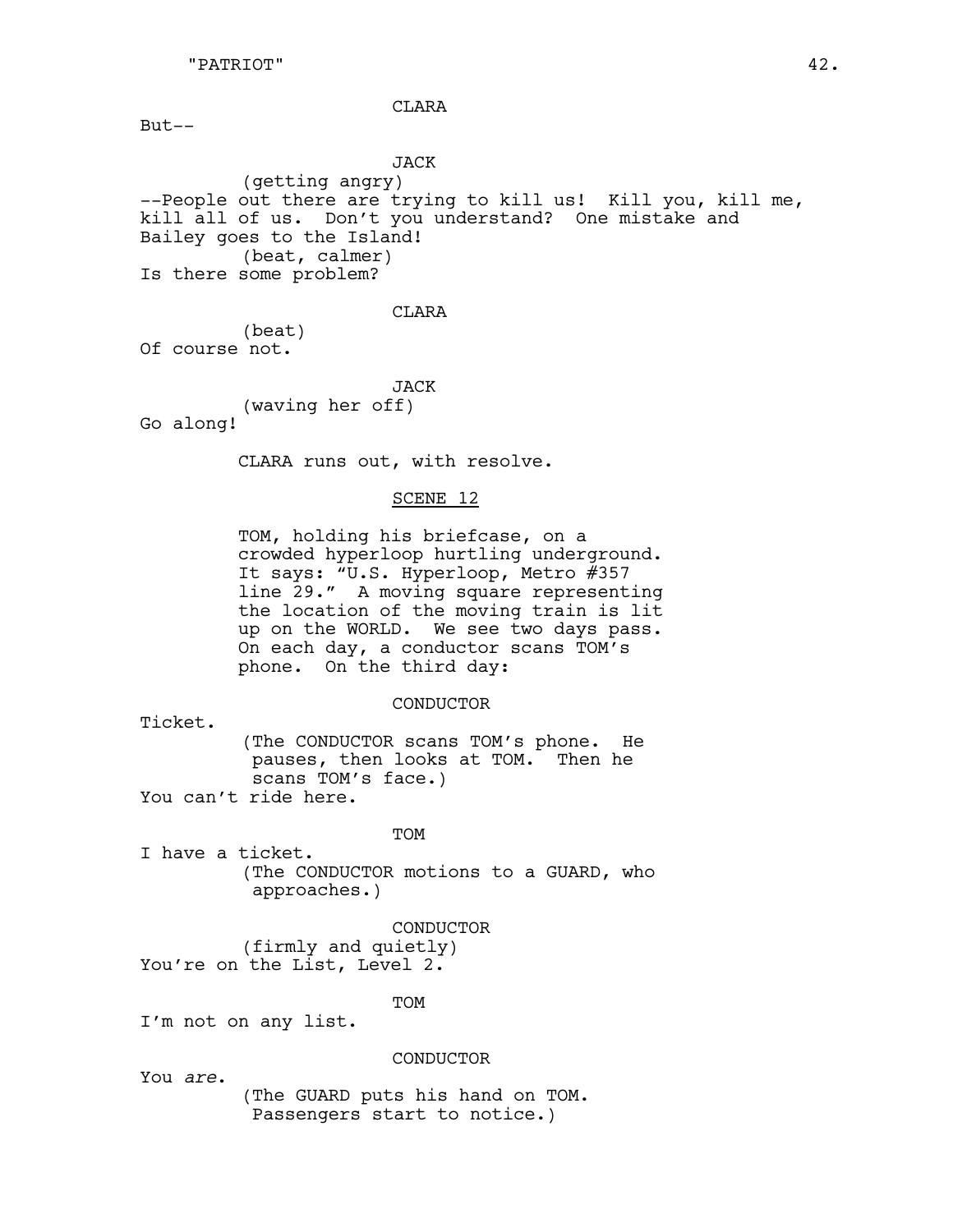CLARA

But--

JACK

(getting angry)

--People out there are trying to kill us! Kill you, kill me, kill all of us. Don't you understand? One mistake and Bailey goes to the Island!

(beat, calmer)

Is there some problem?

CLARA

(beat)

Of course not.

JACK

(waving her off)

Go along!

CLARA runs out, with resolve.

SCENE 12

TOM, holding his briefcase, on a crowded hyperloop hurtling underground. It says: "U.S. Hyperloop, Metro #357 line 29." A moving square representing the location of the moving train is lit up on the WORLD. We see two days pass. On each day, a conductor scans TOM's phone. On the third day:

CONDUCTOR

Ticket.

(The CONDUCTOR scans TOM's phone. He pauses, then looks at TOM. Then he scans TOM's face.)

You can't ride here.

TOM

I have a ticket.

(The CONDUCTOR motions to a GUARD, who approaches.)

CONDUCTOR

(firmly and quietly)

You're on the List, Level 2.

TOM

I'm not on any list.

CONDUCTOR

You *are*.

(The GUARD puts his hand on TOM. Passengers start to notice.)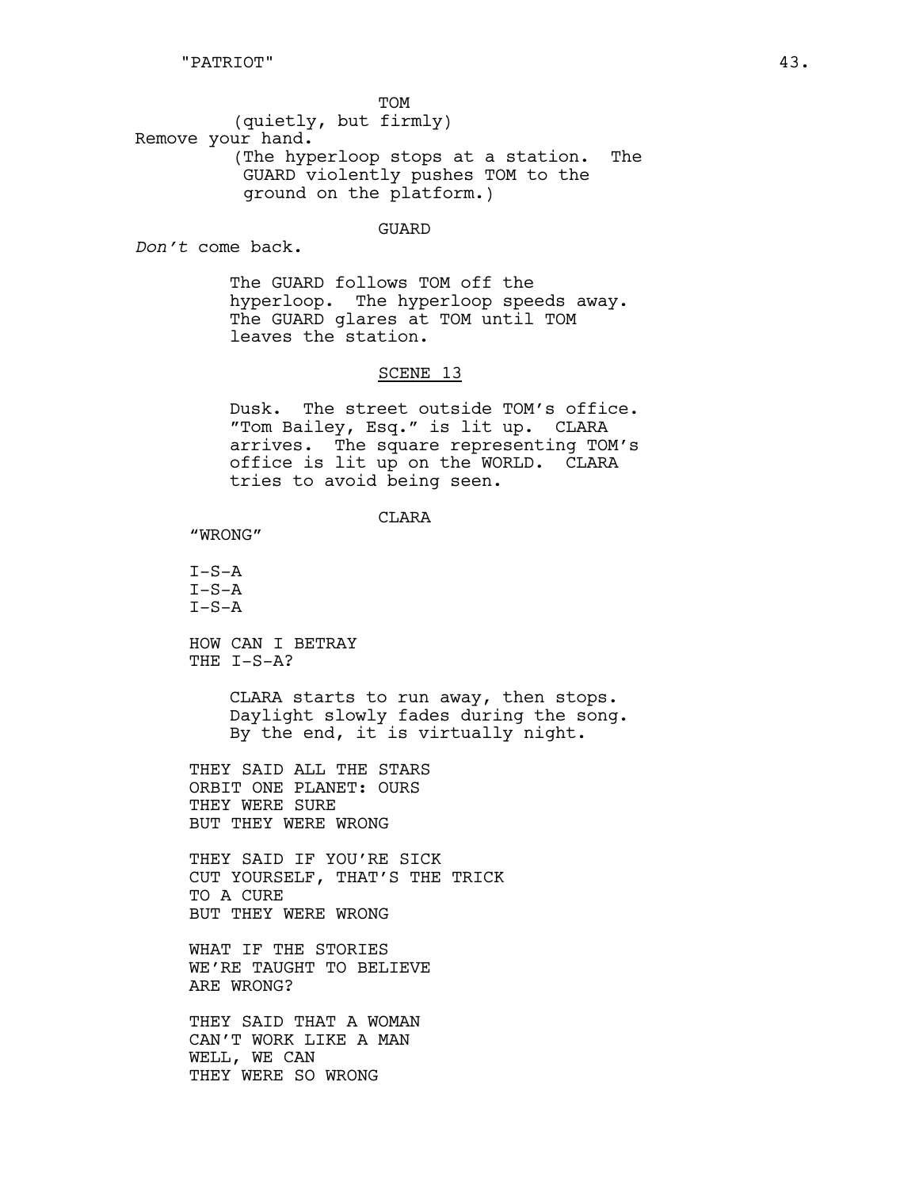TOM

(quietly, but firmly)

Remove your hand.

(The hyperloop stops at a station. The GUARD violently pushes TOM to the ground on the platform.)

GUARD

*Don't* come back.

The GUARD follows TOM off the hyperloop. The hyperloop speeds away. The GUARD glares at TOM until TOM leaves the station.

SCENE 13

Dusk. The street outside TOM's office. "Tom Bailey, Esq." is lit up. CLARA arrives. The square representing TOM's office is lit up on the WORLD. CLARA tries to avoid being seen.

CLARA

"WRONG"

I-S-A
I-S-A
I-S-A

HOW CAN I BETRAY
THE I-S-A?

CLARA starts to run away, then stops. Daylight slowly fades during the song. By the end, it is virtually night.

THEY SAID ALL THE STARS
ORBIT ONE PLANET: OURS
THEY WERE SURE
BUT THEY WERE WRONG

THEY SAID IF YOU'RE SICK
CUT YOURSELF, THAT'S THE TRICK
TO A CURE
BUT THEY WERE WRONG

WHAT IF THE STORIES
WE'RE TAUGHT TO BELIEVE
ARE WRONG?

THEY SAID THAT A WOMAN
CAN'T WORK LIKE A MAN
WELL, WE CAN
THEY WERE SO WRONG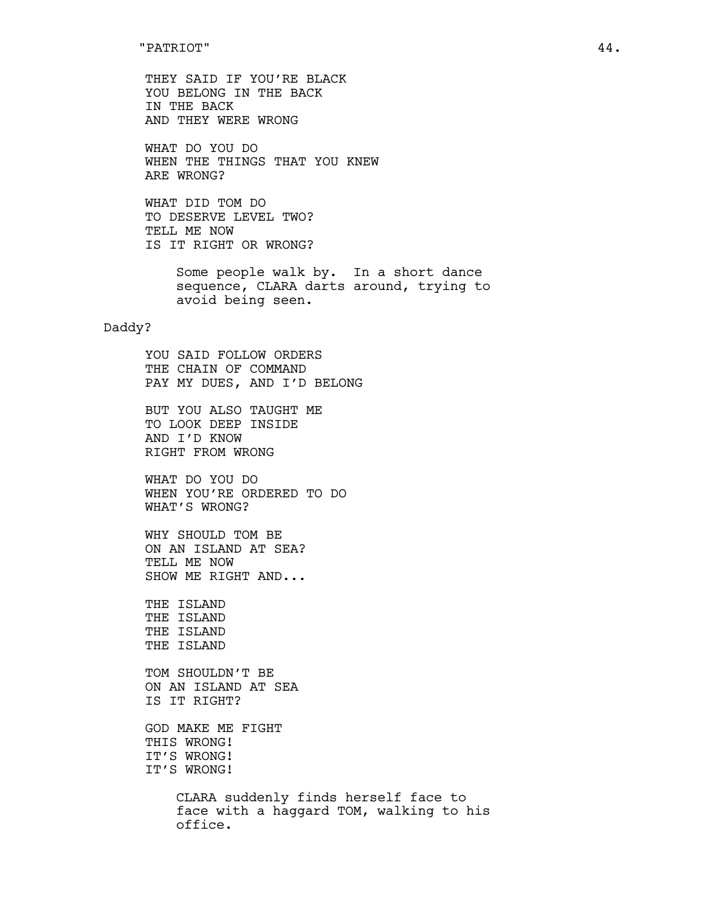THEY SAID IF YOU'RE BLACK
YOU BELONG IN THE BACK
IN THE BACK
AND THEY WERE WRONG

WHAT DO YOU DO
WHEN THE THINGS THAT YOU KNEW
ARE WRONG?

WHAT DID TOM DO
TO DESERVE LEVEL TWO?
TELL ME NOW
IS IT RIGHT OR WRONG?

Some people walk by. In a short dance sequence, CLARA darts around, trying to avoid being seen.

Daddy?

YOU SAID FOLLOW ORDERS
THE CHAIN OF COMMAND
PAY MY DUES, AND I'D BELONG

BUT YOU ALSO TAUGHT ME
TO LOOK DEEP INSIDE
AND I'D KNOW
RIGHT FROM WRONG

WHAT DO YOU DO
WHEN YOU'RE ORDERED TO DO
WHAT'S WRONG?

WHY SHOULD TOM BE
ON AN ISLAND AT SEA?
TELL ME NOW
SHOW ME RIGHT AND...

THE ISLAND
THE ISLAND
THE ISLAND
THE ISLAND

TOM SHOULDN'T BE
ON AN ISLAND AT SEA
IS IT RIGHT?

GOD MAKE ME FIGHT
THIS WRONG!
IT'S WRONG!
IT'S WRONG!

CLARA suddenly finds herself face to face with a haggard TOM, walking to his office.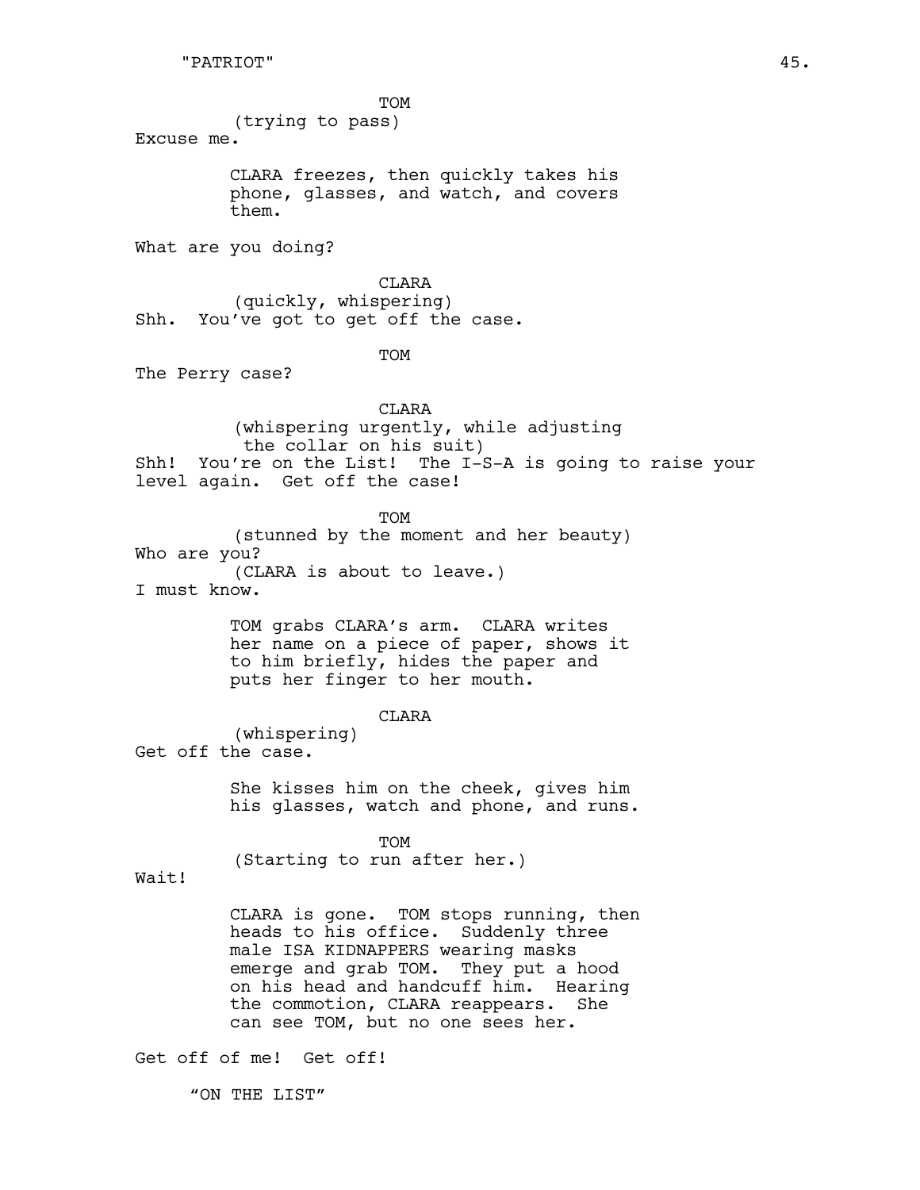TOM
(trying to pass)
Excuse me.

CLARA freezes, then quickly takes his phone, glasses, and watch, and covers them.

What are you doing?

CLARA
(quickly, whispering)
Shh. You've got to get off the case.

TOM
The Perry case?

CLARA
(whispering urgently, while adjusting the collar on his suit)
Shh! You're on the List! The I-S-A is going to raise your level again. Get off the case!

TOM
(stunned by the moment and her beauty)
Who are you?
(CLARA is about to leave.)
I must know.

TOM grabs CLARA's arm. CLARA writes her name on a piece of paper, shows it to him briefly, hides the paper and puts her finger to her mouth.

CLARA
(whispering)
Get off the case.

She kisses him on the cheek, gives him his glasses, watch and phone, and runs.

TOM
(Starting to run after her.)
Wait!

CLARA is gone. TOM stops running, then heads to his office. Suddenly three male ISA KIDNAPPERS wearing masks emerge and grab TOM. They put a hood on his head and handcuff him. Hearing the commotion, CLARA reappears. She can see TOM, but no one sees her.

Get off of me! Get off!

"ON THE LIST"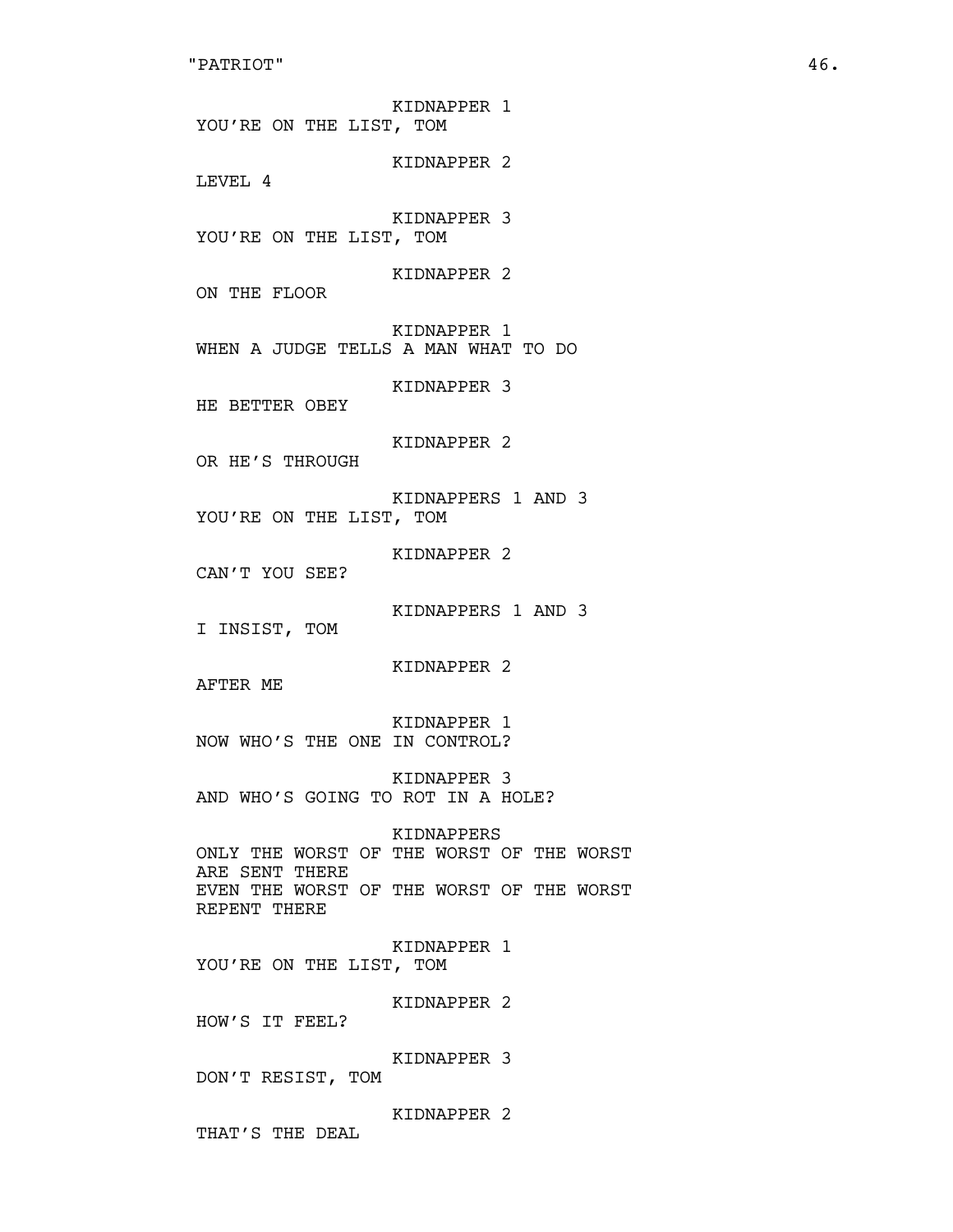KIDNAPPER 1

YOU'RE ON THE LIST, TOM

KIDNAPPER 2

LEVEL 4

KIDNAPPER 3

YOU'RE ON THE LIST, TOM

KIDNAPPER 2

ON THE FLOOR

KIDNAPPER 1

WHEN A JUDGE TELLS A MAN WHAT TO DO

KIDNAPPER 3

HE BETTER OBEY

KIDNAPPER 2

OR HE'S THROUGH

KIDNAPPERS 1 AND 3

YOU'RE ON THE LIST, TOM

KIDNAPPER 2

CAN'T YOU SEE?

KIDNAPPERS 1 AND 3

I INSIST, TOM

KIDNAPPER 2

AFTER ME

KIDNAPPER 1

NOW WHO'S THE ONE IN CONTROL?

KIDNAPPER 3

AND WHO'S GOING TO ROT IN A HOLE?

KIDNAPPERS

ONLY THE WORST OF THE WORST OF THE WORST
ARE SENT THERE
EVEN THE WORST OF THE WORST OF THE WORST
REPENT THERE

KIDNAPPER 1

YOU'RE ON THE LIST, TOM

KIDNAPPER 2

HOW'S IT FEEL?

KIDNAPPER 3

DON'T RESIST, TOM

KIDNAPPER 2

THAT'S THE DEAL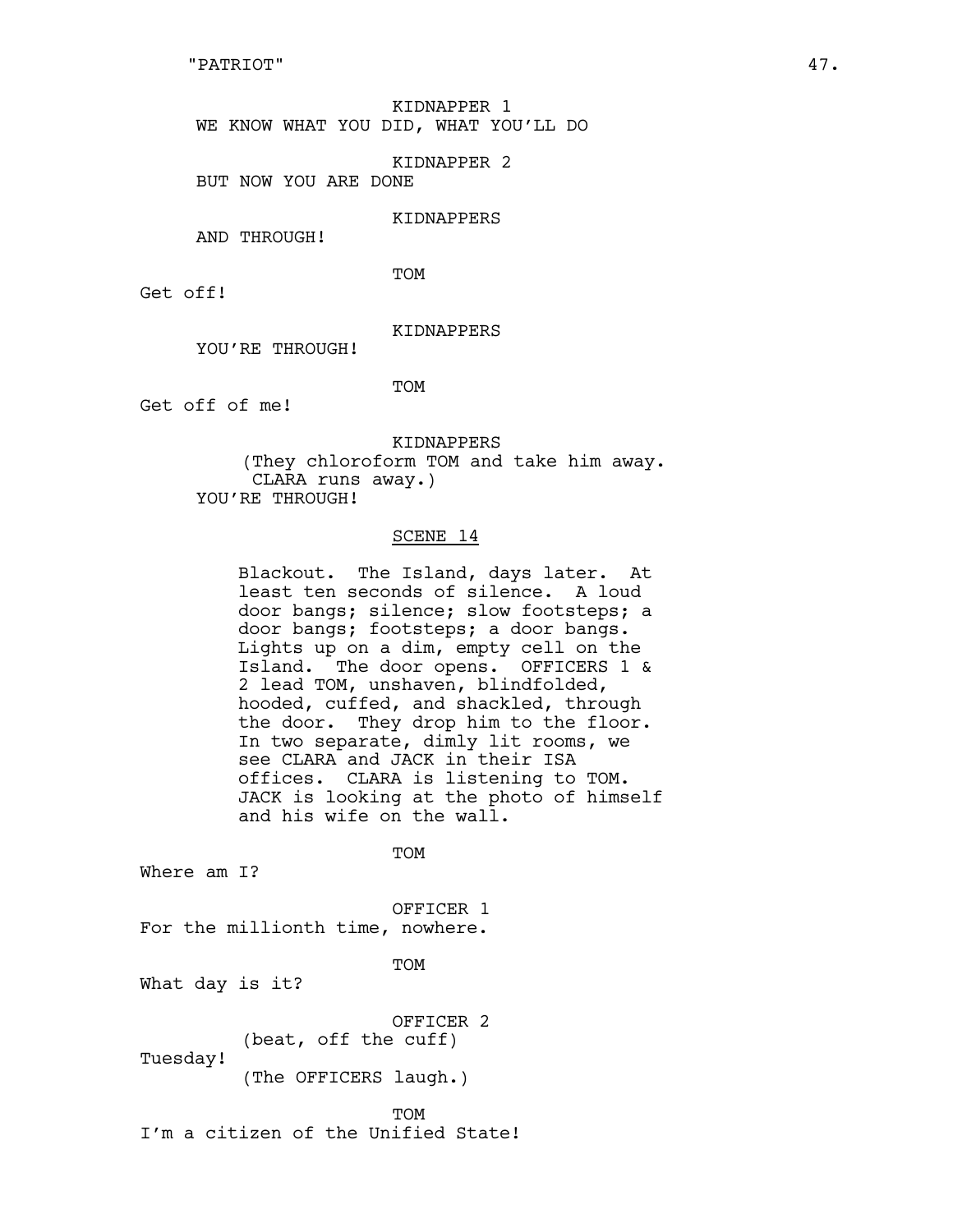KIDNAPPER 1

WE KNOW WHAT YOU DID, WHAT YOU'LL DO

KIDNAPPER 2

BUT NOW YOU ARE DONE

KIDNAPPERS

AND THROUGH!

TOM

Get off!

KIDNAPPERS

YOU'RE THROUGH!

TOM

Get off of me!

KIDNAPPERS

(They chloroform TOM and take him away. CLARA runs away.)

YOU'RE THROUGH!

SCENE 14

Blackout. The Island, days later. At least ten seconds of silence. A loud door bangs; silence; slow footsteps; a door bangs; footsteps; a door bangs. Lights up on a dim, empty cell on the Island. The door opens. OFFICERS 1 & 2 lead TOM, unshaven, blindfolded, hooded, cuffed, and shackled, through the door. They drop him to the floor. In two separate, dimly lit rooms, we see CLARA and JACK in their ISA offices. CLARA is listening to TOM. JACK is looking at the photo of himself and his wife on the wall.

TOM

Where am I?

OFFICER 1

For the millionth time, nowhere.

TOM

What day is it?

OFFICER 2

(beat, off the cuff)

Tuesday!

(The OFFICERS laugh.)

TOM

I'm a citizen of the Unified State!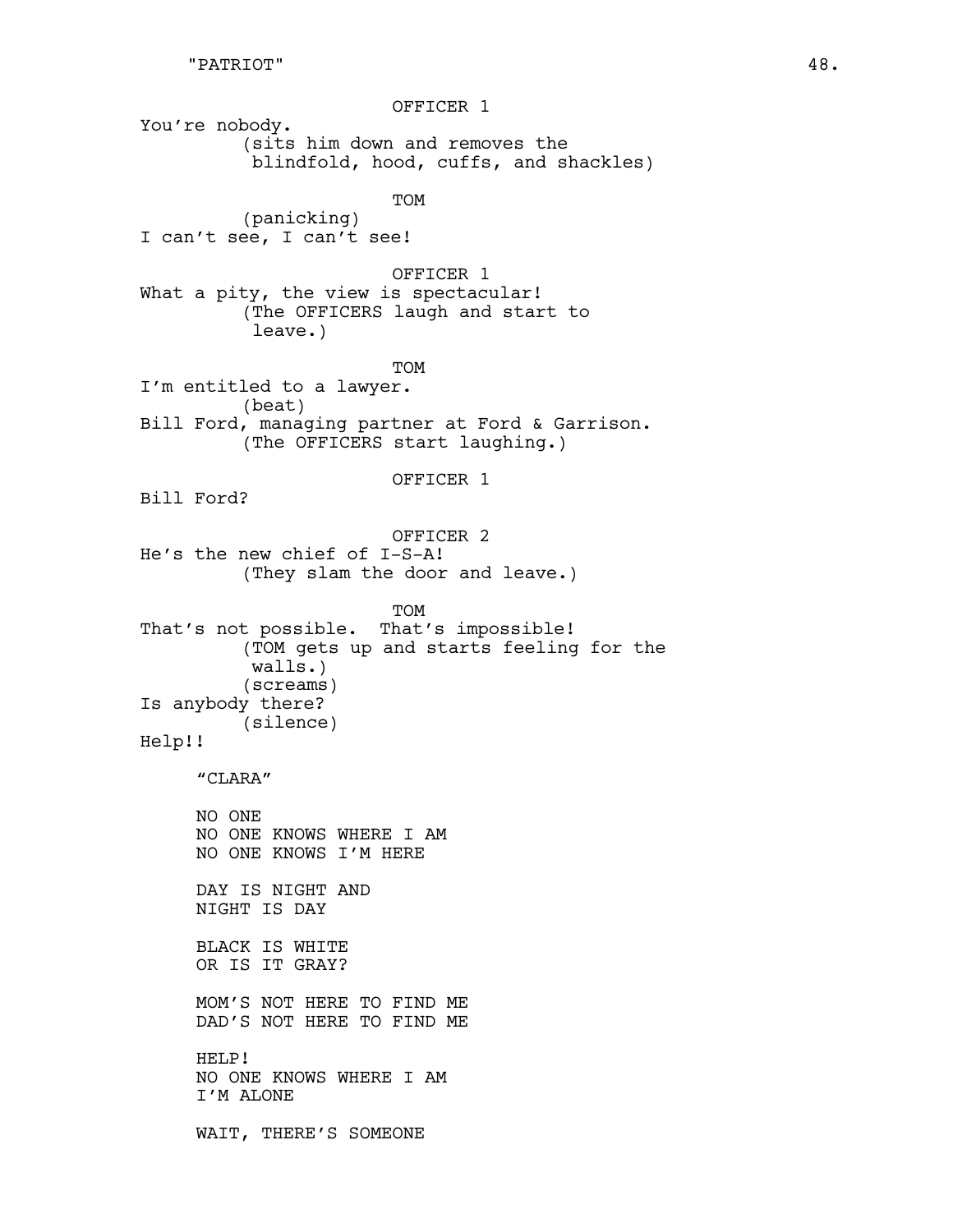OFFICER 1

You're nobody.

(sits him down and removes the blindfold, hood, cuffs, and shackles)

TOM

(panicking)

I can't see, I can't see!

OFFICER 1

What a pity, the view is spectacular!

(The OFFICERS laugh and start to leave.)

TOM

I'm entitled to a lawyer.

(beat)

Bill Ford, managing partner at Ford & Garrison.

(The OFFICERS start laughing.)

OFFICER 1

Bill Ford?

OFFICER 2

He's the new chief of I-S-A!

(They slam the door and leave.)

TOM

That's not possible. That's impossible!

(TOM gets up and starts feeling for the walls.)

(screams)

Is anybody there?

(silence)

Help!!

"CLARA"

NO ONE
NO ONE KNOWS WHERE I AM
NO ONE KNOWS I'M HERE

DAY IS NIGHT AND
NIGHT IS DAY

BLACK IS WHITE
OR IS IT GRAY?

MOM'S NOT HERE TO FIND ME
DAD'S NOT HERE TO FIND ME

HELP!
NO ONE KNOWS WHERE I AM
I'M ALONE

WAIT, THERE'S SOMEONE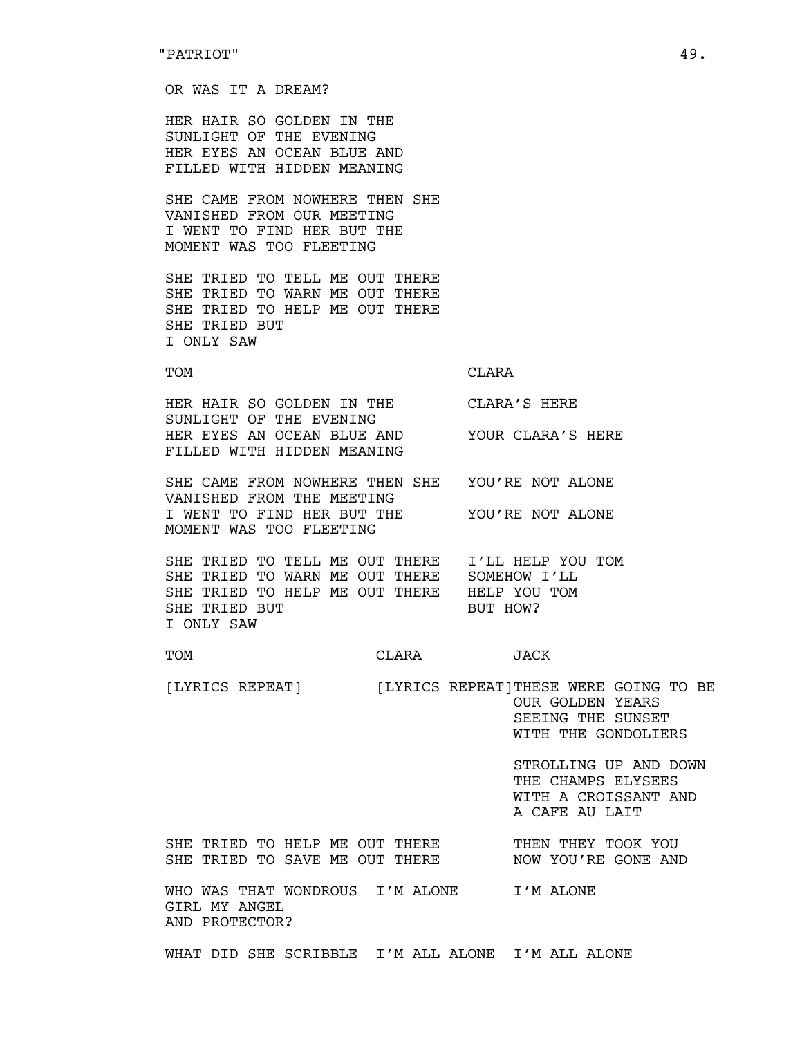OR WAS IT A DREAM?

HER HAIR SO GOLDEN IN THE
SUNLIGHT OF THE EVENING
HER EYES AN OCEAN BLUE AND
FILLED WITH HIDDEN MEANING

SHE CAME FROM NOWHERE THEN SHE
VANISHED FROM OUR MEETING
I WENT TO FIND HER BUT THE
MOMENT WAS TOO FLEETING

SHE TRIED TO TELL ME OUT THERE
SHE TRIED TO WARN ME OUT THERE
SHE TRIED TO HELP ME OUT THERE
SHE TRIED BUT
I ONLY SAW

| TOM | CLARA |
|---|---|
| HER HAIR SO GOLDEN IN THE SUNLIGHT OF THE EVENING | CLARA'S HERE |
| HER EYES AN OCEAN BLUE AND FILLED WITH HIDDEN MEANING | YOUR CLARA'S HERE |
| SHE CAME FROM NOWHERE THEN SHE VANISHED FROM THE MEETING | YOU'RE NOT ALONE |
| I WENT TO FIND HER BUT THE MOMENT WAS TOO FLEETING | YOU'RE NOT ALONE |
| SHE TRIED TO TELL ME OUT THERE<br>SHE TRIED TO WARN ME OUT THERE<br>SHE TRIED TO HELP ME OUT THERE<br>SHE TRIED BUT<br>I ONLY SAW | I'LL HELP YOU TOM<br>SOMEHOW I'LL<br>HELP YOU TOM<br>BUT HOW? |

| TOM | CLARA | JACK |
|---|---|---|
| [LYRICS REPEAT] | [LYRICS REPEAT] | THESE WERE GOING TO BE OUR GOLDEN YEARS SEEING THE SUNSET WITH THE GONDOLIERS |
| | | STROLLING UP AND DOWN THE CHAMPS ELYSEES WITH A CROISSANT AND A CAFE AU LAIT |
| SHE TRIED TO HELP ME OUT THERE<br>SHE TRIED TO SAVE ME OUT THERE | | THEN THEY TOOK YOU<br>NOW YOU'RE GONE AND |
| WHO WAS THAT WONDROUS GIRL MY ANGEL AND PROTECTOR? | I'M ALONE | I'M ALONE |
| WHAT DID SHE SCRIBBLE | I'M ALL ALONE | I'M ALL ALONE |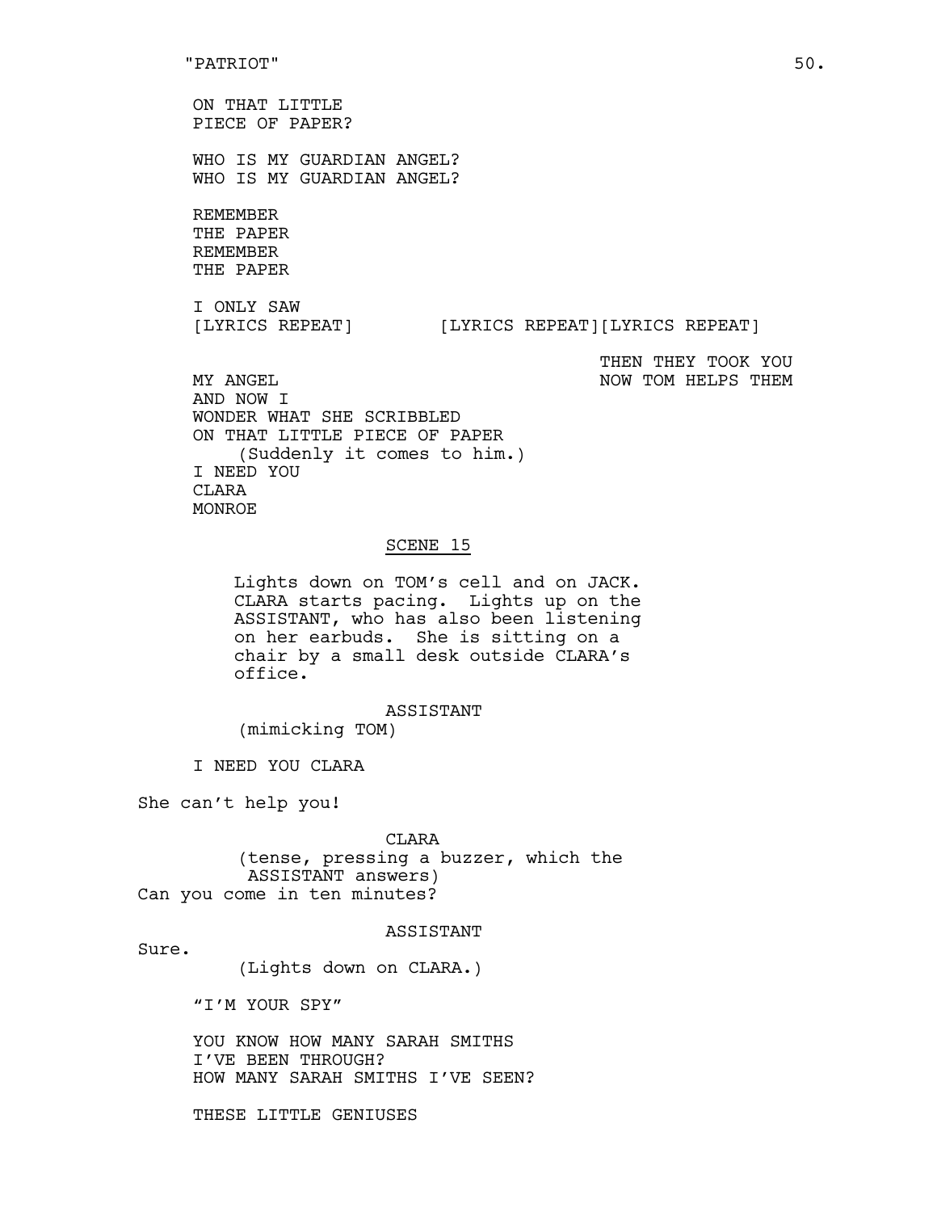ON THAT LITTLE
PIECE OF PAPER?

WHO IS MY GUARDIAN ANGEL?
WHO IS MY GUARDIAN ANGEL?

REMEMBER
THE PAPER
REMEMBER
THE PAPER

I ONLY SAW
[LYRICS REPEAT]        [LYRICS REPEAT][LYRICS REPEAT]

THEN THEY TOOK YOU
NOW TOM HELPS THEM

MY ANGEL
AND NOW I
WONDER WHAT SHE SCRIBBLED
ON THAT LITTLE PIECE OF PAPER
(Suddenly it comes to him.)
I NEED YOU
CLARA
MONROE

SCENE 15

Lights down on TOM's cell and on JACK. CLARA starts pacing. Lights up on the ASSISTANT, who has also been listening on her earbuds. She is sitting on a chair by a small desk outside CLARA's office.

ASSISTANT
(mimicking TOM)

I NEED YOU CLARA

She can't help you!

CLARA
(tense, pressing a buzzer, which the ASSISTANT answers)
Can you come in ten minutes?

ASSISTANT
Sure.
(Lights down on CLARA.)

"I'M YOUR SPY"

YOU KNOW HOW MANY SARAH SMITHS
I'VE BEEN THROUGH?
HOW MANY SARAH SMITHS I'VE SEEN?

THESE LITTLE GENIUSES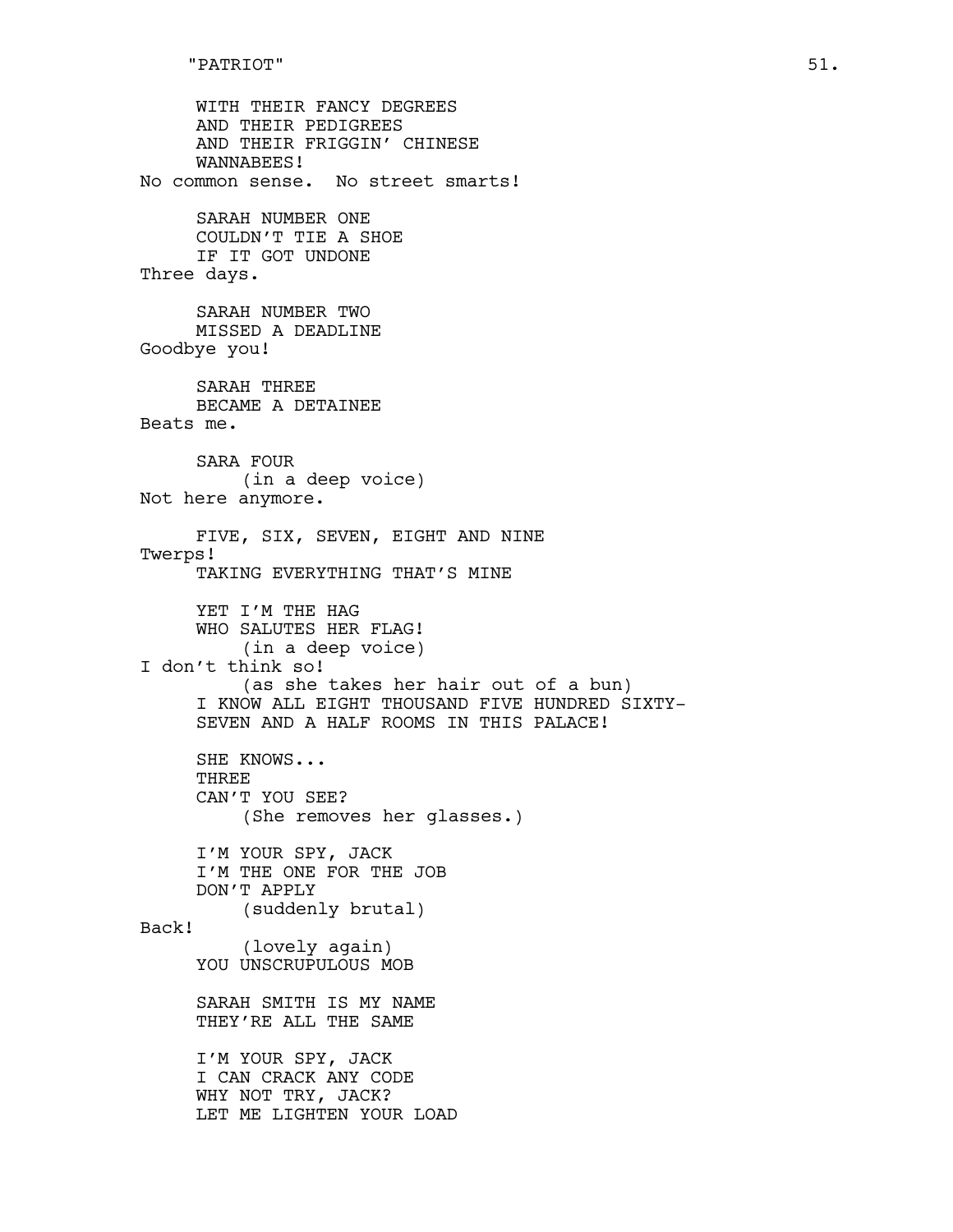WITH THEIR FANCY DEGREES
AND THEIR PEDIGREES
AND THEIR FRIGGIN' CHINESE
WANNABEES!

No common sense. No street smarts!

SARAH NUMBER ONE
COULDN'T TIE A SHOE
IF IT GOT UNDONE

Three days.

SARAH NUMBER TWO
MISSED A DEADLINE

Goodbye you!

SARAH THREE
BECAME A DETAINEE

Beats me.

SARA FOUR
(in a deep voice)

Not here anymore.

FIVE, SIX, SEVEN, EIGHT AND NINE

Twerps!

TAKING EVERYTHING THAT'S MINE

YET I'M THE HAG
WHO SALUTES HER FLAG!
(in a deep voice)

I don't think so!

(as she takes her hair out of a bun)
I KNOW ALL EIGHT THOUSAND FIVE HUNDRED SIXTY-
SEVEN AND A HALF ROOMS IN THIS PALACE!

SHE KNOWS...
THREE
CAN'T YOU SEE?
(She removes her glasses.)

I'M YOUR SPY, JACK
I'M THE ONE FOR THE JOB
DON'T APPLY
(suddenly brutal)

Back!

(lovely again)
YOU UNSCRUPULOUS MOB

SARAH SMITH IS MY NAME
THEY'RE ALL THE SAME

I'M YOUR SPY, JACK
I CAN CRACK ANY CODE
WHY NOT TRY, JACK?
LET ME LIGHTEN YOUR LOAD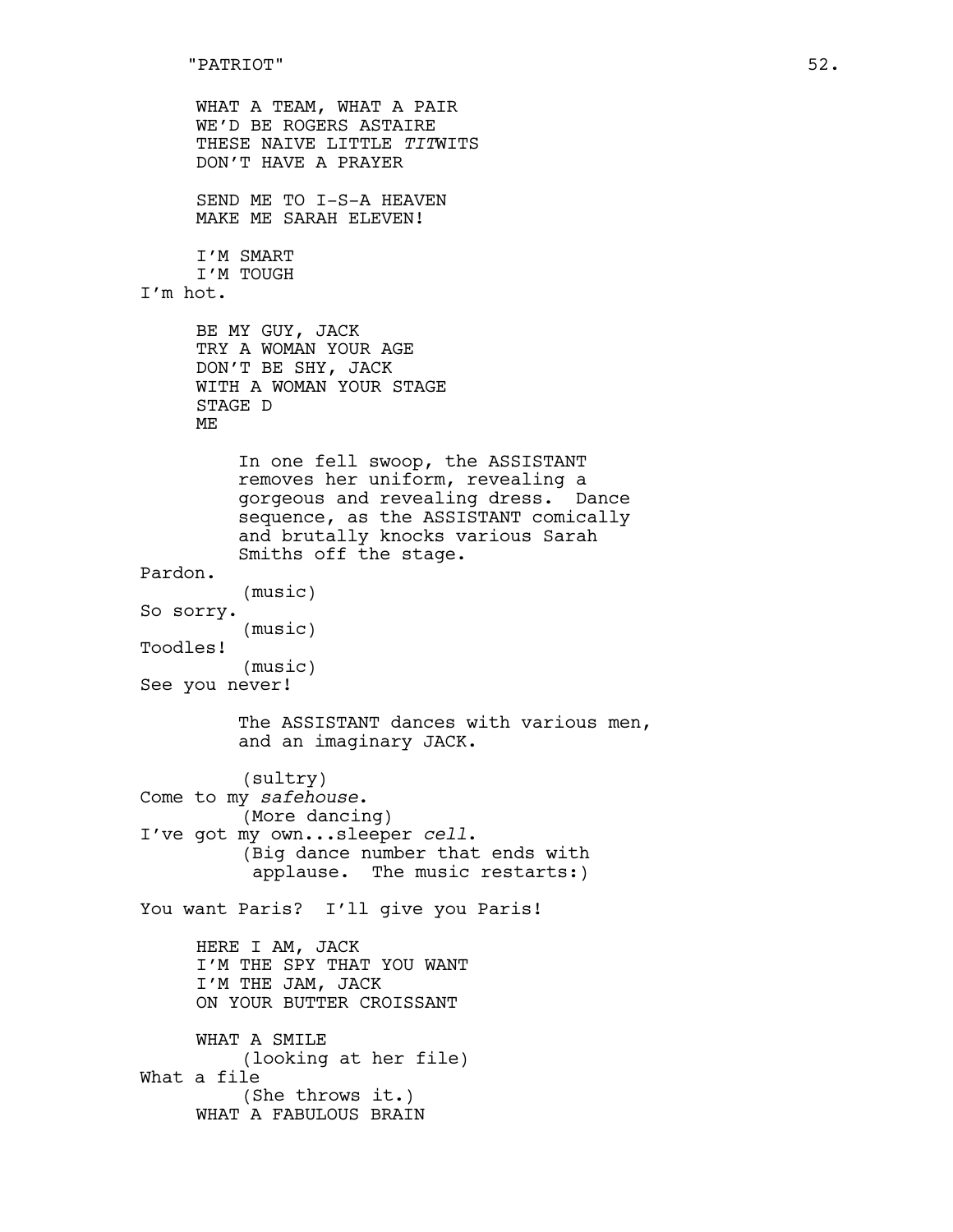WHAT A TEAM, WHAT A PAIR
WE'D BE ROGERS ASTAIRE
THESE NAIVE LITTLE *TIT*WITS
DON'T HAVE A PRAYER

SEND ME TO I-S-A HEAVEN
MAKE ME SARAH ELEVEN!

I'M SMART
I'M TOUGH

I'm hot.

BE MY GUY, JACK
TRY A WOMAN YOUR AGE
DON'T BE SHY, JACK
WITH A WOMAN YOUR STAGE
STAGE D
ME

In one fell swoop, the ASSISTANT removes her uniform, revealing a gorgeous and revealing dress. Dance sequence, as the ASSISTANT comically and brutally knocks various Sarah Smiths off the stage.

Pardon.

(music)

So sorry.

(music)

Toodles!

(music)

See you never!

The ASSISTANT dances with various men, and an imaginary JACK.

(sultry)

Come to my *safehouse*.

(More dancing)

I've got my own...sleeper *cell*.

(Big dance number that ends with applause. The music restarts:)

You want Paris? I'll give you Paris!

HERE I AM, JACK
I'M THE SPY THAT YOU WANT
I'M THE JAM, JACK
ON YOUR BUTTER CROISSANT

WHAT A SMILE

(looking at her file)

What a file

(She throws it.)

WHAT A FABULOUS BRAIN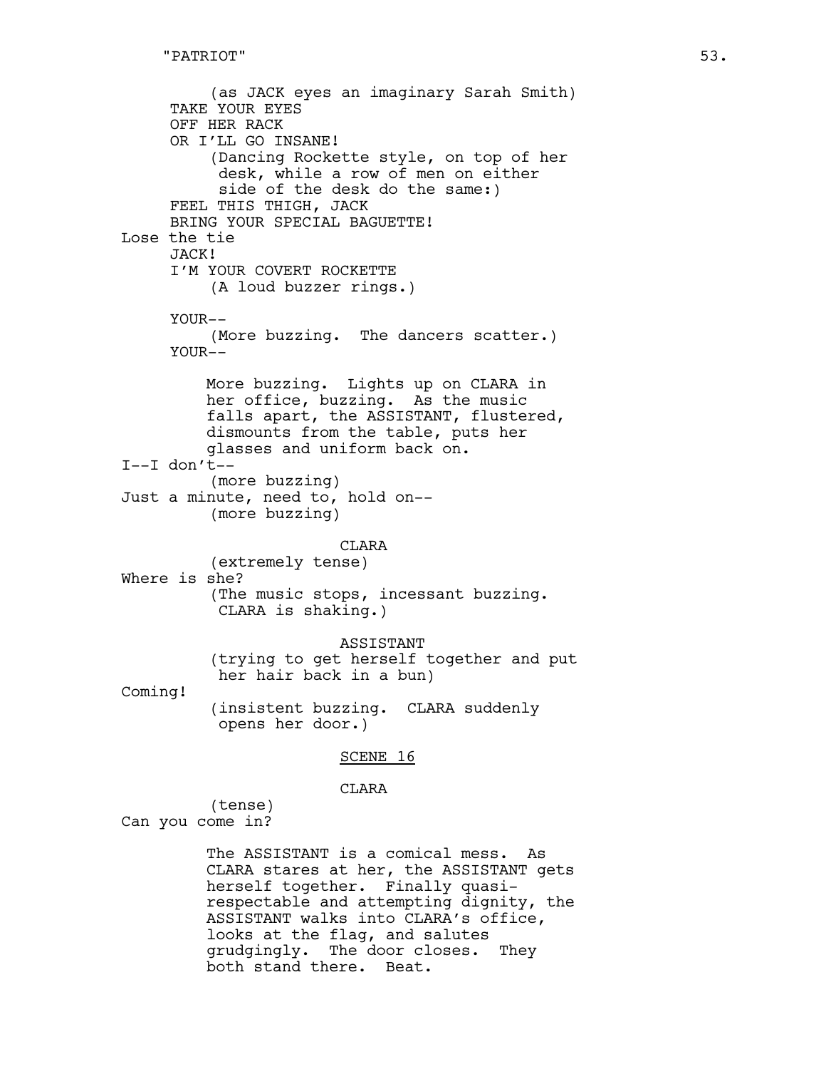(as JACK eyes an imaginary Sarah Smith)
TAKE YOUR EYES
OFF HER RACK
OR I'LL GO INSANE!

(Dancing Rockette style, on top of her desk, while a row of men on either side of the desk do the same:)

FEEL THIS THIGH, JACK
BRING YOUR SPECIAL BAGUETTE!

Lose the tie
JACK!
I'M YOUR COVERT ROCKETTE

(A loud buzzer rings.)

YOUR--

(More buzzing. The dancers scatter.)

YOUR--

More buzzing. Lights up on CLARA in her office, buzzing. As the music falls apart, the ASSISTANT, flustered, dismounts from the table, puts her glasses and uniform back on.

I--I don't--

(more buzzing)

Just a minute, need to, hold on--

(more buzzing)

CLARA

(extremely tense)

Where is she?

(The music stops, incessant buzzing. CLARA is shaking.)

ASSISTANT

(trying to get herself together and put her hair back in a bun)

Coming!

(insistent buzzing. CLARA suddenly opens her door.)

<u>SCENE 16</u>

CLARA

(tense)

Can you come in?

The ASSISTANT is a comical mess. As CLARA stares at her, the ASSISTANT gets herself together. Finally quasi-respectable and attempting dignity, the ASSISTANT walks into CLARA's office, looks at the flag, and salutes grudgingly. The door closes. They both stand there. Beat.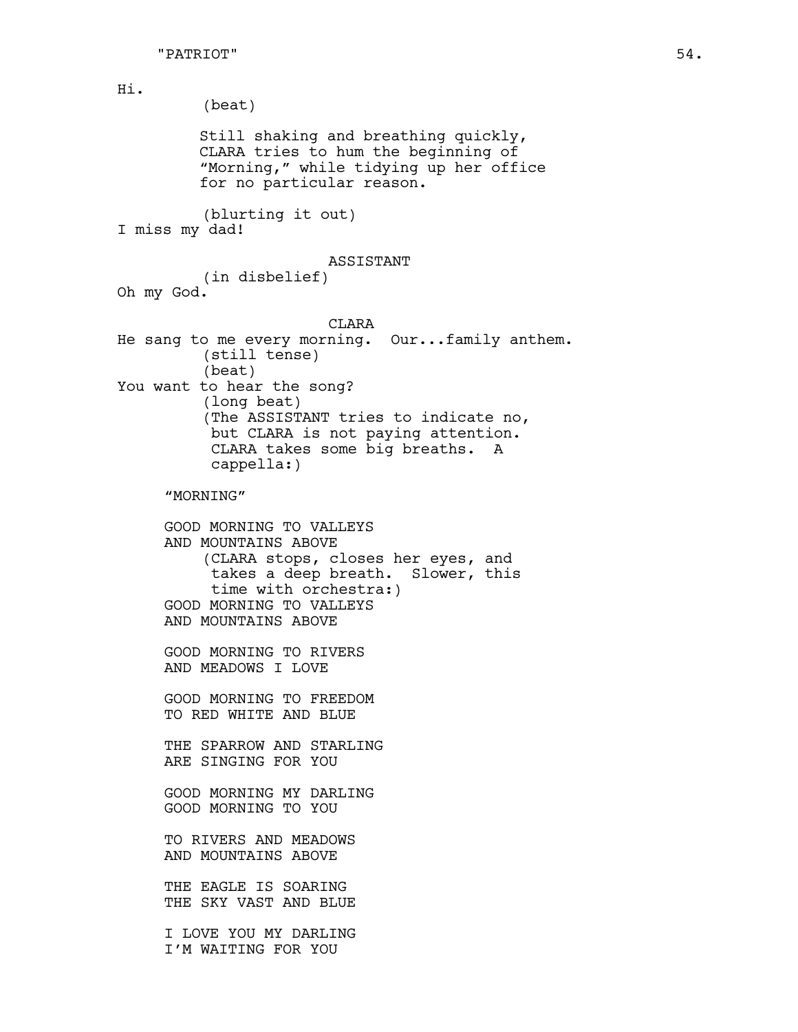Hi.

(beat)

Still shaking and breathing quickly, CLARA tries to hum the beginning of "Morning," while tidying up her office for no particular reason.

(blurting it out)

I miss my dad!

ASSISTANT

(in disbelief)

Oh my God.

CLARA

He sang to me every morning. Our...family anthem.

(still tense)

(beat)

You want to hear the song?

(long beat)

(The ASSISTANT tries to indicate no, but CLARA is not paying attention. CLARA takes some big breaths. A cappella:)

"MORNING"

GOOD MORNING TO VALLEYS
AND MOUNTAINS ABOVE

(CLARA stops, closes her eyes, and takes a deep breath. Slower, this time with orchestra:)

GOOD MORNING TO VALLEYS
AND MOUNTAINS ABOVE

GOOD MORNING TO RIVERS
AND MEADOWS I LOVE

GOOD MORNING TO FREEDOM
TO RED WHITE AND BLUE

THE SPARROW AND STARLING
ARE SINGING FOR YOU

GOOD MORNING MY DARLING
GOOD MORNING TO YOU

TO RIVERS AND MEADOWS
AND MOUNTAINS ABOVE

THE EAGLE IS SOARING
THE SKY VAST AND BLUE

I LOVE YOU MY DARLING
I'M WAITING FOR YOU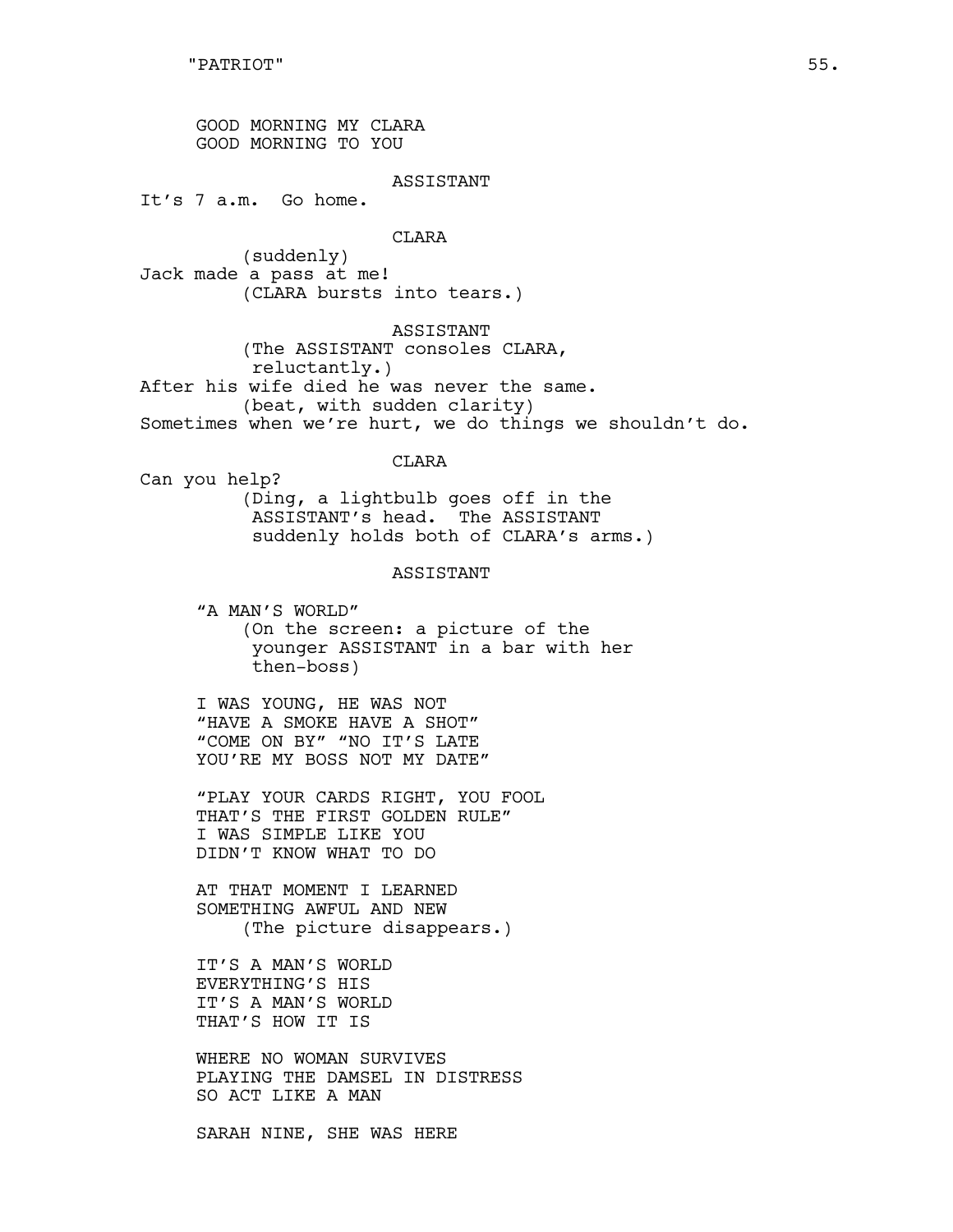GOOD MORNING MY CLARA
GOOD MORNING TO YOU

ASSISTANT

It's 7 a.m. Go home.

CLARA

(suddenly)

Jack made a pass at me!

(CLARA bursts into tears.)

ASSISTANT

(The ASSISTANT consoles CLARA, reluctantly.)

After his wife died he was never the same.

(beat, with sudden clarity)

Sometimes when we're hurt, we do things we shouldn't do.

CLARA

Can you help?

(Ding, a lightbulb goes off in the ASSISTANT's head. The ASSISTANT suddenly holds both of CLARA's arms.)

ASSISTANT

"A MAN'S WORLD"

(On the screen: a picture of the younger ASSISTANT in a bar with her then-boss)

I WAS YOUNG, HE WAS NOT
"HAVE A SMOKE HAVE A SHOT"
"COME ON BY" "NO IT'S LATE
YOU'RE MY BOSS NOT MY DATE"

"PLAY YOUR CARDS RIGHT, YOU FOOL
THAT'S THE FIRST GOLDEN RULE"
I WAS SIMPLE LIKE YOU
DIDN'T KNOW WHAT TO DO

AT THAT MOMENT I LEARNED
SOMETHING AWFUL AND NEW

(The picture disappears.)

IT'S A MAN'S WORLD
EVERYTHING'S HIS
IT'S A MAN'S WORLD
THAT'S HOW IT IS

WHERE NO WOMAN SURVIVES
PLAYING THE DAMSEL IN DISTRESS
SO ACT LIKE A MAN

SARAH NINE, SHE WAS HERE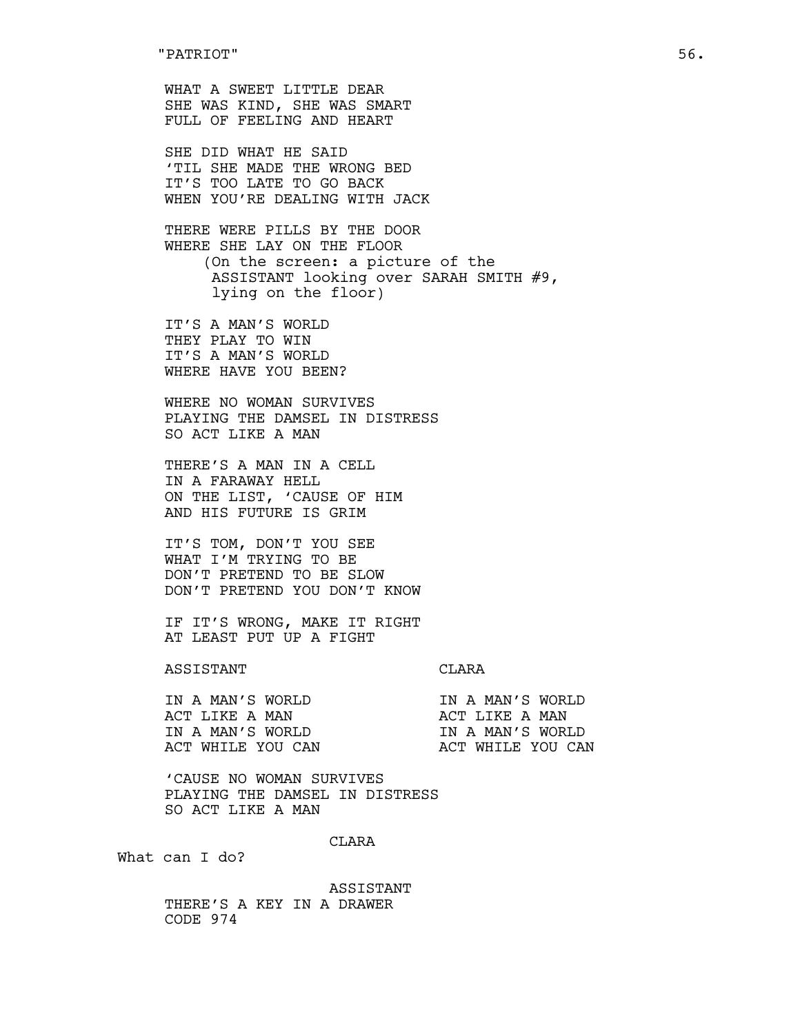WHAT A SWEET LITTLE DEAR
SHE WAS KIND, SHE WAS SMART
FULL OF FEELING AND HEART

SHE DID WHAT HE SAID
'TIL SHE MADE THE WRONG BED
IT'S TOO LATE TO GO BACK
WHEN YOU'RE DEALING WITH JACK

THERE WERE PILLS BY THE DOOR
WHERE SHE LAY ON THE FLOOR
(On the screen: a picture of the ASSISTANT looking over SARAH SMITH #9, lying on the floor)

IT'S A MAN'S WORLD
THEY PLAY TO WIN
IT'S A MAN'S WORLD
WHERE HAVE YOU BEEN?

WHERE NO WOMAN SURVIVES
PLAYING THE DAMSEL IN DISTRESS
SO ACT LIKE A MAN

THERE'S A MAN IN A CELL
IN A FARAWAY HELL
ON THE LIST, 'CAUSE OF HIM
AND HIS FUTURE IS GRIM

IT'S TOM, DON'T YOU SEE
WHAT I'M TRYING TO BE
DON'T PRETEND TO BE SLOW
DON'T PRETEND YOU DON'T KNOW

IF IT'S WRONG, MAKE IT RIGHT
AT LEAST PUT UP A FIGHT

ASSISTANT
IN A MAN'S WORLD
ACT LIKE A MAN
IN A MAN'S WORLD
ACT WHILE YOU CAN

CLARA
IN A MAN'S WORLD
ACT LIKE A MAN
IN A MAN'S WORLD
ACT WHILE YOU CAN

'CAUSE NO WOMAN SURVIVES
PLAYING THE DAMSEL IN DISTRESS
SO ACT LIKE A MAN

CLARA
What can I do?

ASSISTANT
THERE'S A KEY IN A DRAWER
CODE 974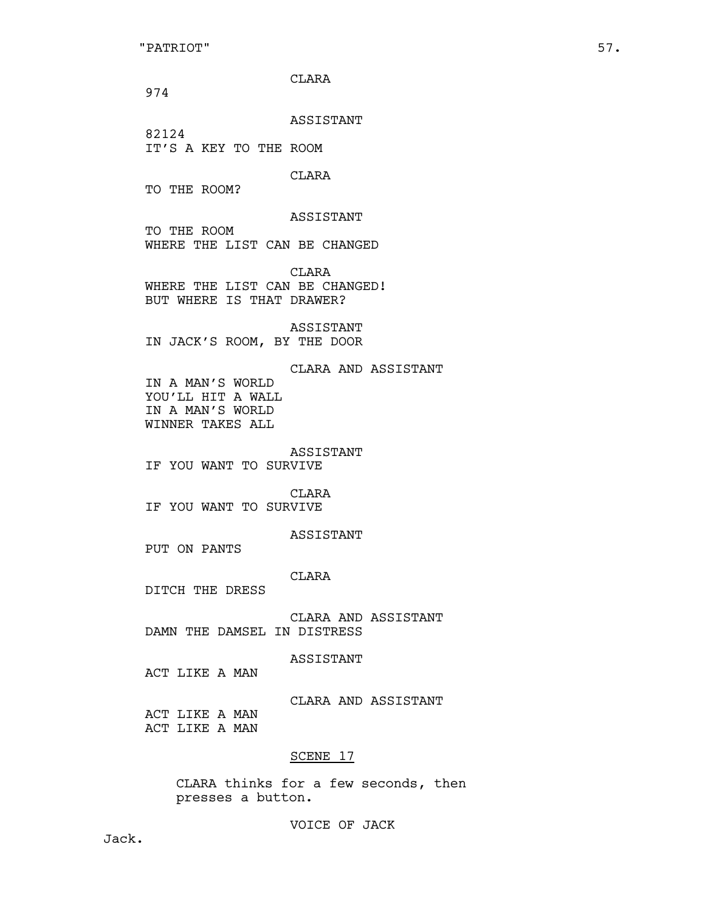CLARA

974

ASSISTANT

82124
IT'S A KEY TO THE ROOM

CLARA

TO THE ROOM?

ASSISTANT

TO THE ROOM
WHERE THE LIST CAN BE CHANGED

CLARA

WHERE THE LIST CAN BE CHANGED!
BUT WHERE IS THAT DRAWER?

ASSISTANT

IN JACK'S ROOM, BY THE DOOR

CLARA AND ASSISTANT

IN A MAN'S WORLD
YOU'LL HIT A WALL
IN A MAN'S WORLD
WINNER TAKES ALL

ASSISTANT

IF YOU WANT TO SURVIVE

CLARA

IF YOU WANT TO SURVIVE

ASSISTANT

PUT ON PANTS

CLARA

DITCH THE DRESS

CLARA AND ASSISTANT

DAMN THE DAMSEL IN DISTRESS

ASSISTANT

ACT LIKE A MAN

CLARA AND ASSISTANT

ACT LIKE A MAN
ACT LIKE A MAN

SCENE 17

CLARA thinks for a few seconds, then presses a button.

VOICE OF JACK

Jack.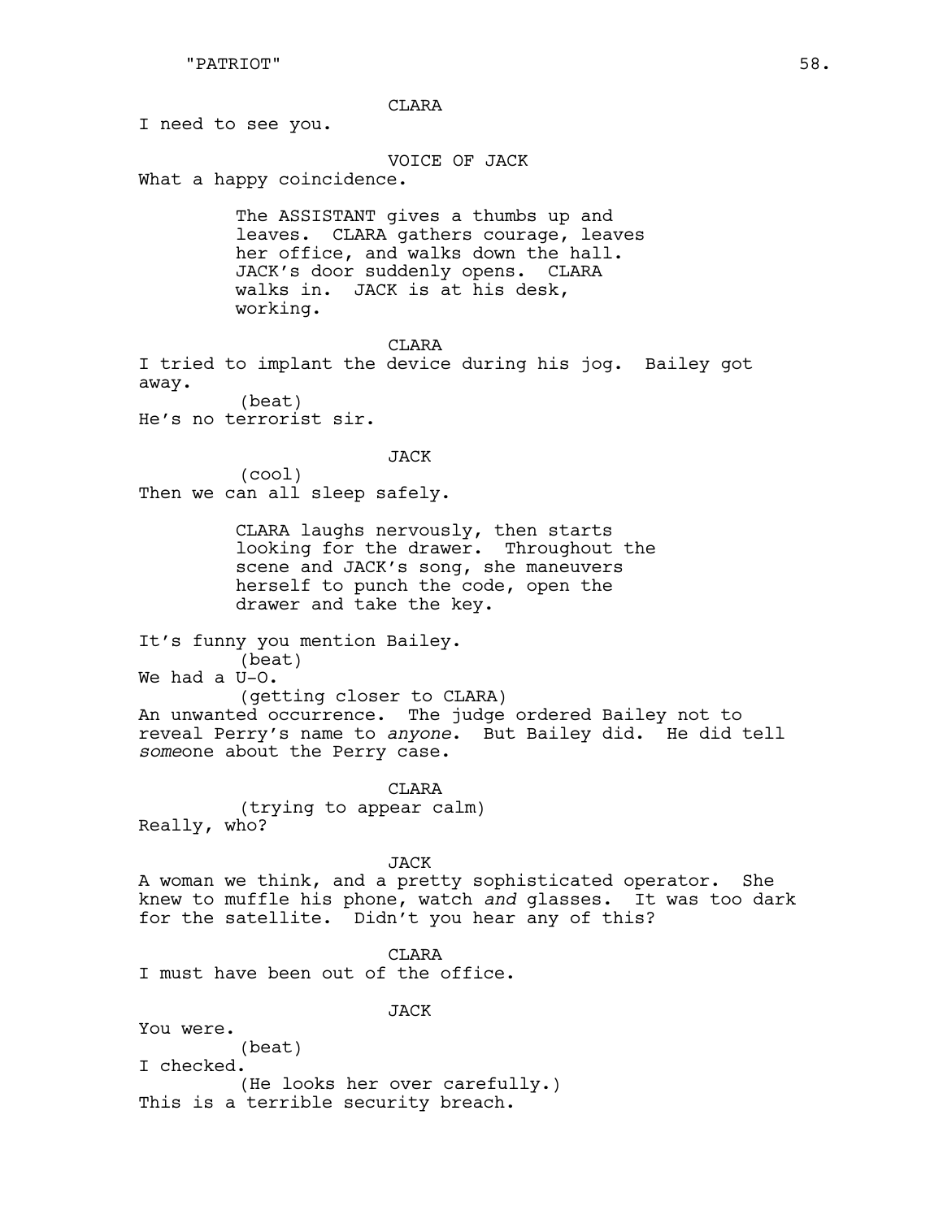CLARA

I need to see you.

VOICE OF JACK

What a happy coincidence.

The ASSISTANT gives a thumbs up and leaves. CLARA gathers courage, leaves her office, and walks down the hall. JACK's door suddenly opens. CLARA walks in. JACK is at his desk, working.

CLARA

I tried to implant the device during his jog. Bailey got away.

(beat)

He's no terrorist sir.

JACK

(cool)

Then we can all sleep safely.

CLARA laughs nervously, then starts looking for the drawer. Throughout the scene and JACK's song, she maneuvers herself to punch the code, open the drawer and take the key.

It's funny you mention Bailey.

(beat)

We had a U-O.

(getting closer to CLARA)

An unwanted occurrence. The judge ordered Bailey not to reveal Perry's name to *anyone*. But Bailey did. He did tell *some*one about the Perry case.

CLARA

(trying to appear calm)

Really, who?

JACK

A woman we think, and a pretty sophisticated operator. She knew to muffle his phone, watch *and* glasses. It was too dark for the satellite. Didn't you hear any of this?

CLARA

I must have been out of the office.

JACK

You were.

(beat)

I checked.

(He looks her over carefully.)

This is a terrible security breach.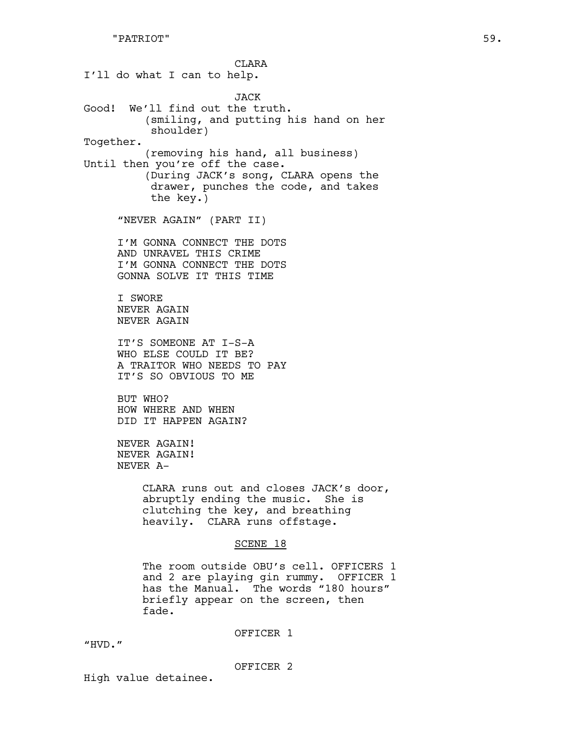CLARA

I'll do what I can to help.

JACK

Good! We'll find out the truth.

(smiling, and putting his hand on her shoulder)

Together.

(removing his hand, all business)

Until then you're off the case.

(During JACK's song, CLARA opens the drawer, punches the code, and takes the key.)

"NEVER AGAIN" (PART II)

I'M GONNA CONNECT THE DOTS
AND UNRAVEL THIS CRIME
I'M GONNA CONNECT THE DOTS
GONNA SOLVE IT THIS TIME

I SWORE
NEVER AGAIN
NEVER AGAIN

IT'S SOMEONE AT I-S-A
WHO ELSE COULD IT BE?
A TRAITOR WHO NEEDS TO PAY
IT'S SO OBVIOUS TO ME

BUT WHO?
HOW WHERE AND WHEN
DID IT HAPPEN AGAIN?

NEVER AGAIN!
NEVER AGAIN!
NEVER A-

CLARA runs out and closes JACK's door, abruptly ending the music. She is clutching the key, and breathing heavily. CLARA runs offstage.

## SCENE 18

The room outside OBU's cell. OFFICERS 1 and 2 are playing gin rummy. OFFICER 1 has the Manual. The words "180 hours" briefly appear on the screen, then fade.

OFFICER 1

"HVD."

OFFICER 2

High value detainee.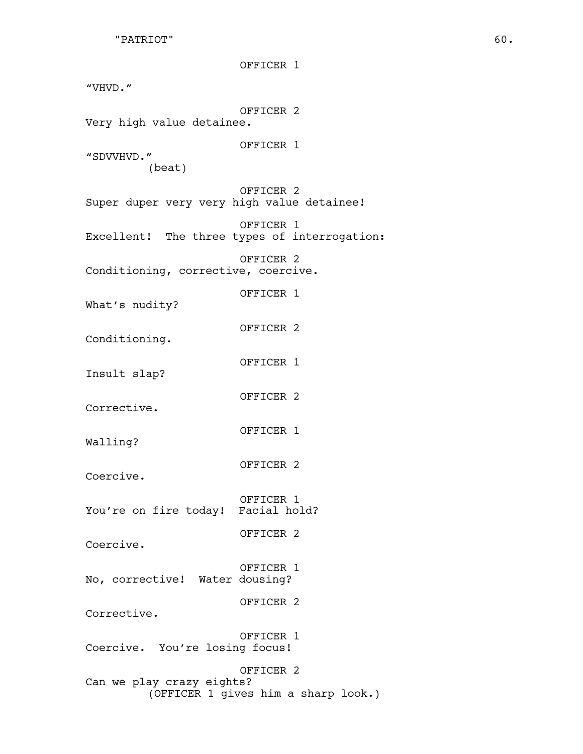OFFICER 1

"VHVD."

OFFICER 2

Very high value detainee.

OFFICER 1

"SDVVHVD."

(beat)

OFFICER 2

Super duper very very high value detainee!

OFFICER 1

Excellent! The three types of interrogation:

OFFICER 2

Conditioning, corrective, coercive.

OFFICER 1

What's nudity?

OFFICER 2

Conditioning.

OFFICER 1

Insult slap?

OFFICER 2

Corrective.

OFFICER 1

Walling?

OFFICER 2

Coercive.

OFFICER 1

You're on fire today! Facial hold?

OFFICER 2

Coercive.

OFFICER 1

No, corrective! Water dousing?

OFFICER 2

Corrective.

OFFICER 1

Coercive. You're losing focus!

OFFICER 2

Can we play crazy eights?

(OFFICER 1 gives him a sharp look.)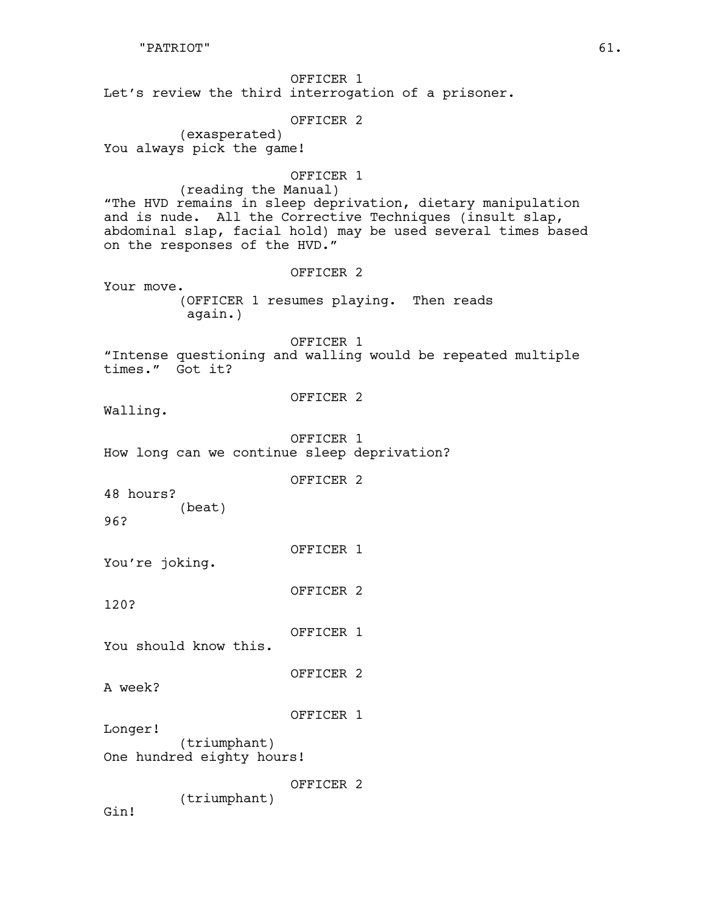OFFICER 1
Let's review the third interrogation of a prisoner.

OFFICER 2
(exasperated)
You always pick the game!

OFFICER 1
(reading the Manual)
"The HVD remains in sleep deprivation, dietary manipulation and is nude. All the Corrective Techniques (insult slap, abdominal slap, facial hold) may be used several times based on the responses of the HVD."

OFFICER 2
Your move.
(OFFICER 1 resumes playing. Then reads again.)

OFFICER 1
"Intense questioning and walling would be repeated multiple times." Got it?

OFFICER 2
Walling.

OFFICER 1
How long can we continue sleep deprivation?

OFFICER 2
48 hours?
(beat)
96?

OFFICER 1
You're joking.

OFFICER 2
120?

OFFICER 1
You should know this.

OFFICER 2
A week?

OFFICER 1
Longer!
(triumphant)
One hundred eighty hours!

OFFICER 2
(triumphant)
Gin!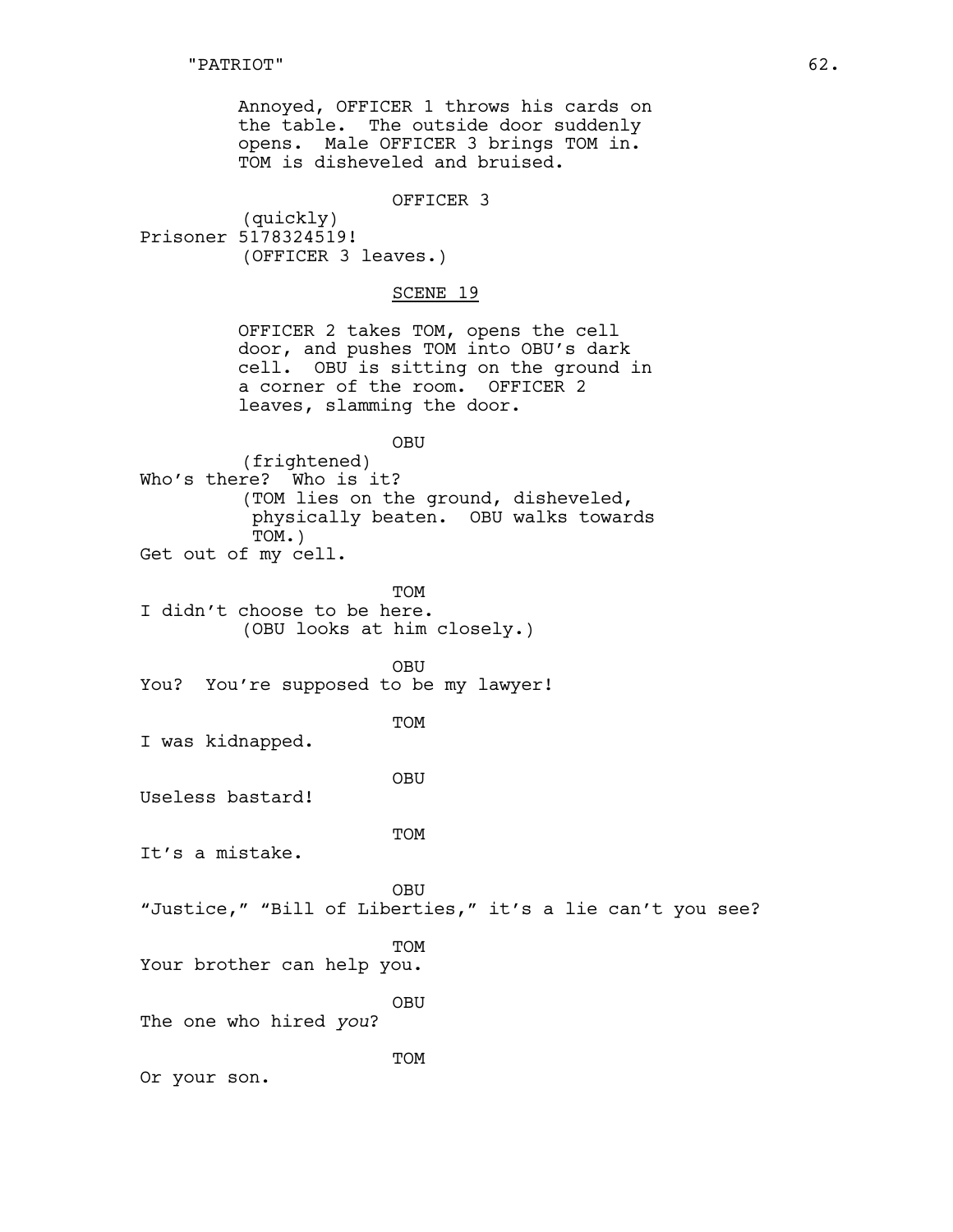Annoyed, OFFICER 1 throws his cards on the table. The outside door suddenly opens. Male OFFICER 3 brings TOM in. TOM is disheveled and bruised.

OFFICER 3

(quickly)

Prisoner 5178324519!

(OFFICER 3 leaves.)

SCENE 19

OFFICER 2 takes TOM, opens the cell door, and pushes TOM into OBU's dark cell. OBU is sitting on the ground in a corner of the room. OFFICER 2 leaves, slamming the door.

OBU

(frightened)

Who's there? Who is it?

(TOM lies on the ground, disheveled, physically beaten. OBU walks towards TOM.)

Get out of my cell.

TOM

I didn't choose to be here.

(OBU looks at him closely.)

OBU

You? You're supposed to be my lawyer!

TOM

I was kidnapped.

OBU

Useless bastard!

TOM

It's a mistake.

OBU

"Justice," "Bill of Liberties," it's a lie can't you see?

TOM

Your brother can help you.

OBU

The one who hired *you*?

TOM

Or your son.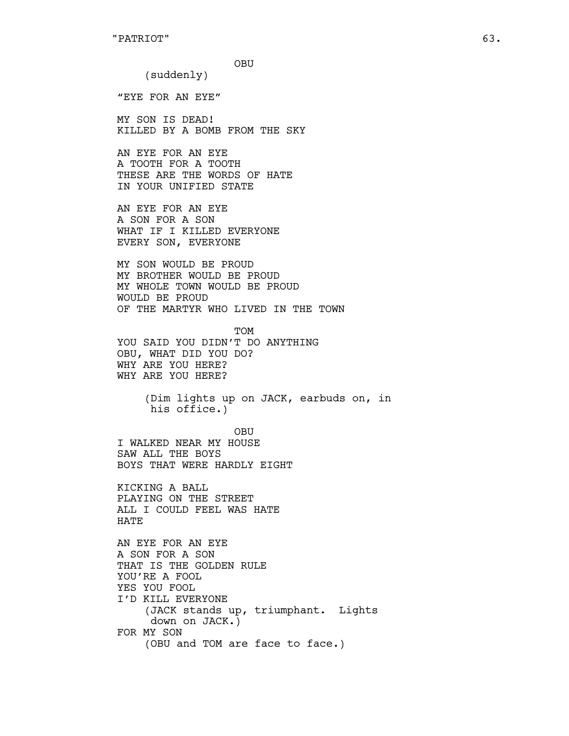OBU

(suddenly)

"EYE FOR AN EYE"

MY SON IS DEAD!
KILLED BY A BOMB FROM THE SKY

AN EYE FOR AN EYE
A TOOTH FOR A TOOTH
THESE ARE THE WORDS OF HATE
IN YOUR UNIFIED STATE

AN EYE FOR AN EYE
A SON FOR A SON
WHAT IF I KILLED EVERYONE
EVERY SON, EVERYONE

MY SON WOULD BE PROUD
MY BROTHER WOULD BE PROUD
MY WHOLE TOWN WOULD BE PROUD
WOULD BE PROUD
OF THE MARTYR WHO LIVED IN THE TOWN

TOM

YOU SAID YOU DIDN'T DO ANYTHING
OBU, WHAT DID YOU DO?
WHY ARE YOU HERE?
WHY ARE YOU HERE?

(Dim lights up on JACK, earbuds on, in his office.)

OBU

I WALKED NEAR MY HOUSE
SAW ALL THE BOYS
BOYS THAT WERE HARDLY EIGHT

KICKING A BALL
PLAYING ON THE STREET
ALL I COULD FEEL WAS HATE
HATE

AN EYE FOR AN EYE
A SON FOR A SON
THAT IS THE GOLDEN RULE
YOU'RE A FOOL
YES YOU FOOL
I'D KILL EVERYONE

(JACK stands up, triumphant. Lights down on JACK.)

FOR MY SON

(OBU and TOM are face to face.)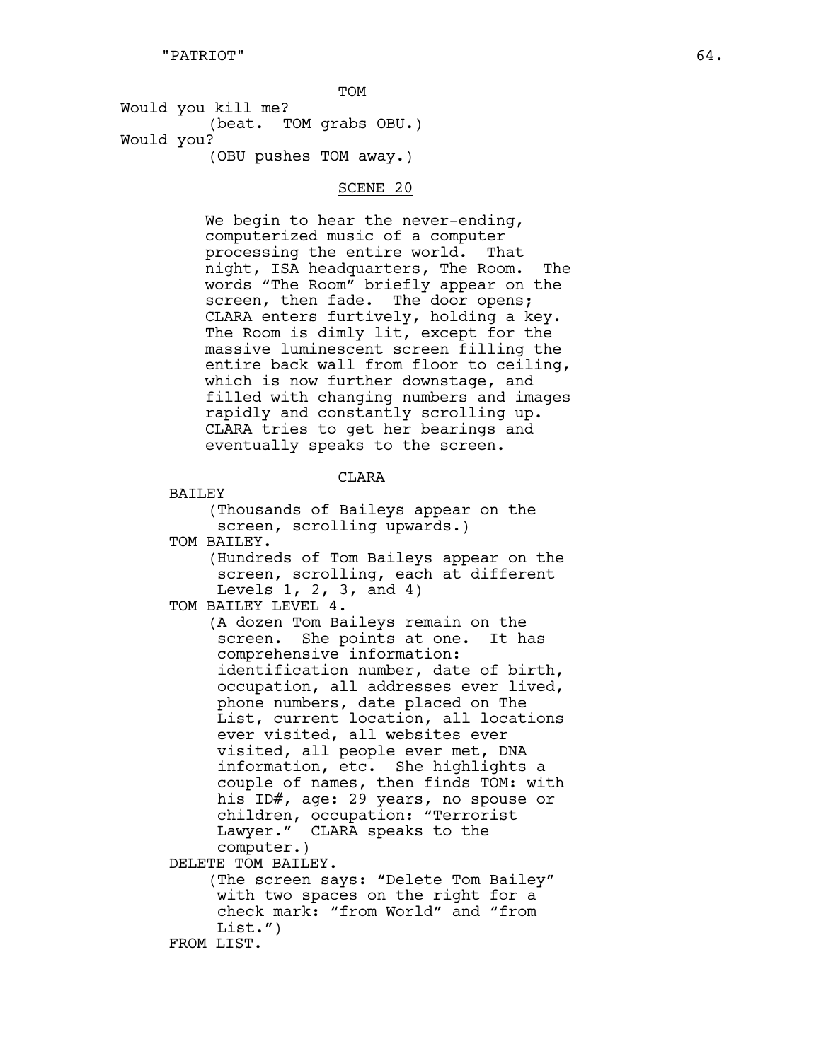TOM

Would you kill me?

(beat. TOM grabs OBU.)

Would you?

(OBU pushes TOM away.)

SCENE 20

We begin to hear the never-ending, computerized music of a computer processing the entire world. That night, ISA headquarters, The Room. The words "The Room" briefly appear on the screen, then fade. The door opens; CLARA enters furtively, holding a key. The Room is dimly lit, except for the massive luminescent screen filling the entire back wall from floor to ceiling, which is now further downstage, and filled with changing numbers and images rapidly and constantly scrolling up. CLARA tries to get her bearings and eventually speaks to the screen.

CLARA

BAILEY

(Thousands of Baileys appear on the screen, scrolling upwards.)

TOM BAILEY.

(Hundreds of Tom Baileys appear on the screen, scrolling, each at different Levels 1, 2, 3, and 4)

TOM BAILEY LEVEL 4.

(A dozen Tom Baileys remain on the screen. She points at one. It has comprehensive information: identification number, date of birth, occupation, all addresses ever lived, phone numbers, date placed on The List, current location, all locations ever visited, all websites ever visited, all people ever met, DNA information, etc. She highlights a couple of names, then finds TOM: with his ID#, age: 29 years, no spouse or children, occupation: "Terrorist Lawyer." CLARA speaks to the computer.)

DELETE TOM BAILEY.

(The screen says: "Delete Tom Bailey" with two spaces on the right for a check mark: "from World" and "from List.")

FROM LIST.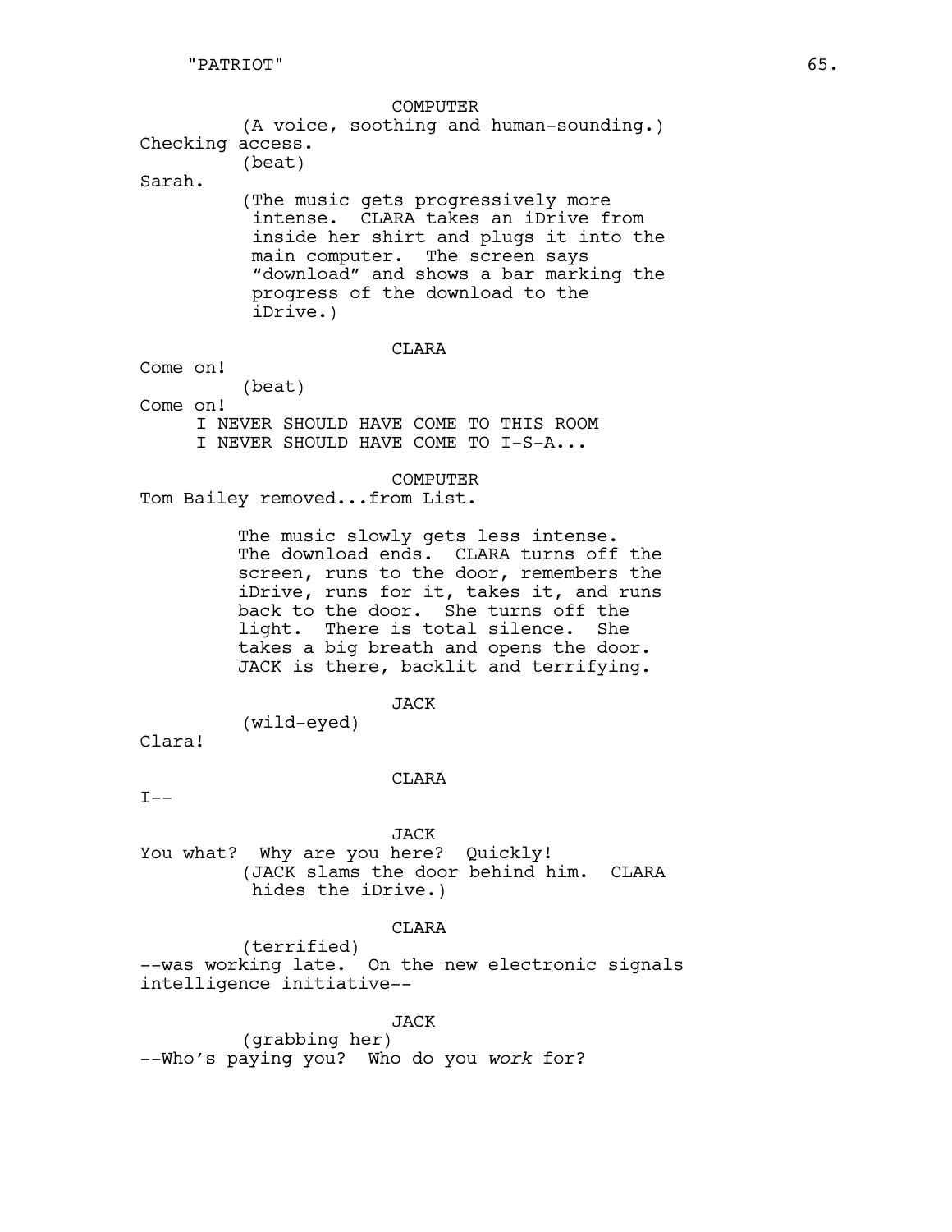COMPUTER

(A voice, soothing and human-sounding.)

Checking access.

(beat)

Sarah.

(The music gets progressively more intense. CLARA takes an iDrive from inside her shirt and plugs it into the main computer. The screen says "download" and shows a bar marking the progress of the download to the iDrive.)

CLARA

Come on!

(beat)

Come on!

I NEVER SHOULD HAVE COME TO THIS ROOM
I NEVER SHOULD HAVE COME TO I-S-A...

COMPUTER

Tom Bailey removed...from List.

The music slowly gets less intense. The download ends. CLARA turns off the screen, runs to the door, remembers the iDrive, runs for it, takes it, and runs back to the door. She turns off the light. There is total silence. She takes a big breath and opens the door. JACK is there, backlit and terrifying.

JACK

(wild-eyed)

Clara!

CLARA

I--

JACK

You what? Why are you here? Quickly!

(JACK slams the door behind him. CLARA hides the iDrive.)

CLARA

(terrified)

--was working late. On the new electronic signals intelligence initiative--

JACK

(grabbing her)

--Who's paying you? Who do you *work* for?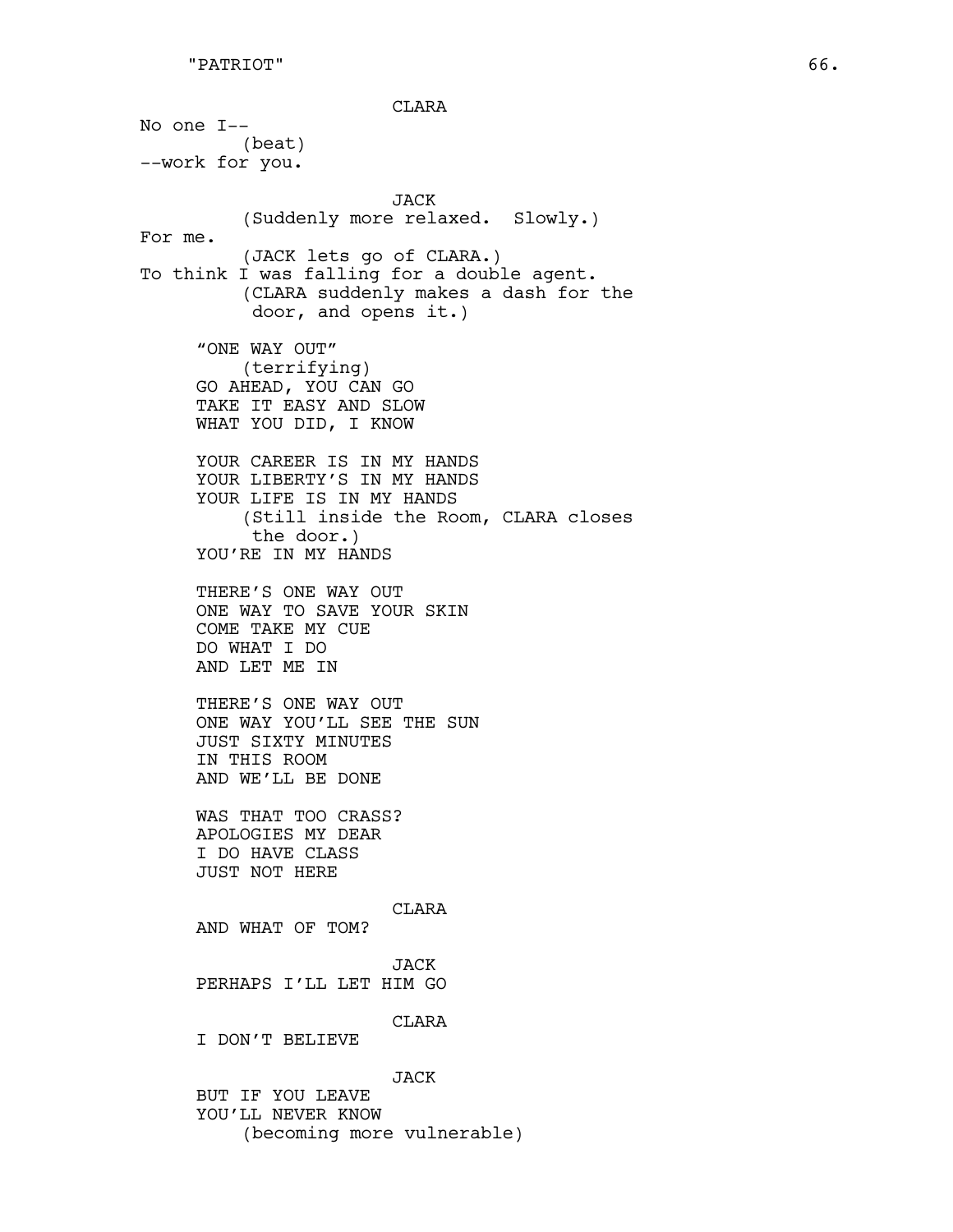CLARA

No one I--
(beat)
--work for you.

JACK

(Suddenly more relaxed. Slowly.)
For me.
(JACK lets go of CLARA.)
To think I was falling for a double agent.
(CLARA suddenly makes a dash for the door, and opens it.)

"ONE WAY OUT"
(terrifying)
GO AHEAD, YOU CAN GO
TAKE IT EASY AND SLOW
WHAT YOU DID, I KNOW

YOUR CAREER IS IN MY HANDS
YOUR LIBERTY'S IN MY HANDS
YOUR LIFE IS IN MY HANDS
(Still inside the Room, CLARA closes the door.)
YOU'RE IN MY HANDS

THERE'S ONE WAY OUT
ONE WAY TO SAVE YOUR SKIN
COME TAKE MY CUE
DO WHAT I DO
AND LET ME IN

THERE'S ONE WAY OUT
ONE WAY YOU'LL SEE THE SUN
JUST SIXTY MINUTES
IN THIS ROOM
AND WE'LL BE DONE

WAS THAT TOO CRASS?
APOLOGIES MY DEAR
I DO HAVE CLASS
JUST NOT HERE

CLARA

AND WHAT OF TOM?

JACK

PERHAPS I'LL LET HIM GO

CLARA

I DON'T BELIEVE

JACK

BUT IF YOU LEAVE
YOU'LL NEVER KNOW
(becoming more vulnerable)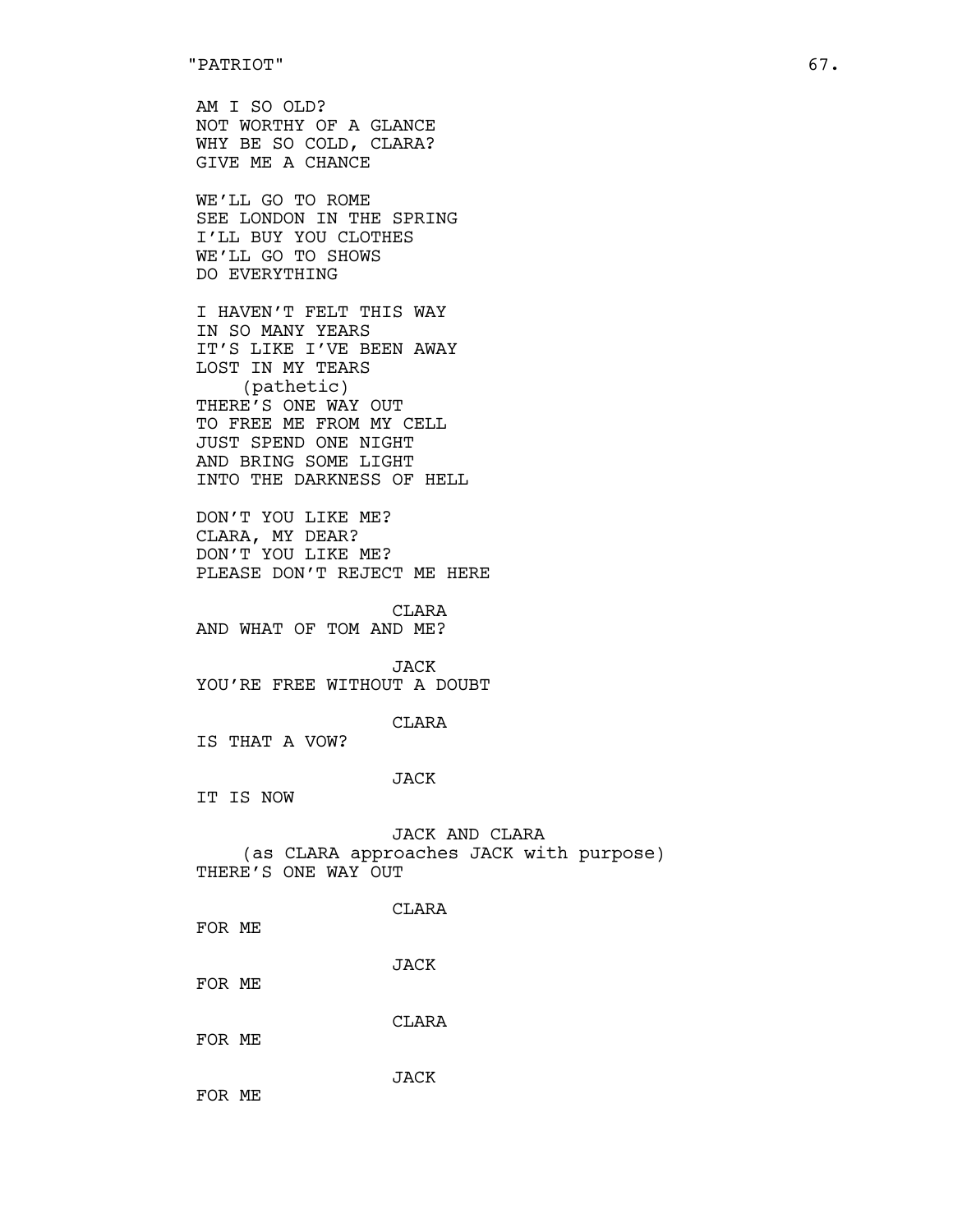AM I SO OLD?
NOT WORTHY OF A GLANCE
WHY BE SO COLD, CLARA?
GIVE ME A CHANCE

WE'LL GO TO ROME
SEE LONDON IN THE SPRING
I'LL BUY YOU CLOTHES
WE'LL GO TO SHOWS
DO EVERYTHING

I HAVEN'T FELT THIS WAY
IN SO MANY YEARS
IT'S LIKE I'VE BEEN AWAY
LOST IN MY TEARS
(pathetic)
THERE'S ONE WAY OUT
TO FREE ME FROM MY CELL
JUST SPEND ONE NIGHT
AND BRING SOME LIGHT
INTO THE DARKNESS OF HELL

DON'T YOU LIKE ME?
CLARA, MY DEAR?
DON'T YOU LIKE ME?
PLEASE DON'T REJECT ME HERE

CLARA
AND WHAT OF TOM AND ME?

JACK
YOU'RE FREE WITHOUT A DOUBT

CLARA
IS THAT A VOW?

JACK
IT IS NOW

JACK AND CLARA
(as CLARA approaches JACK with purpose)
THERE'S ONE WAY OUT

CLARA
FOR ME

JACK
FOR ME

CLARA
FOR ME

JACK
FOR ME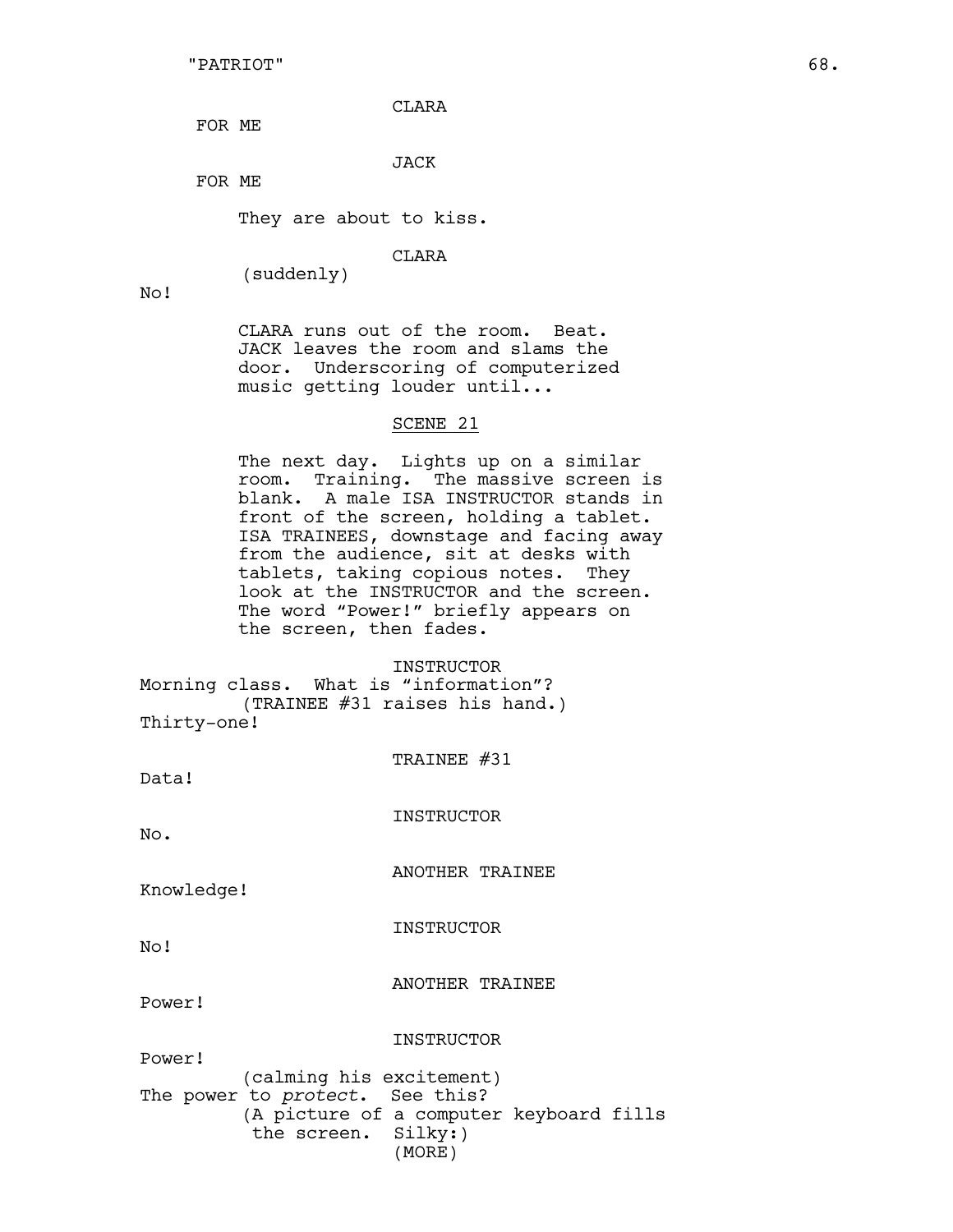CLARA

FOR ME

JACK

FOR ME

They are about to kiss.

CLARA
(suddenly)

No!

CLARA runs out of the room. Beat. JACK leaves the room and slams the door. Underscoring of computerized music getting louder until...

SCENE 21

The next day. Lights up on a similar room. Training. The massive screen is blank. A male ISA INSTRUCTOR stands in front of the screen, holding a tablet. ISA TRAINEES, downstage and facing away from the audience, sit at desks with tablets, taking copious notes. They look at the INSTRUCTOR and the screen. The word "Power!" briefly appears on the screen, then fades.

INSTRUCTOR

Morning class. What is "information"?
(TRAINEE #31 raises his hand.)
Thirty-one!

TRAINEE #31

Data!

INSTRUCTOR

No.

ANOTHER TRAINEE

Knowledge!

INSTRUCTOR

No!

ANOTHER TRAINEE

Power!

INSTRUCTOR

Power!
(calming his excitement)
The power to *protect*. See this?
(A picture of a computer keyboard fills the screen. Silky:)
(MORE)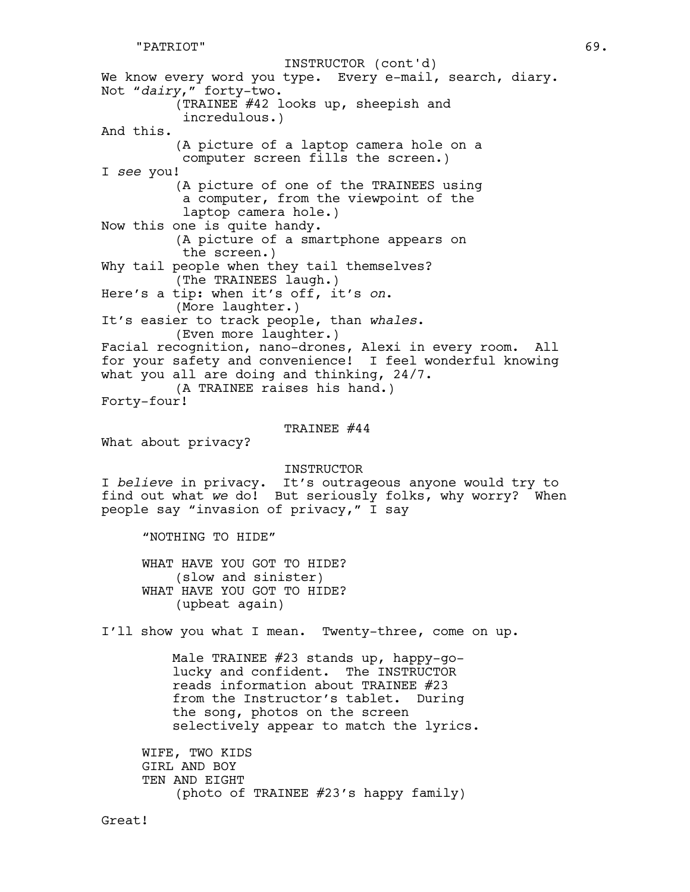INSTRUCTOR (cont'd)

We know every word you type. Every e-mail, search, diary. Not "*dairy*," forty-two.

(TRAINEE #42 looks up, sheepish and incredulous.)

And this.

(A picture of a laptop camera hole on a computer screen fills the screen.)

I *see* you!

(A picture of one of the TRAINEES using a computer, from the viewpoint of the laptop camera hole.)

Now this one is quite handy.

(A picture of a smartphone appears on the screen.)

Why tail people when they tail themselves?

(The TRAINEES laugh.)

Here's a tip: when it's off, it's *on*.

(More laughter.)

It's easier to track people, than *whales*.

(Even more laughter.)

Facial recognition, nano-drones, Alexi in every room. All for your safety and convenience! I feel wonderful knowing what you all are doing and thinking, 24/7.

(A TRAINEE raises his hand.)

Forty-four!

TRAINEE #44

What about privacy?

INSTRUCTOR

I *believe* in privacy. It's outrageous anyone would try to find out what *we* do! But seriously folks, why worry? When people say "invasion of privacy," I say

"NOTHING TO HIDE"

WHAT HAVE YOU GOT TO HIDE?
(slow and sinister)
WHAT HAVE YOU GOT TO HIDE?
(upbeat again)

I'll show you what I mean. Twenty-three, come on up.

Male TRAINEE #23 stands up, happy-go-lucky and confident. The INSTRUCTOR reads information about TRAINEE #23 from the Instructor's tablet. During the song, photos on the screen selectively appear to match the lyrics.

WIFE, TWO KIDS
GIRL AND BOY
TEN AND EIGHT
(photo of TRAINEE #23's happy family)

Great!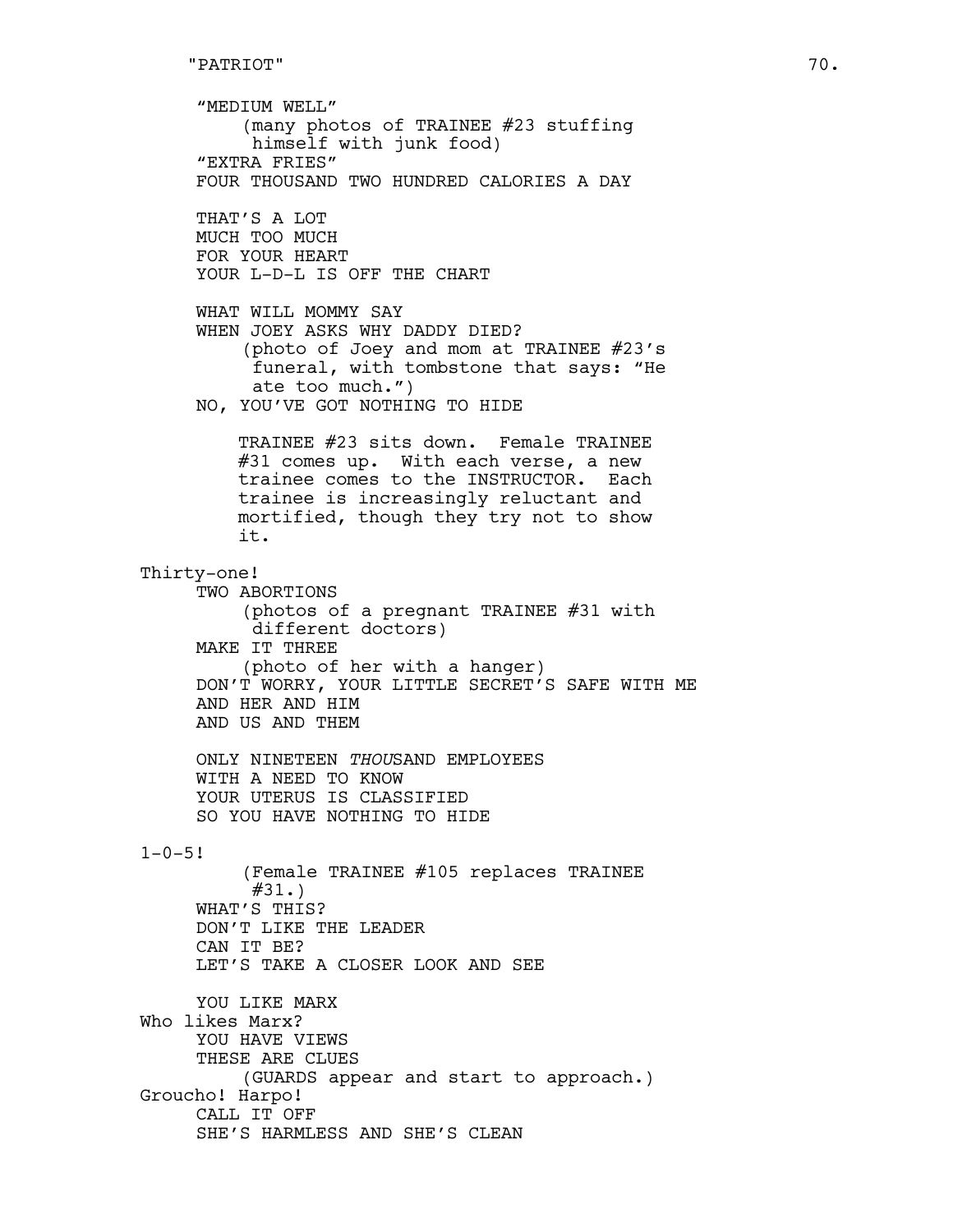"MEDIUM WELL"
(many photos of TRAINEE #23 stuffing himself with junk food)
"EXTRA FRIES"
FOUR THOUSAND TWO HUNDRED CALORIES A DAY

THAT'S A LOT
MUCH TOO MUCH
FOR YOUR HEART
YOUR L-D-L IS OFF THE CHART

WHAT WILL MOMMY SAY
WHEN JOEY ASKS WHY DADDY DIED?
(photo of Joey and mom at TRAINEE #23's funeral, with tombstone that says: "He ate too much.")
NO, YOU'VE GOT NOTHING TO HIDE

TRAINEE #23 sits down. Female TRAINEE #31 comes up. With each verse, a new trainee comes to the INSTRUCTOR. Each trainee is increasingly reluctant and mortified, though they try not to show it.

Thirty-one!
TWO ABORTIONS
(photos of a pregnant TRAINEE #31 with different doctors)
MAKE IT THREE
(photo of her with a hanger)
DON'T WORRY, YOUR LITTLE SECRET'S SAFE WITH ME
AND HER AND HIM
AND US AND THEM

ONLY NINETEEN *THOU*SAND EMPLOYEES
WITH A NEED TO KNOW
YOUR UTERUS IS CLASSIFIED
SO YOU HAVE NOTHING TO HIDE

1-0-5!
(Female TRAINEE #105 replaces TRAINEE #31.)
WHAT'S THIS?
DON'T LIKE THE LEADER
CAN IT BE?
LET'S TAKE A CLOSER LOOK AND SEE

YOU LIKE MARX
Who likes Marx?
YOU HAVE VIEWS
THESE ARE CLUES
(GUARDS appear and start to approach.)
Groucho! Harpo!
CALL IT OFF
SHE'S HARMLESS AND SHE'S CLEAN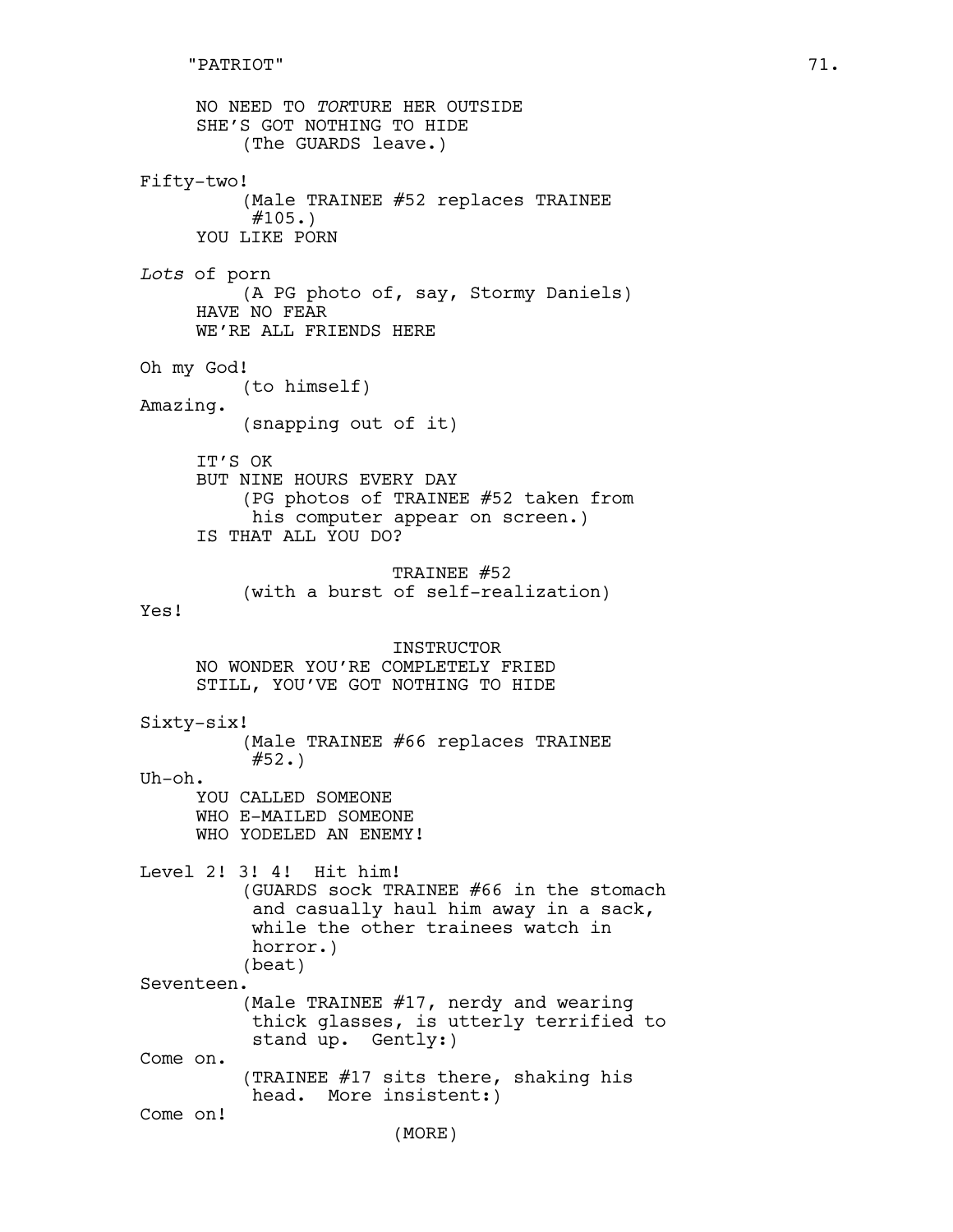NO NEED TO *TOR*TURE HER OUTSIDE
SHE'S GOT NOTHING TO HIDE
(The GUARDS leave.)

Fifty-two!
(Male TRAINEE #52 replaces TRAINEE #105.)
YOU LIKE PORN

*Lots* of porn
(A PG photo of, say, Stormy Daniels)
HAVE NO FEAR
WE'RE ALL FRIENDS HERE

Oh my God!
(to himself)
Amazing.
(snapping out of it)

IT'S OK
BUT NINE HOURS EVERY DAY
(PG photos of TRAINEE #52 taken from his computer appear on screen.)
IS THAT ALL YOU DO?

TRAINEE #52
(with a burst of self-realization)
Yes!

INSTRUCTOR
NO WONDER YOU'RE COMPLETELY FRIED
STILL, YOU'VE GOT NOTHING TO HIDE

Sixty-six!
(Male TRAINEE #66 replaces TRAINEE #52.)
Uh-oh.
YOU CALLED SOMEONE
WHO E-MAILED SOMEONE
WHO YODELED AN ENEMY!

Level 2! 3! 4! Hit him!
(GUARDS sock TRAINEE #66 in the stomach and casually haul him away in a sack, while the other trainees watch in horror.)
(beat)
Seventeen.
(Male TRAINEE #17, nerdy and wearing thick glasses, is utterly terrified to stand up. Gently:)
Come on.
(TRAINEE #17 sits there, shaking his head. More insistent:)
Come on!
(MORE)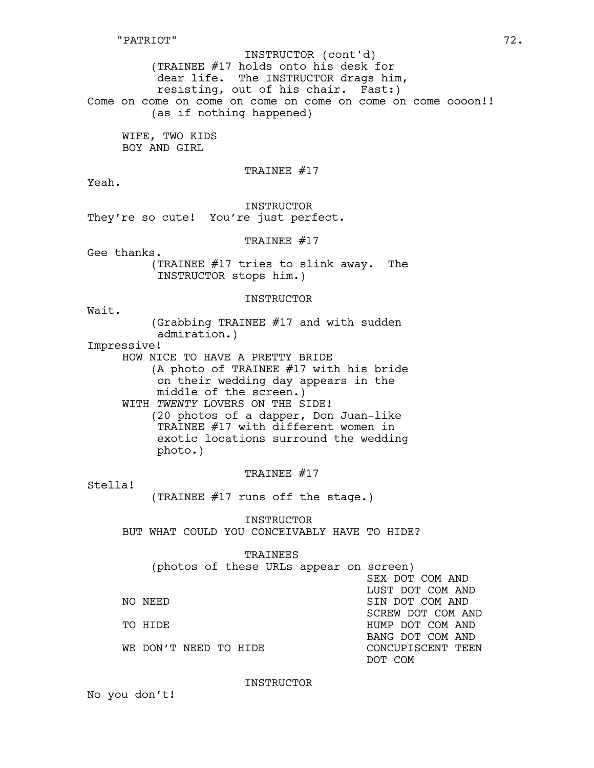INSTRUCTOR (cont'd)

(TRAINEE #17 holds onto his desk for dear life. The INSTRUCTOR drags him, resisting, out of his chair. Fast:)

Come on come on come on come on come on come on come oooon!!

(as if nothing happened)

WIFE, TWO KIDS
BOY AND GIRL

TRAINEE #17

Yeah.

INSTRUCTOR

They're so cute! You're just perfect.

TRAINEE #17

Gee thanks.

(TRAINEE #17 tries to slink away. The INSTRUCTOR stops him.)

INSTRUCTOR

Wait.

(Grabbing TRAINEE #17 and with sudden admiration.)

Impressive!

HOW NICE TO HAVE A PRETTY BRIDE

(A photo of TRAINEE #17 with his bride on their wedding day appears in the middle of the screen.)

WITH *TWENTY* LOVERS ON THE SIDE!

(20 photos of a dapper, Don Juan-like TRAINEE #17 with different women in exotic locations surround the wedding photo.)

TRAINEE #17

Stella!

(TRAINEE #17 runs off the stage.)

INSTRUCTOR

BUT WHAT COULD YOU CONCEIVABLY HAVE TO HIDE?

TRAINEES

(photos of these URLs appear on screen)

| | |
|---|---|
| | SEX DOT COM AND |
| | LUST DOT COM AND |
| NO NEED | SIN DOT COM AND |
| | SCREW DOT COM AND |
| TO HIDE | HUMP DOT COM AND |
| | BANG DOT COM AND |
| WE DON'T NEED TO HIDE | CONCUPISCENT TEEN |
| | DOT COM |

INSTRUCTOR

No you don't!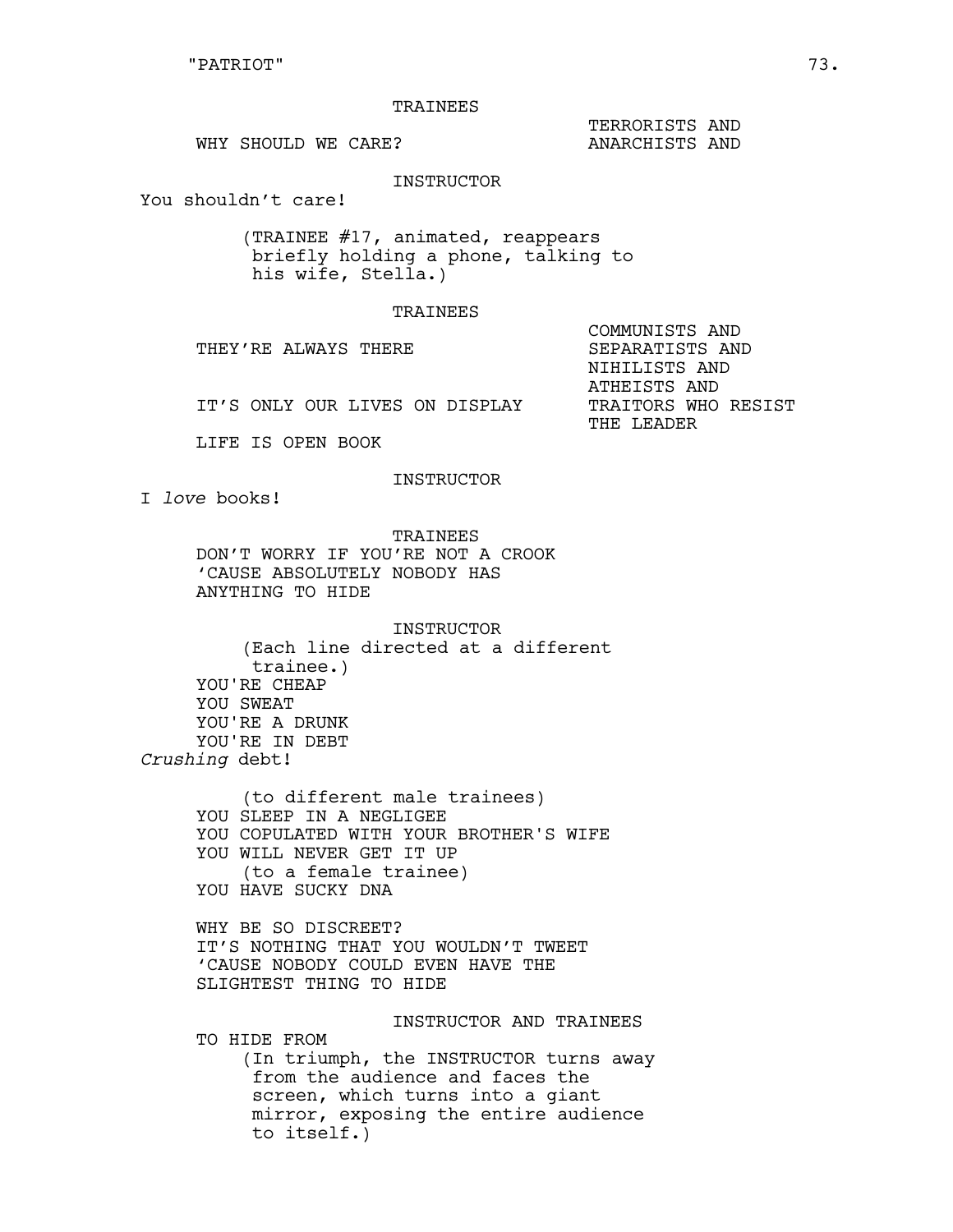TRAINEES

WHY SHOULD WE CARE?

TERRORISTS AND
ANARCHISTS AND

INSTRUCTOR

You shouldn't care!

(TRAINEE #17, animated, reappears briefly holding a phone, talking to his wife, Stella.)

TRAINEES

THEY'RE ALWAYS THERE

IT'S ONLY OUR LIVES ON DISPLAY

LIFE IS OPEN BOOK

COMMUNISTS AND
SEPARATISTS AND
NIHILISTS AND
ATHEISTS AND
TRAITORS WHO RESIST
THE LEADER

INSTRUCTOR

I *love* books!

TRAINEES

DON'T WORRY IF YOU'RE NOT A CROOK
'CAUSE ABSOLUTELY NOBODY HAS
ANYTHING TO HIDE

INSTRUCTOR

(Each line directed at a different trainee.)

YOU'RE CHEAP
YOU SWEAT
YOU'RE A DRUNK
YOU'RE IN DEBT

*Crushing* debt!

(to different male trainees)

YOU SLEEP IN A NEGLIGEE
YOU COPULATED WITH YOUR BROTHER'S WIFE
YOU WILL NEVER GET IT UP

(to a female trainee)

YOU HAVE SUCKY DNA

WHY BE SO DISCREET?
IT'S NOTHING THAT YOU WOULDN'T TWEET
'CAUSE NOBODY COULD EVEN HAVE THE
SLIGHTEST THING TO HIDE

INSTRUCTOR AND TRAINEES

TO HIDE FROM

(In triumph, the INSTRUCTOR turns away from the audience and faces the screen, which turns into a giant mirror, exposing the entire audience to itself.)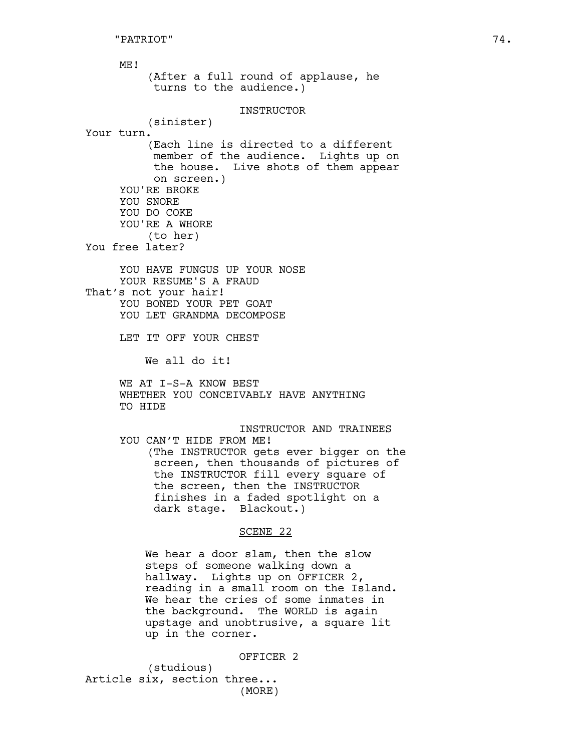ME!

(After a full round of applause, he turns to the audience.)

INSTRUCTOR

(sinister)

Your turn.

(Each line is directed to a different member of the audience. Lights up on the house. Live shots of them appear on screen.)

YOU'RE BROKE
YOU SNORE
YOU DO COKE
YOU'RE A WHORE

(to her)

You free later?

YOU HAVE FUNGUS UP YOUR NOSE
YOUR RESUME'S A FRAUD

That's not your hair!

YOU BONED YOUR PET GOAT
YOU LET GRANDMA DECOMPOSE

LET IT OFF YOUR CHEST

We all do it!

WE AT I-S-A KNOW BEST
WHETHER YOU CONCEIVABLY HAVE ANYTHING
TO HIDE

INSTRUCTOR AND TRAINEES

YOU CAN'T HIDE FROM ME!

(The INSTRUCTOR gets ever bigger on the screen, then thousands of pictures of the INSTRUCTOR fill every square of the screen, then the INSTRUCTOR finishes in a faded spotlight on a dark stage. Blackout.)

## SCENE 22

We hear a door slam, then the slow steps of someone walking down a hallway. Lights up on OFFICER 2, reading in a small room on the Island. We hear the cries of some inmates in the background. The WORLD is again upstage and unobtrusive, a square lit up in the corner.

OFFICER 2

(studious)

Article six, section three...

(MORE)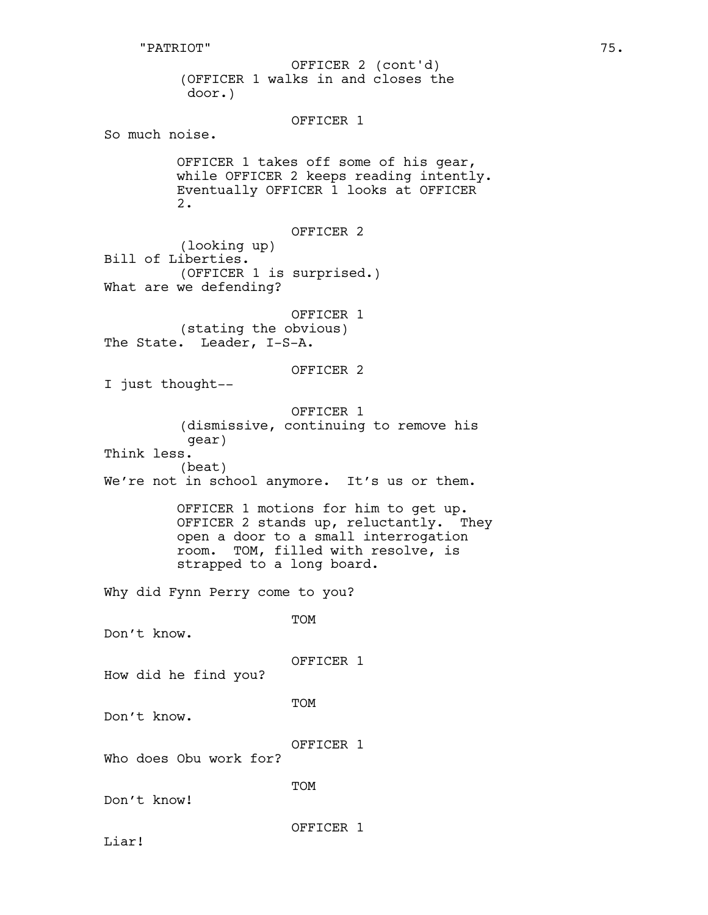OFFICER 2 (cont'd)

(OFFICER 1 walks in and closes the door.)

OFFICER 1

So much noise.

OFFICER 1 takes off some of his gear, while OFFICER 2 keeps reading intently. Eventually OFFICER 1 looks at OFFICER 2.

OFFICER 2

(looking up)

Bill of Liberties.

(OFFICER 1 is surprised.)

What are we defending?

OFFICER 1

(stating the obvious)

The State. Leader, I-S-A.

OFFICER 2

I just thought--

OFFICER 1

(dismissive, continuing to remove his gear)

Think less.

(beat)

We're not in school anymore. It's us or them.

OFFICER 1 motions for him to get up. OFFICER 2 stands up, reluctantly. They open a door to a small interrogation room. TOM, filled with resolve, is strapped to a long board.

Why did Fynn Perry come to you?

TOM

Don't know.

OFFICER 1

How did he find you?

TOM

Don't know.

OFFICER 1

Who does Obu work for?

TOM

Don't know!

OFFICER 1

Liar!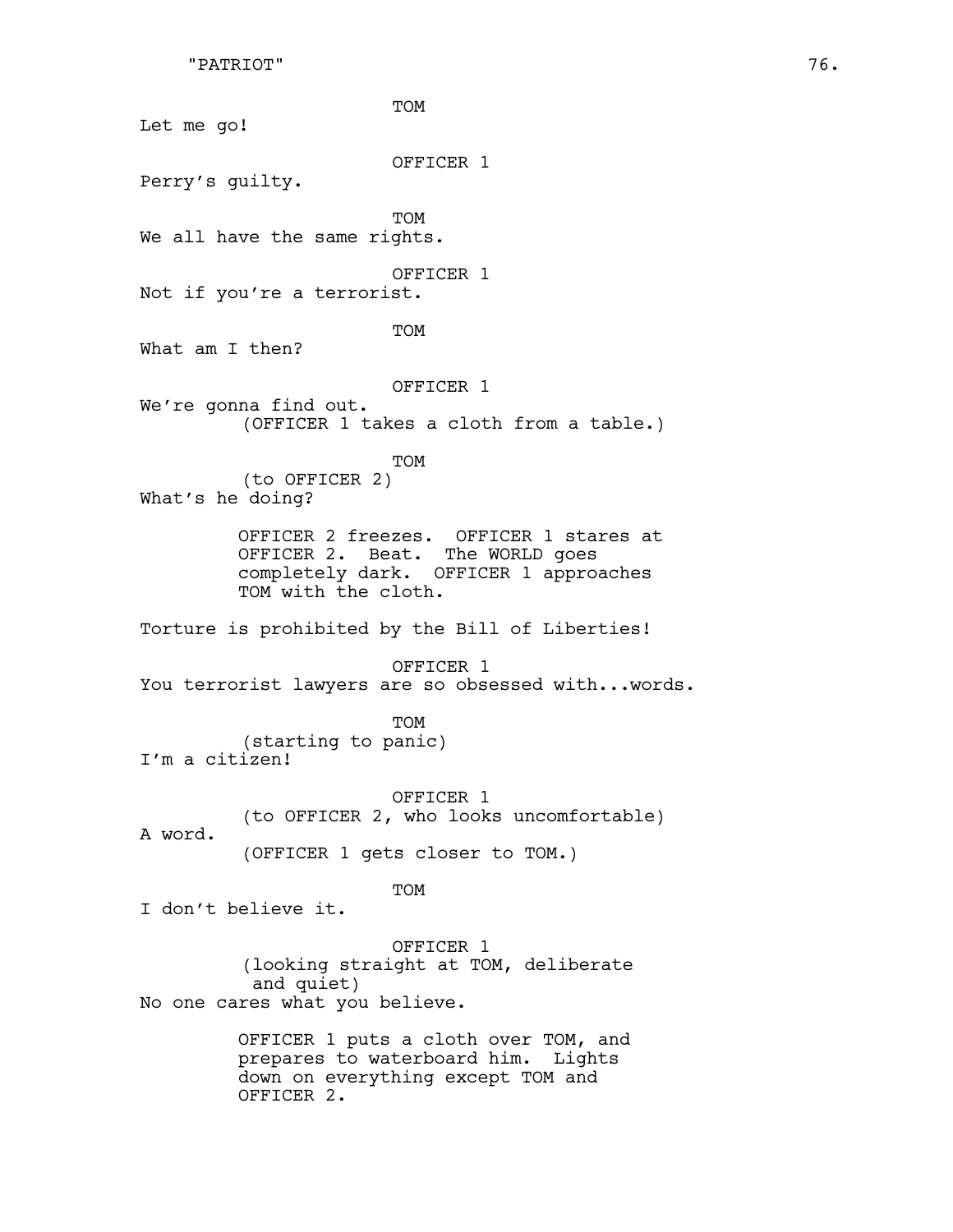TOM

Let me go!

OFFICER 1

Perry's guilty.

TOM

We all have the same rights.

OFFICER 1

Not if you're a terrorist.

TOM

What am I then?

OFFICER 1

We're gonna find out.

(OFFICER 1 takes a cloth from a table.)

TOM

(to OFFICER 2)

What's he doing?

OFFICER 2 freezes. OFFICER 1 stares at OFFICER 2. Beat. The WORLD goes completely dark. OFFICER 1 approaches TOM with the cloth.

Torture is prohibited by the Bill of Liberties!

OFFICER 1

You terrorist lawyers are so obsessed with...words.

TOM

(starting to panic)

I'm a citizen!

OFFICER 1

(to OFFICER 2, who looks uncomfortable)

A word.

(OFFICER 1 gets closer to TOM.)

TOM

I don't believe it.

OFFICER 1

(looking straight at TOM, deliberate and quiet)

No one cares what you believe.

OFFICER 1 puts a cloth over TOM, and prepares to waterboard him. Lights down on everything except TOM and OFFICER 2.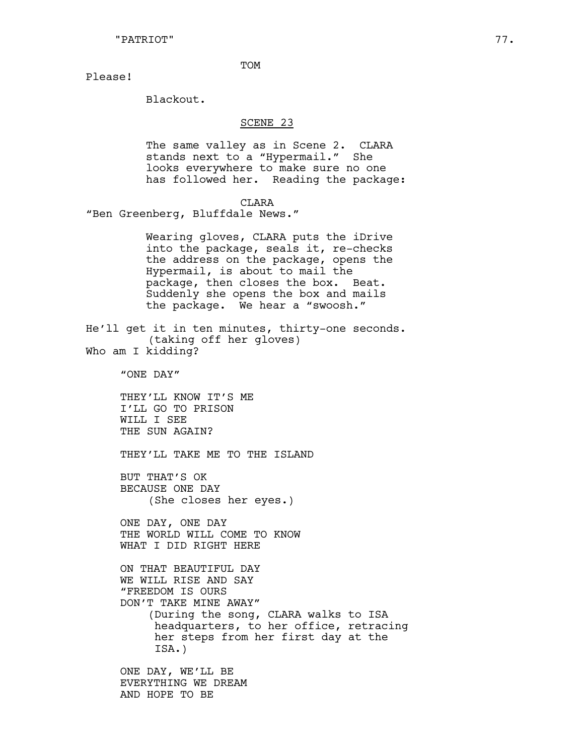TOM

Please!

Blackout.

SCENE 23

The same valley as in Scene 2. CLARA stands next to a "Hypermail." She looks everywhere to make sure no one has followed her. Reading the package:

CLARA

"Ben Greenberg, Bluffdale News."

Wearing gloves, CLARA puts the iDrive into the package, seals it, re-checks the address on the package, opens the Hypermail, is about to mail the package, then closes the box. Beat. Suddenly she opens the box and mails the package. We hear a "swoosh."

He'll get it in ten minutes, thirty-one seconds.
(taking off her gloves)
Who am I kidding?

"ONE DAY"

THEY'LL KNOW IT'S ME
I'LL GO TO PRISON
WILL I SEE
THE SUN AGAIN?

THEY'LL TAKE ME TO THE ISLAND

BUT THAT'S OK
BECAUSE ONE DAY
(She closes her eyes.)

ONE DAY, ONE DAY
THE WORLD WILL COME TO KNOW
WHAT I DID RIGHT HERE

ON THAT BEAUTIFUL DAY
WE WILL RISE AND SAY
"FREEDOM IS OURS
DON'T TAKE MINE AWAY"
(During the song, CLARA walks to ISA headquarters, to her office, retracing her steps from her first day at the ISA.)

ONE DAY, WE'LL BE
EVERYTHING WE DREAM
AND HOPE TO BE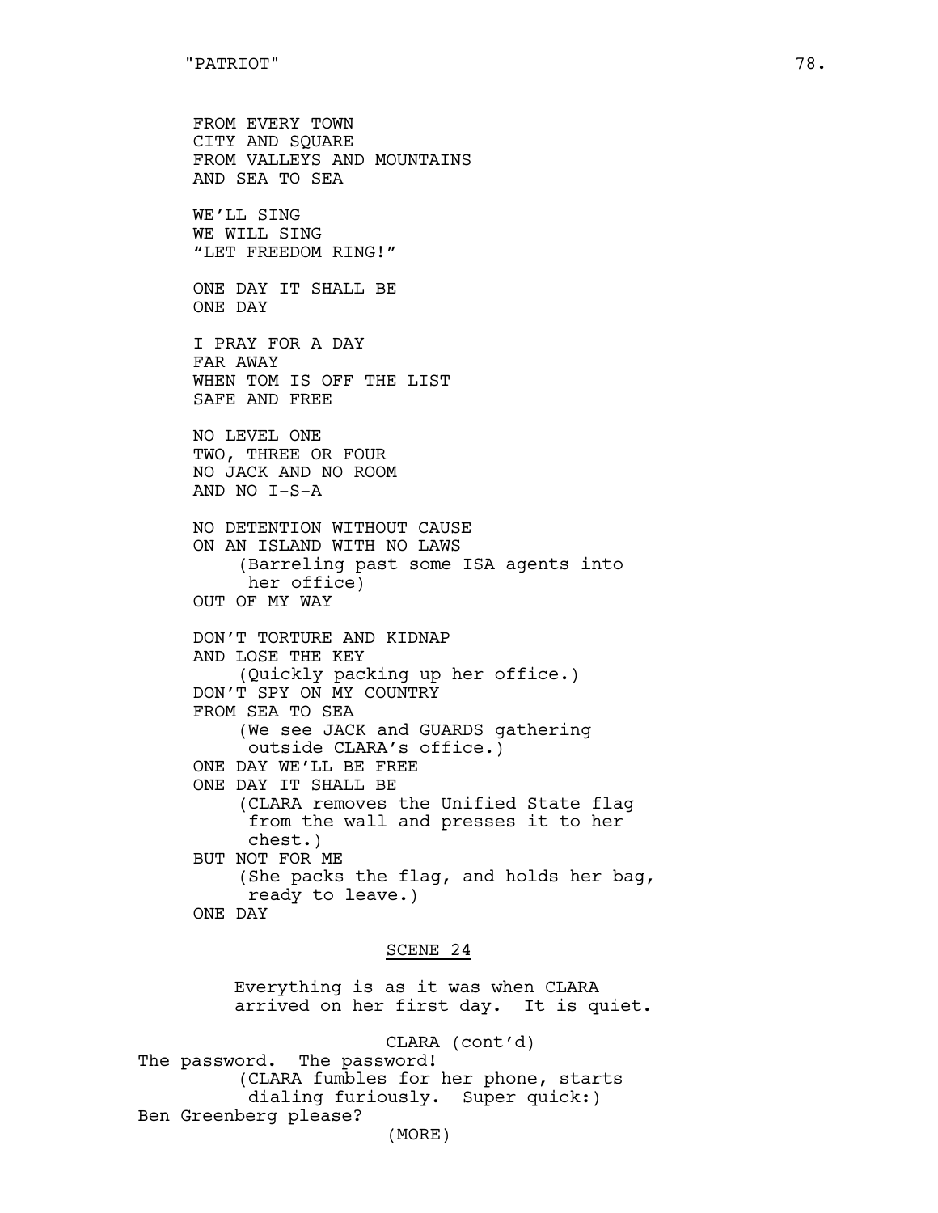FROM EVERY TOWN
CITY AND SQUARE
FROM VALLEYS AND MOUNTAINS
AND SEA TO SEA

WE'LL SING
WE WILL SING
"LET FREEDOM RING!"

ONE DAY IT SHALL BE
ONE DAY

I PRAY FOR A DAY
FAR AWAY
WHEN TOM IS OFF THE LIST
SAFE AND FREE

NO LEVEL ONE
TWO, THREE OR FOUR
NO JACK AND NO ROOM
AND NO I-S-A

NO DETENTION WITHOUT CAUSE
ON AN ISLAND WITH NO LAWS
(Barreling past some ISA agents into her office)
OUT OF MY WAY

DON'T TORTURE AND KIDNAP
AND LOSE THE KEY
(Quickly packing up her office.)
DON'T SPY ON MY COUNTRY
FROM SEA TO SEA
(We see JACK and GUARDS gathering outside CLARA's office.)
ONE DAY WE'LL BE FREE
ONE DAY IT SHALL BE
(CLARA removes the Unified State flag from the wall and presses it to her chest.)
BUT NOT FOR ME
(She packs the flag, and holds her bag, ready to leave.)
ONE DAY

## SCENE 24

Everything is as it was when CLARA arrived on her first day. It is quiet.

CLARA (cont'd)

The password. The password!

(CLARA fumbles for her phone, starts dialing furiously. Super quick:)

Ben Greenberg please?

(MORE)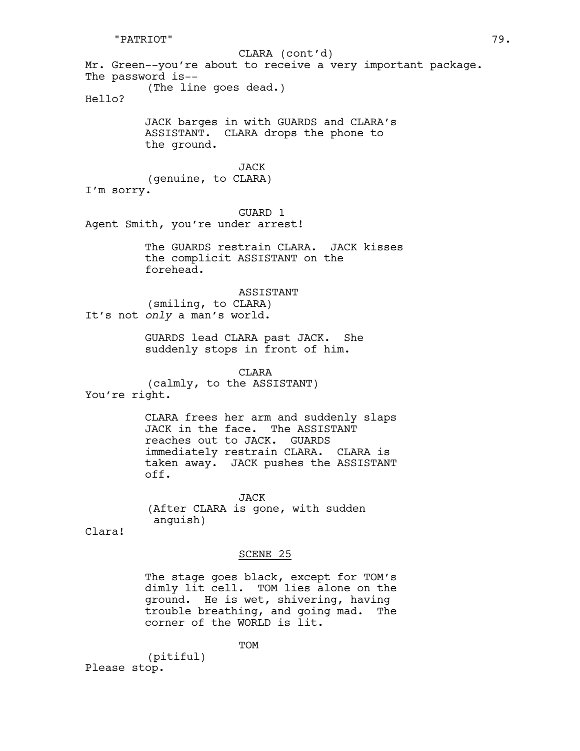CLARA (cont'd)

Mr. Green--you're about to receive a very important package. The password is--

(The line goes dead.)

Hello?

JACK barges in with GUARDS and CLARA's ASSISTANT. CLARA drops the phone to the ground.

JACK

(genuine, to CLARA)

I'm sorry.

GUARD 1

Agent Smith, you're under arrest!

The GUARDS restrain CLARA. JACK kisses the complicit ASSISTANT on the forehead.

ASSISTANT

(smiling, to CLARA)

It's not *only* a man's world.

GUARDS lead CLARA past JACK. She suddenly stops in front of him.

CLARA

(calmly, to the ASSISTANT)

You're right.

CLARA frees her arm and suddenly slaps JACK in the face. The ASSISTANT reaches out to JACK. GUARDS immediately restrain CLARA. CLARA is taken away. JACK pushes the ASSISTANT off.

JACK

(After CLARA is gone, with sudden anguish)

Clara!

SCENE 25

The stage goes black, except for TOM's dimly lit cell. TOM lies alone on the ground. He is wet, shivering, having trouble breathing, and going mad. The corner of the WORLD is lit.

TOM

(pitiful)

Please stop.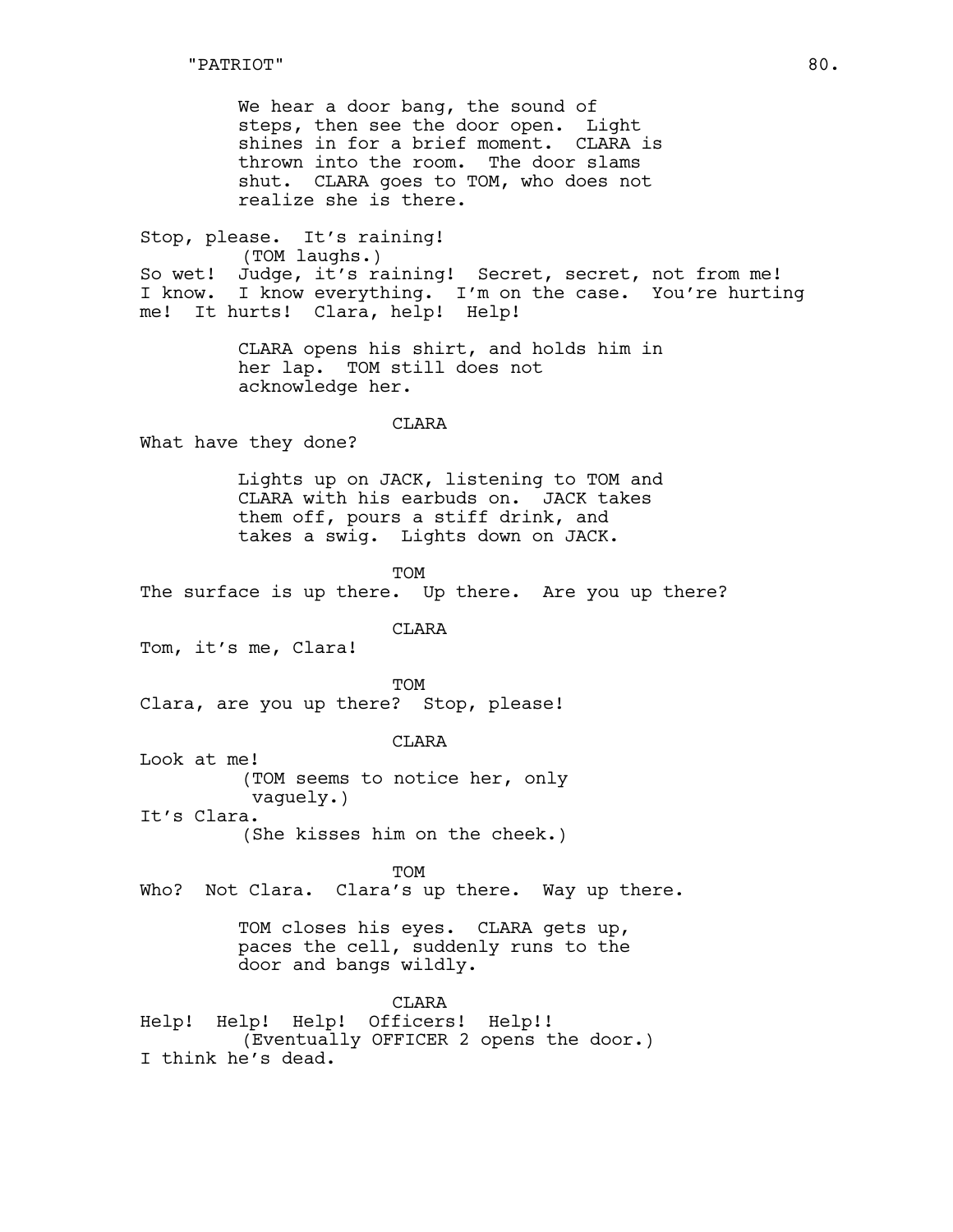We hear a door bang, the sound of steps, then see the door open. Light shines in for a brief moment. CLARA is thrown into the room. The door slams shut. CLARA goes to TOM, who does not realize she is there.

Stop, please. It's raining!

(TOM laughs.)

So wet! Judge, it's raining! Secret, secret, not from me! I know. I know everything. I'm on the case. You're hurting me! It hurts! Clara, help! Help!

CLARA opens his shirt, and holds him in her lap. TOM still does not acknowledge her.

CLARA

What have they done?

Lights up on JACK, listening to TOM and CLARA with his earbuds on. JACK takes them off, pours a stiff drink, and takes a swig. Lights down on JACK.

TOM

The surface is up there. Up there. Are you up there?

CLARA

Tom, it's me, Clara!

TOM

Clara, are you up there? Stop, please!

CLARA

Look at me!

(TOM seems to notice her, only vaguely.)

It's Clara.

(She kisses him on the cheek.)

TOM

Who? Not Clara. Clara's up there. Way up there.

TOM closes his eyes. CLARA gets up, paces the cell, suddenly runs to the door and bangs wildly.

CLARA

Help! Help! Help! Officers! Help!!

(Eventually OFFICER 2 opens the door.)

I think he's dead.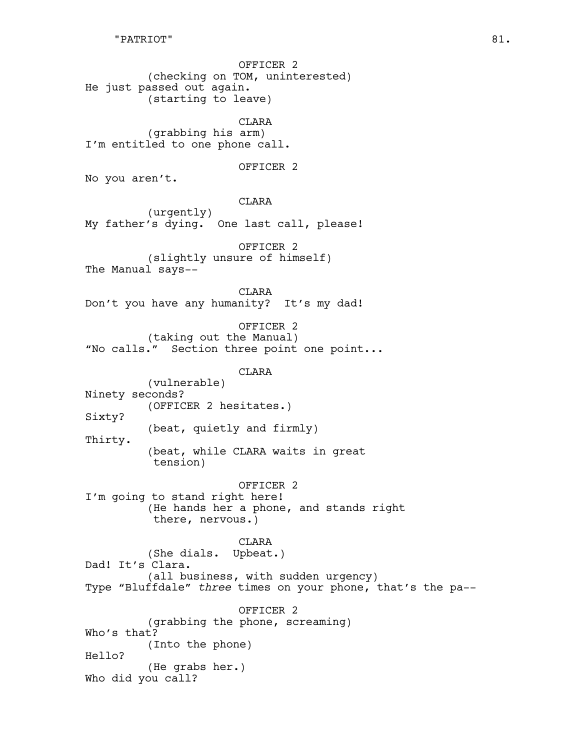OFFICER 2

(checking on TOM, uninterested)

He just passed out again.

(starting to leave)

CLARA

(grabbing his arm)

I'm entitled to one phone call.

OFFICER 2

No you aren't.

CLARA

(urgently)

My father's dying.  One last call, please!

OFFICER 2

(slightly unsure of himself)

The Manual says--

CLARA

Don't you have any humanity?  It's my dad!

OFFICER 2

(taking out the Manual)

"No calls."  Section three point one point...

CLARA

(vulnerable)

Ninety seconds?

(OFFICER 2 hesitates.)

Sixty?

(beat, quietly and firmly)

Thirty.

(beat, while CLARA waits in great tension)

OFFICER 2

I'm going to stand right here!

(He hands her a phone, and stands right there, nervous.)

CLARA

(She dials.  Upbeat.)

Dad! It's Clara.

(all business, with sudden urgency)

Type "Bluffdale" *three* times on your phone, that's the pa--

OFFICER 2

(grabbing the phone, screaming)

Who's that?

(Into the phone)

Hello?

(He grabs her.)

Who did you call?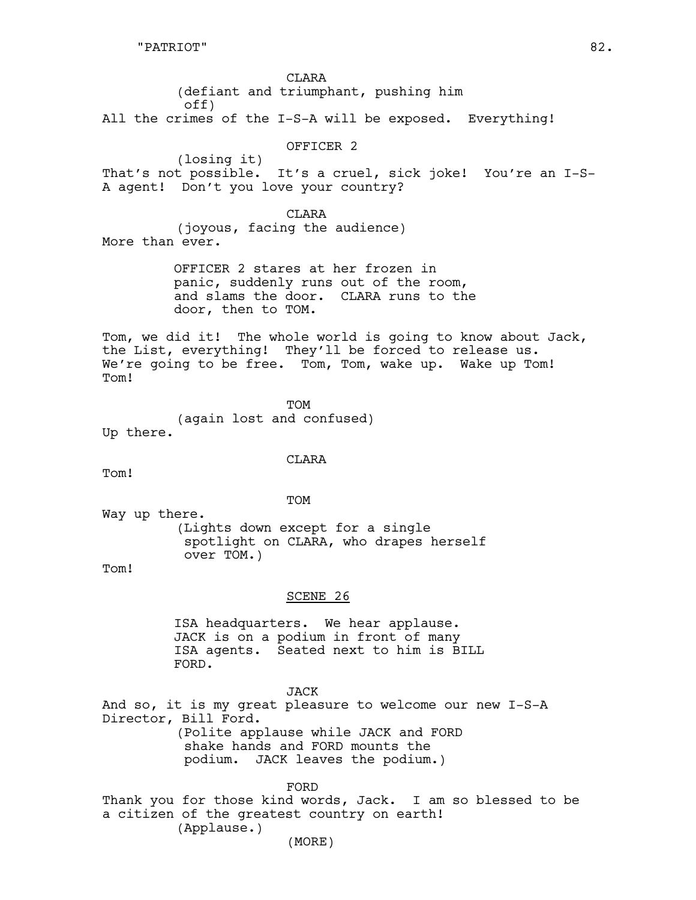CLARA

(defiant and triumphant, pushing him off)

All the crimes of the I-S-A will be exposed. Everything!

OFFICER 2

(losing it)

That's not possible. It's a cruel, sick joke! You're an I-S-A agent! Don't you love your country?

CLARA

(joyous, facing the audience)

More than ever.

OFFICER 2 stares at her frozen in panic, suddenly runs out of the room, and slams the door. CLARA runs to the door, then to TOM.

Tom, we did it! The whole world is going to know about Jack, the List, everything! They'll be forced to release us. We're going to be free. Tom, Tom, wake up. Wake up Tom! Tom!

TOM

(again lost and confused)

Up there.

CLARA

Tom!

TOM

Way up there.

(Lights down except for a single spotlight on CLARA, who drapes herself over TOM.)

Tom!

SCENE 26

ISA headquarters. We hear applause. JACK is on a podium in front of many ISA agents. Seated next to him is BILL FORD.

JACK

And so, it is my great pleasure to welcome our new I-S-A Director, Bill Ford.

(Polite applause while JACK and FORD shake hands and FORD mounts the podium. JACK leaves the podium.)

FORD

Thank you for those kind words, Jack. I am so blessed to be a citizen of the greatest country on earth!

(Applause.)

(MORE)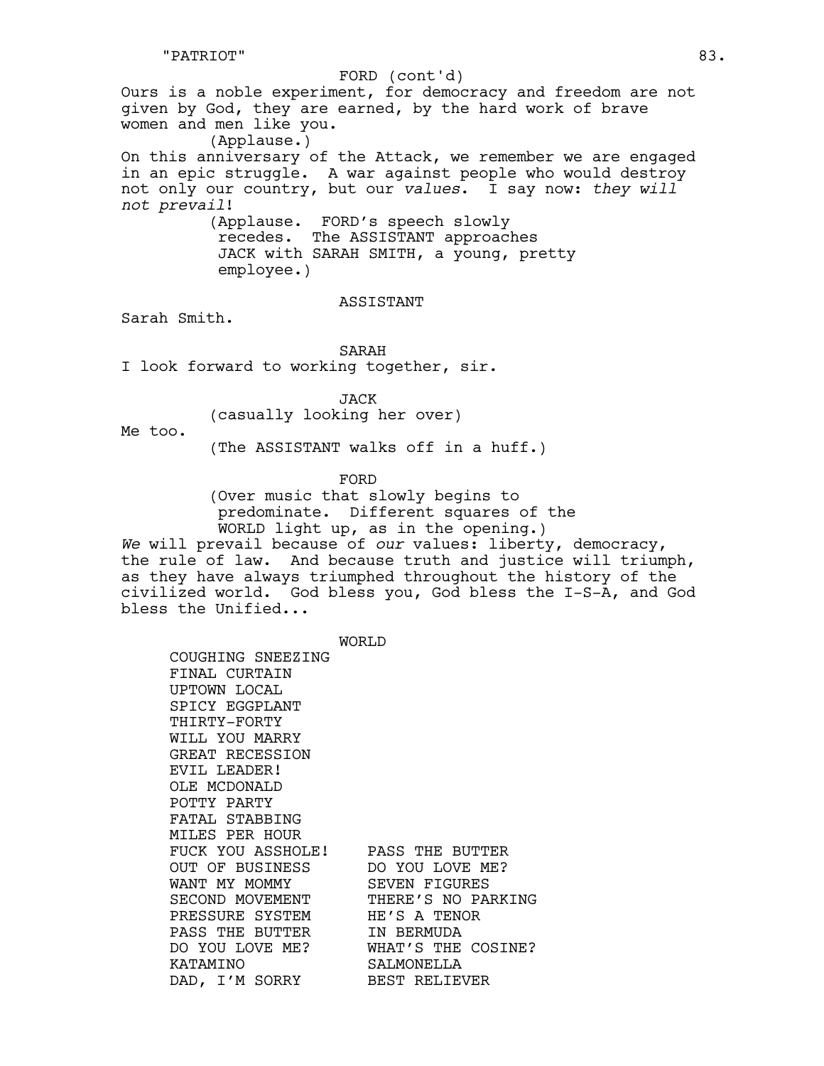FORD (cont'd)

Ours is a noble experiment, for democracy and freedom are not given by God, they are earned, by the hard work of brave women and men like you.

(Applause.)

On this anniversary of the Attack, we remember we are engaged in an epic struggle. A war against people who would destroy not only our country, but our *values*. I say now: *they will not prevail*!

(Applause. FORD's speech slowly recedes. The ASSISTANT approaches JACK with SARAH SMITH, a young, pretty employee.)

ASSISTANT

Sarah Smith.

SARAH

I look forward to working together, sir.

JACK

(casually looking her over)

Me too.

(The ASSISTANT walks off in a huff.)

FORD

(Over music that slowly begins to predominate. Different squares of the WORLD light up, as in the opening.)

*We* will prevail because of *our* values: liberty, democracy, the rule of law. And because truth and justice will triumph, as they have always triumphed throughout the history of the civilized world. God bless you, God bless the I-S-A, and God bless the Unified...

WORLD

COUGHING SNEEZING
FINAL CURTAIN
UPTOWN LOCAL
SPICY EGGPLANT
THIRTY-FORTY
WILL YOU MARRY
GREAT RECESSION
EVIL LEADER!
OLE MCDONALD
POTTY PARTY
FATAL STABBING
MILES PER HOUR
FUCK YOU ASSHOLE!
OUT OF BUSINESS
WANT MY MOMMY
SECOND MOVEMENT
PRESSURE SYSTEM
PASS THE BUTTER
DO YOU LOVE ME?
KATAMINO
DAD, I'M SORRY

PASS THE BUTTER
DO YOU LOVE ME?
SEVEN FIGURES
THERE'S NO PARKING
HE'S A TENOR
IN BERMUDA
WHAT'S THE COSINE?
SALMONELLA
BEST RELIEVER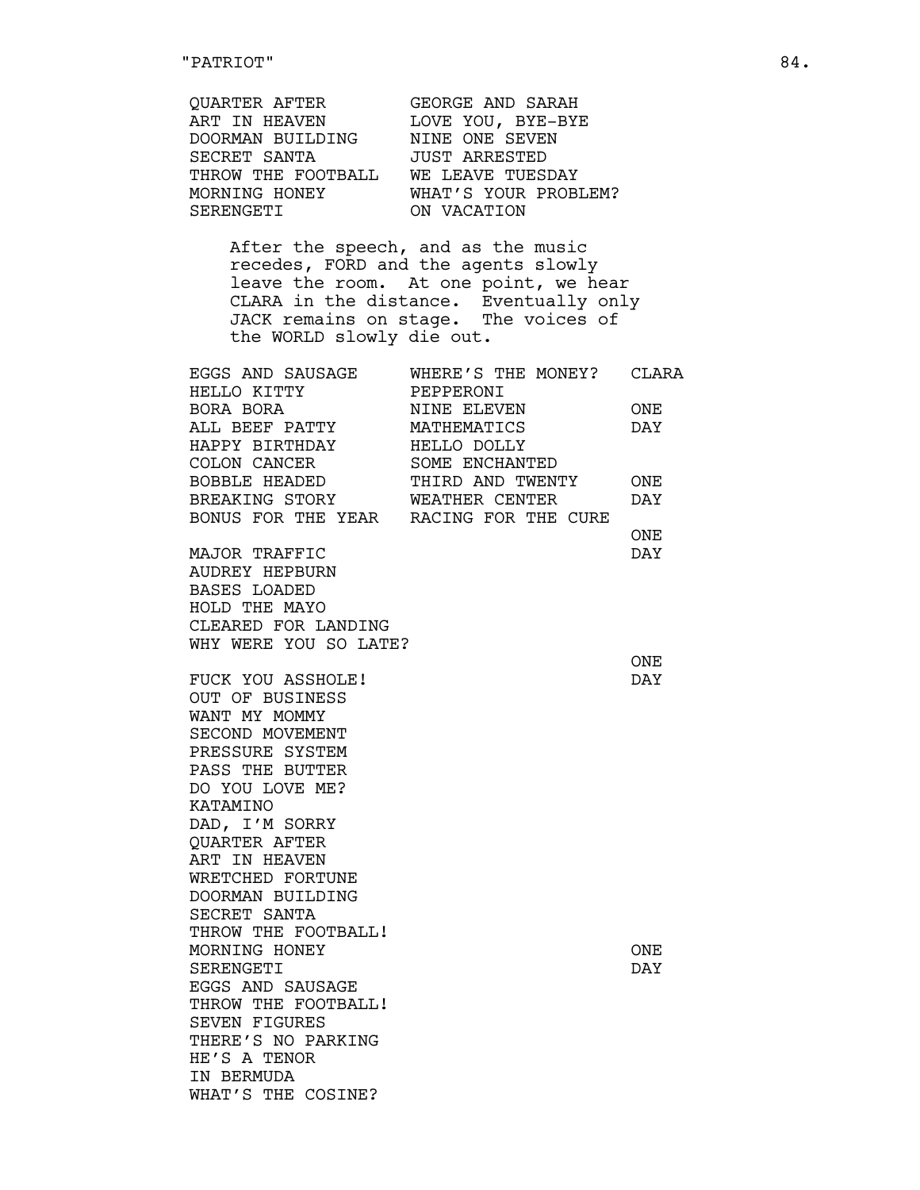| | |
|---|---|
| QUARTER AFTER | GEORGE AND SARAH |
| ART IN HEAVEN | LOVE YOU, BYE-BYE |
| DOORMAN BUILDING | NINE ONE SEVEN |
| SECRET SANTA | JUST ARRESTED |
| THROW THE FOOTBALL | WE LEAVE TUESDAY |
| MORNING HONEY | WHAT'S YOUR PROBLEM? |
| SERENGETI | ON VACATION |

After the speech, and as the music recedes, FORD and the agents slowly leave the room. At one point, we hear CLARA in the distance. Eventually only JACK remains on stage. The voices of the WORLD slowly die out.

| | | CLARA |
|---|---|---|
| EGGS AND SAUSAGE | WHERE'S THE MONEY? | |
| HELLO KITTY | PEPPERONI | |
| BORA BORA | NINE ELEVEN | ONE |
| ALL BEEF PATTY | MATHEMATICS | DAY |
| HAPPY BIRTHDAY | HELLO DOLLY | |
| COLON CANCER | SOME ENCHANTED | |
| BOBBLE HEADED | THIRD AND TWENTY | ONE |
| BREAKING STORY | WEATHER CENTER | DAY |
| BONUS FOR THE YEAR | RACING FOR THE CURE | |
| | | ONE |
| MAJOR TRAFFIC | | DAY |
| AUDREY HEPBURN | | |
| BASES LOADED | | |
| HOLD THE MAYO | | |
| CLEARED FOR LANDING | | |
| WHY WERE YOU SO LATE? | | |
| | | ONE |
| FUCK YOU ASSHOLE! | | DAY |
| OUT OF BUSINESS | | |
| WANT MY MOMMY | | |
| SECOND MOVEMENT | | |
| PRESSURE SYSTEM | | |
| PASS THE BUTTER | | |
| DO YOU LOVE ME? | | |
| KATAMINO | | |
| DAD, I'M SORRY | | |
| QUARTER AFTER | | |
| ART IN HEAVEN | | |
| WRETCHED FORTUNE | | |
| DOORMAN BUILDING | | |
| SECRET SANTA | | |
| THROW THE FOOTBALL! | | |
| MORNING HONEY | | ONE |
| SERENGETI | | DAY |
| EGGS AND SAUSAGE | | |
| THROW THE FOOTBALL! | | |
| SEVEN FIGURES | | |
| THERE'S NO PARKING | | |
| HE'S A TENOR | | |
| IN BERMUDA | | |
| WHAT'S THE COSINE? | | |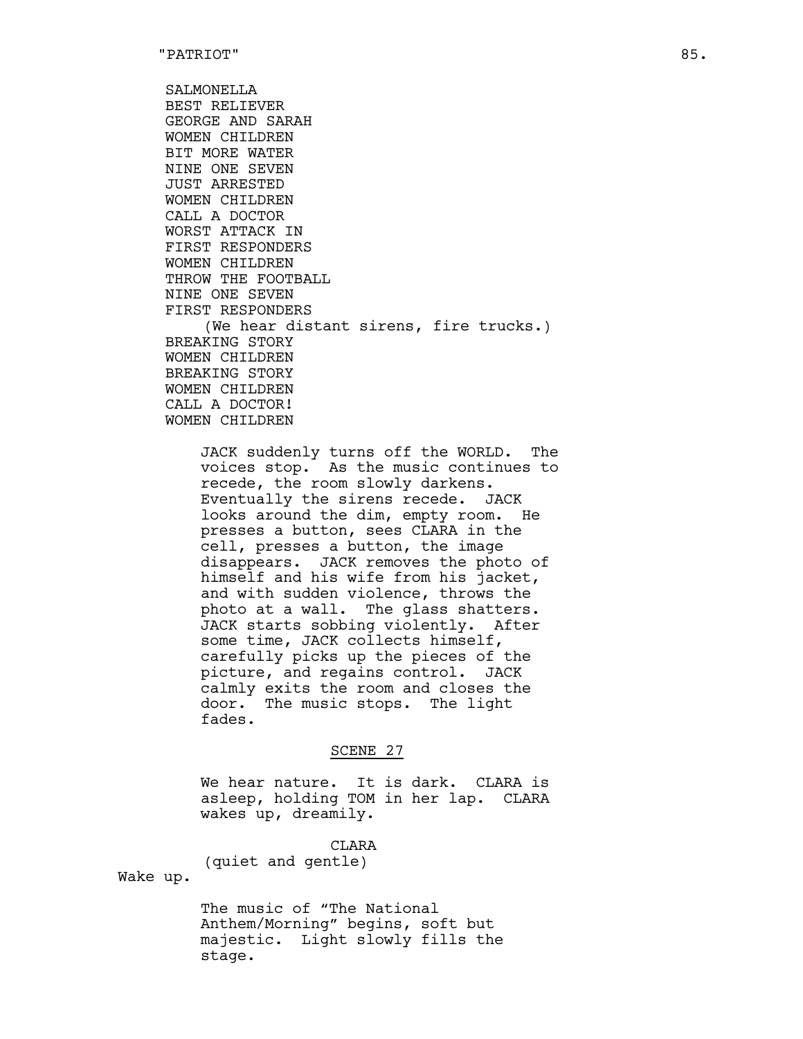SALMONELLA
BEST RELIEVER
GEORGE AND SARAH
WOMEN CHILDREN
BIT MORE WATER
NINE ONE SEVEN
JUST ARRESTED
WOMEN CHILDREN
CALL A DOCTOR
WORST ATTACK IN
FIRST RESPONDERS
WOMEN CHILDREN
THROW THE FOOTBALL
NINE ONE SEVEN
FIRST RESPONDERS
(We hear distant sirens, fire trucks.)
BREAKING STORY
WOMEN CHILDREN
BREAKING STORY
WOMEN CHILDREN
CALL A DOCTOR!
WOMEN CHILDREN

JACK suddenly turns off the WORLD. The voices stop. As the music continues to recede, the room slowly darkens. Eventually the sirens recede. JACK looks around the dim, empty room. He presses a button, sees CLARA in the cell, presses a button, the image disappears. JACK removes the photo of himself and his wife from his jacket, and with sudden violence, throws the photo at a wall. The glass shatters. JACK starts sobbing violently. After some time, JACK collects himself, carefully picks up the pieces of the picture, and regains control. JACK calmly exits the room and closes the door. The music stops. The light fades.

SCENE 27

We hear nature. It is dark. CLARA is asleep, holding TOM in her lap. CLARA wakes up, dreamily.

CLARA
(quiet and gentle)
Wake up.

The music of “The National Anthem/Morning” begins, soft but majestic. Light slowly fills the stage.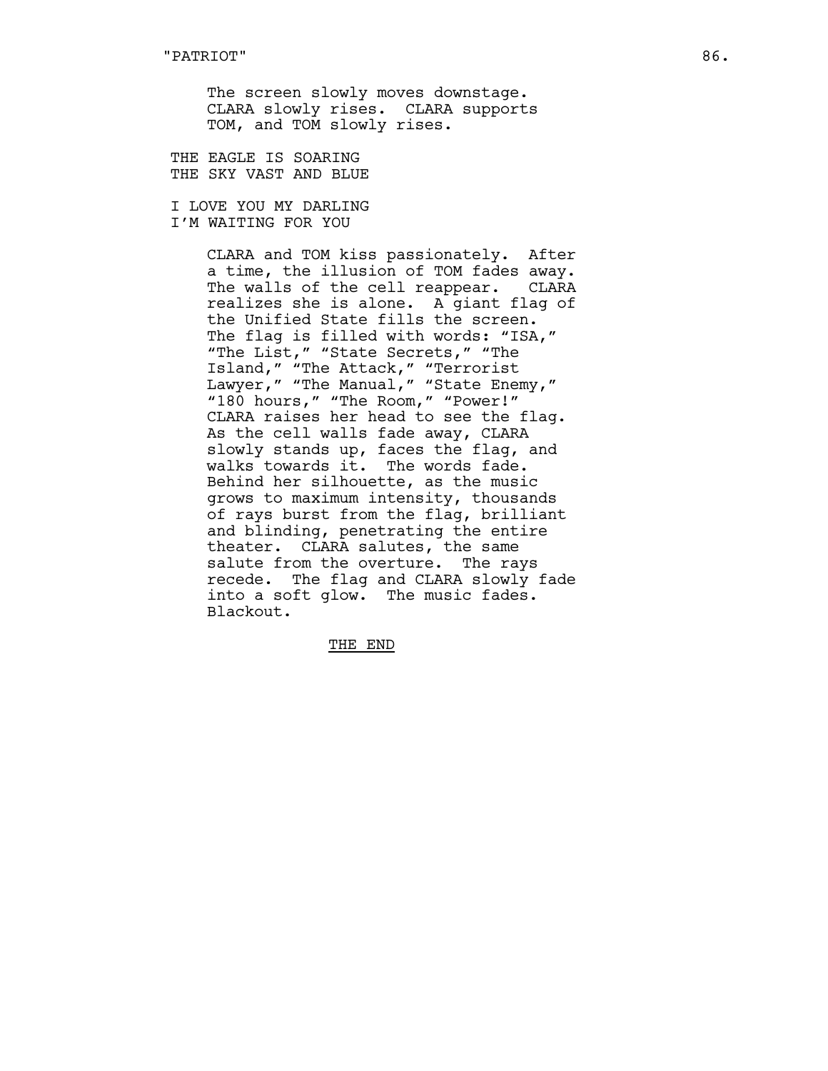The screen slowly moves downstage. CLARA slowly rises. CLARA supports TOM, and TOM slowly rises.

THE EAGLE IS SOARING
THE SKY VAST AND BLUE

I LOVE YOU MY DARLING
I'M WAITING FOR YOU

CLARA and TOM kiss passionately. After a time, the illusion of TOM fades away. The walls of the cell reappear. CLARA realizes she is alone. A giant flag of the Unified State fills the screen. The flag is filled with words: "ISA," "The List," "State Secrets," "The Island," "The Attack," "Terrorist Lawyer," "The Manual," "State Enemy," "180 hours," "The Room," "Power!" CLARA raises her head to see the flag. As the cell walls fade away, CLARA slowly stands up, faces the flag, and walks towards it. The words fade. Behind her silhouette, as the music grows to maximum intensity, thousands of rays burst from the flag, brilliant and blinding, penetrating the entire theater. CLARA salutes, the same salute from the overture. The rays recede. The flag and CLARA slowly fade into a soft glow. The music fades. Blackout.

<u>THE END</u>